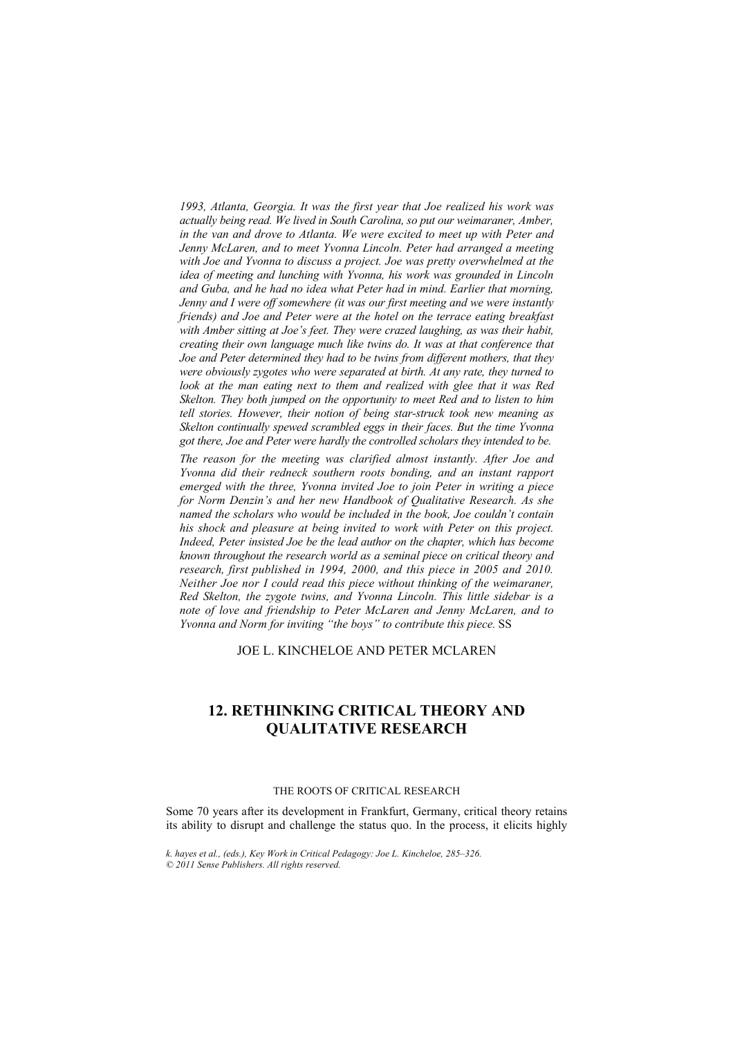*1993, Atlanta, Georgia. It was the first year that Joe realized his work was actually being read. We lived in South Carolina, so put our weimaraner, Amber, in the van and drove to Atlanta. We were excited to meet up with Peter and Jenny McLaren, and to meet Yvonna Lincoln. Peter had arranged a meeting with Joe and Yvonna to discuss a project. Joe was pretty overwhelmed at the idea of meeting and lunching with Yvonna, his work was grounded in Lincoln and Guba, and he had no idea what Peter had in mind. Earlier that morning, Jenny and I were off somewhere (it was our first meeting and we were instantly friends) and Joe and Peter were at the hotel on the terrace eating breakfast with Amber sitting at Joe's feet. They were crazed laughing, as was their habit, creating their own language much like twins do. It was at that conference that Joe and Peter determined they had to be twins from different mothers, that they were obviously zygotes who were separated at birth. At any rate, they turned to look at the man eating next to them and realized with glee that it was Red Skelton. They both jumped on the opportunity to meet Red and to listen to him tell stories. However, their notion of being star-struck took new meaning as Skelton continually spewed scrambled eggs in their faces. But the time Yvonna got there, Joe and Peter were hardly the controlled scholars they intended to be.*

*The reason for the meeting was clarified almost instantly. After Joe and Yvonna did their redneck southern roots bonding, and an instant rapport emerged with the three, Yvonna invited Joe to join Peter in writing a piece for Norm Denzin's and her new Handbook of Qualitative Research. As she named the scholars who would be included in the book, Joe couldn't contain his shock and pleasure at being invited to work with Peter on this project. Indeed, Peter insisted Joe be the lead author on the chapter, which has become known throughout the research world as a seminal piece on critical theory and research, first published in 1994, 2000, and this piece in 2005 and 2010. Neither Joe nor I could read this piece without thinking of the weimaraner, Red Skelton, the zygote twins, and Yvonna Lincoln. This little sidebar is a note of love and friendship to Peter McLaren and Jenny McLaren, and to Yvonna and Norm for inviting "the boys" to contribute this piece.* SS

JOE L. KINCHELOE AND PETER MCLAREN

# 12. RETHINKING CRITICAL THEORY AND QUALITATIVE RESEARCH

## THE ROOTS OF CRITICAL RESEARCH

Some 70 years after its development in Frankfurt, Germany, critical theory retains its ability to disrupt and challenge the status quo. In the process, it elicits highly

*k. hayes et al., (eds.), Key Work in Critical Pedagogy: Joe L. Kincheloe, 285–326.*
*© 2011 Sense Publishers. All rights reserved.*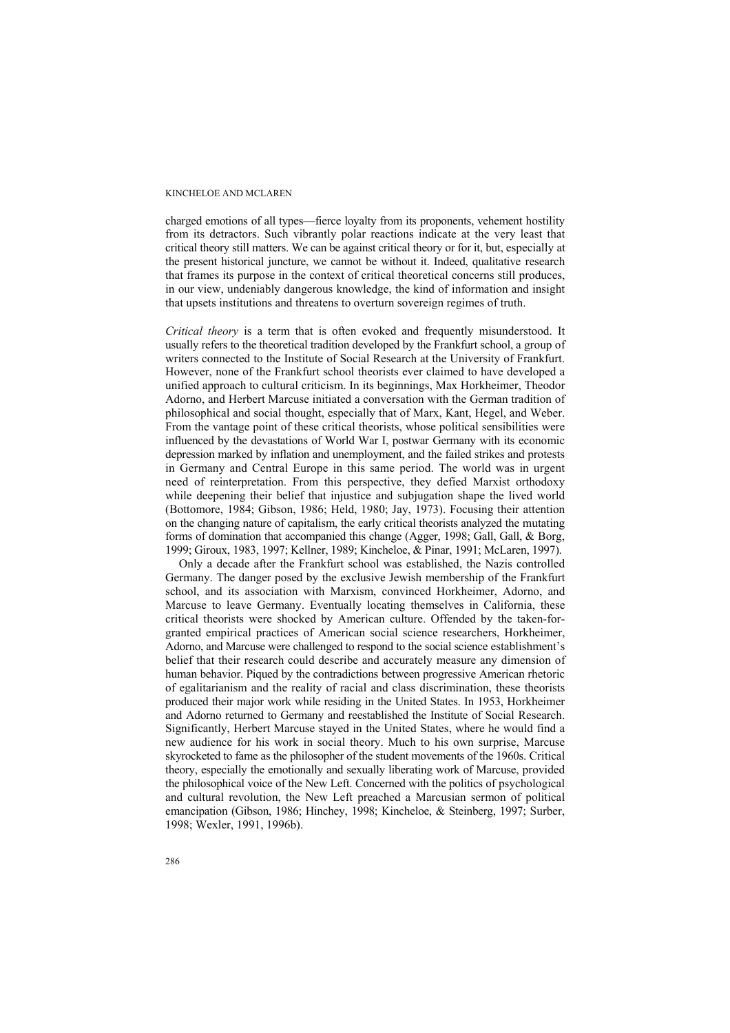charged emotions of all types—fierce loyalty from its proponents, vehement hostility from its detractors. Such vibrantly polar reactions indicate at the very least that critical theory still matters. We can be against critical theory or for it, but, especially at the present historical juncture, we cannot be without it. Indeed, qualitative research that frames its purpose in the context of critical theoretical concerns still produces, in our view, undeniably dangerous knowledge, the kind of information and insight that upsets institutions and threatens to overturn sovereign regimes of truth.

*Critical theory* is a term that is often evoked and frequently misunderstood. It usually refers to the theoretical tradition developed by the Frankfurt school, a group of writers connected to the Institute of Social Research at the University of Frankfurt. However, none of the Frankfurt school theorists ever claimed to have developed a unified approach to cultural criticism. In its beginnings, Max Horkheimer, Theodor Adorno, and Herbert Marcuse initiated a conversation with the German tradition of philosophical and social thought, especially that of Marx, Kant, Hegel, and Weber. From the vantage point of these critical theorists, whose political sensibilities were influenced by the devastations of World War I, postwar Germany with its economic depression marked by inflation and unemployment, and the failed strikes and protests in Germany and Central Europe in this same period. The world was in urgent need of reinterpretation. From this perspective, they defied Marxist orthodoxy while deepening their belief that injustice and subjugation shape the lived world (Bottomore, 1984; Gibson, 1986; Held, 1980; Jay, 1973). Focusing their attention on the changing nature of capitalism, the early critical theorists analyzed the mutating forms of domination that accompanied this change (Agger, 1998; Gall, Gall, & Borg, 1999; Giroux, 1983, 1997; Kellner, 1989; Kincheloe, & Pinar, 1991; McLaren, 1997).

Only a decade after the Frankfurt school was established, the Nazis controlled Germany. The danger posed by the exclusive Jewish membership of the Frankfurt school, and its association with Marxism, convinced Horkheimer, Adorno, and Marcuse to leave Germany. Eventually locating themselves in California, these critical theorists were shocked by American culture. Offended by the taken-for-granted empirical practices of American social science researchers, Horkheimer, Adorno, and Marcuse were challenged to respond to the social science establishment's belief that their research could describe and accurately measure any dimension of human behavior. Piqued by the contradictions between progressive American rhetoric of egalitarianism and the reality of racial and class discrimination, these theorists produced their major work while residing in the United States. In 1953, Horkheimer and Adorno returned to Germany and reestablished the Institute of Social Research. Significantly, Herbert Marcuse stayed in the United States, where he would find a new audience for his work in social theory. Much to his own surprise, Marcuse skyrocketed to fame as the philosopher of the student movements of the 1960s. Critical theory, especially the emotionally and sexually liberating work of Marcuse, provided the philosophical voice of the New Left. Concerned with the politics of psychological and cultural revolution, the New Left preached a Marcusian sermon of political emancipation (Gibson, 1986; Hinchey, 1998; Kincheloe, & Steinberg, 1997; Surber, 1998; Wexler, 1991, 1996b).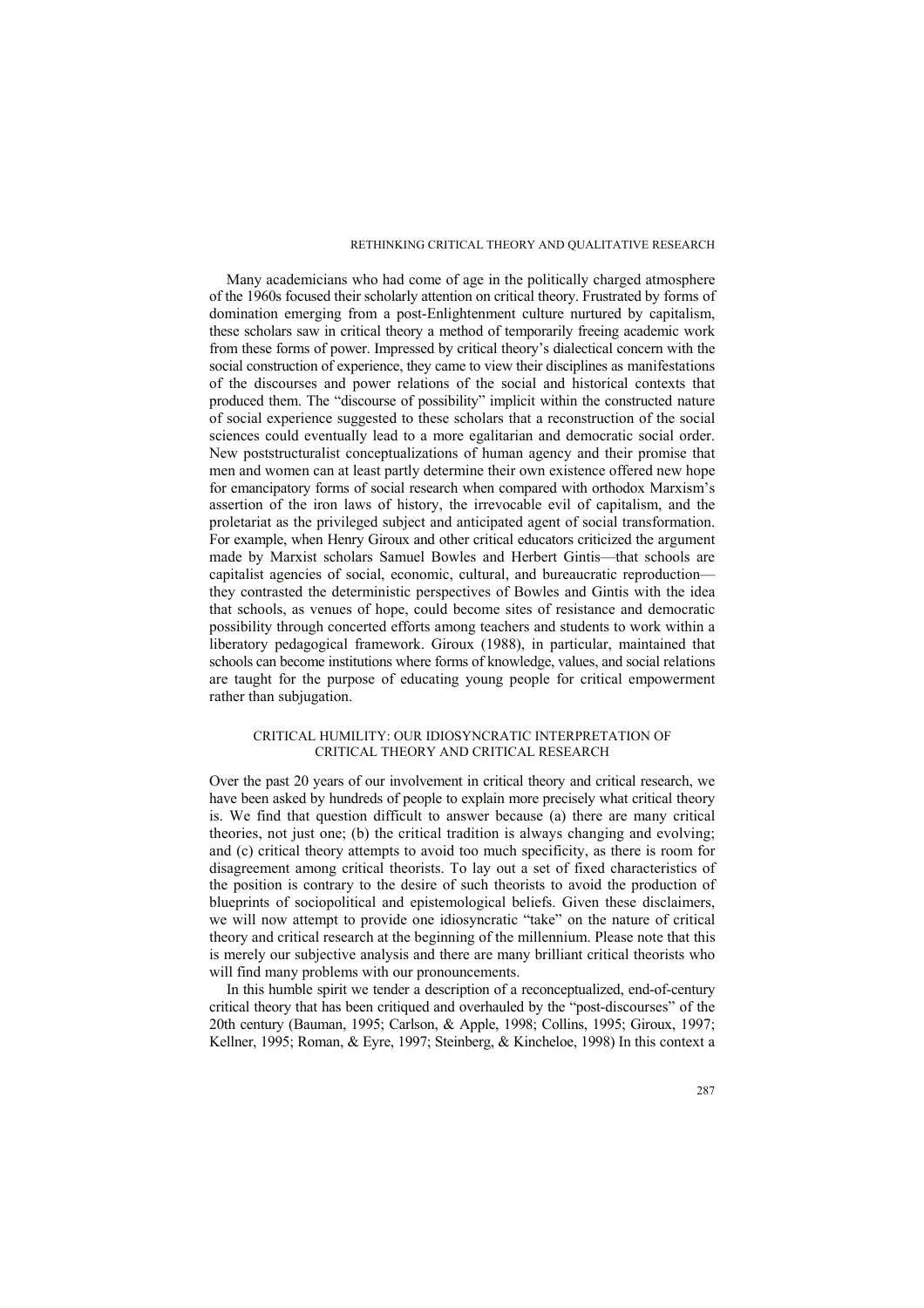Many academicians who had come of age in the politically charged atmosphere of the 1960s focused their scholarly attention on critical theory. Frustrated by forms of domination emerging from a post-Enlightenment culture nurtured by capitalism, these scholars saw in critical theory a method of temporarily freeing academic work from these forms of power. Impressed by critical theory's dialectical concern with the social construction of experience, they came to view their disciplines as manifestations of the discourses and power relations of the social and historical contexts that produced them. The "discourse of possibility" implicit within the constructed nature of social experience suggested to these scholars that a reconstruction of the social sciences could eventually lead to a more egalitarian and democratic social order. New poststructuralist conceptualizations of human agency and their promise that men and women can at least partly determine their own existence offered new hope for emancipatory forms of social research when compared with orthodox Marxism's assertion of the iron laws of history, the irrevocable evil of capitalism, and the proletariat as the privileged subject and anticipated agent of social transformation. For example, when Henry Giroux and other critical educators criticized the argument made by Marxist scholars Samuel Bowles and Herbert Gintis—that schools are capitalist agencies of social, economic, cultural, and bureaucratic reproduction—they contrasted the deterministic perspectives of Bowles and Gintis with the idea that schools, as venues of hope, could become sites of resistance and democratic possibility through concerted efforts among teachers and students to work within a liberatory pedagogical framework. Giroux (1988), in particular, maintained that schools can become institutions where forms of knowledge, values, and social relations are taught for the purpose of educating young people for critical empowerment rather than subjugation.

## CRITICAL HUMILITY: OUR IDIOSYNCRATIC INTERPRETATION OF CRITICAL THEORY AND CRITICAL RESEARCH

Over the past 20 years of our involvement in critical theory and critical research, we have been asked by hundreds of people to explain more precisely what critical theory is. We find that question difficult to answer because (a) there are many critical theories, not just one; (b) the critical tradition is always changing and evolving; and (c) critical theory attempts to avoid too much specificity, as there is room for disagreement among critical theorists. To lay out a set of fixed characteristics of the position is contrary to the desire of such theorists to avoid the production of blueprints of sociopolitical and epistemological beliefs. Given these disclaimers, we will now attempt to provide one idiosyncratic "take" on the nature of critical theory and critical research at the beginning of the millennium. Please note that this is merely our subjective analysis and there are many brilliant critical theorists who will find many problems with our pronouncements.

In this humble spirit we tender a description of a reconceptualized, end-of-century critical theory that has been critiqued and overhauled by the "post-discourses" of the 20th century (Bauman, 1995; Carlson, & Apple, 1998; Collins, 1995; Giroux, 1997; Kellner, 1995; Roman, & Eyre, 1997; Steinberg, & Kincheloe, 1998) In this context a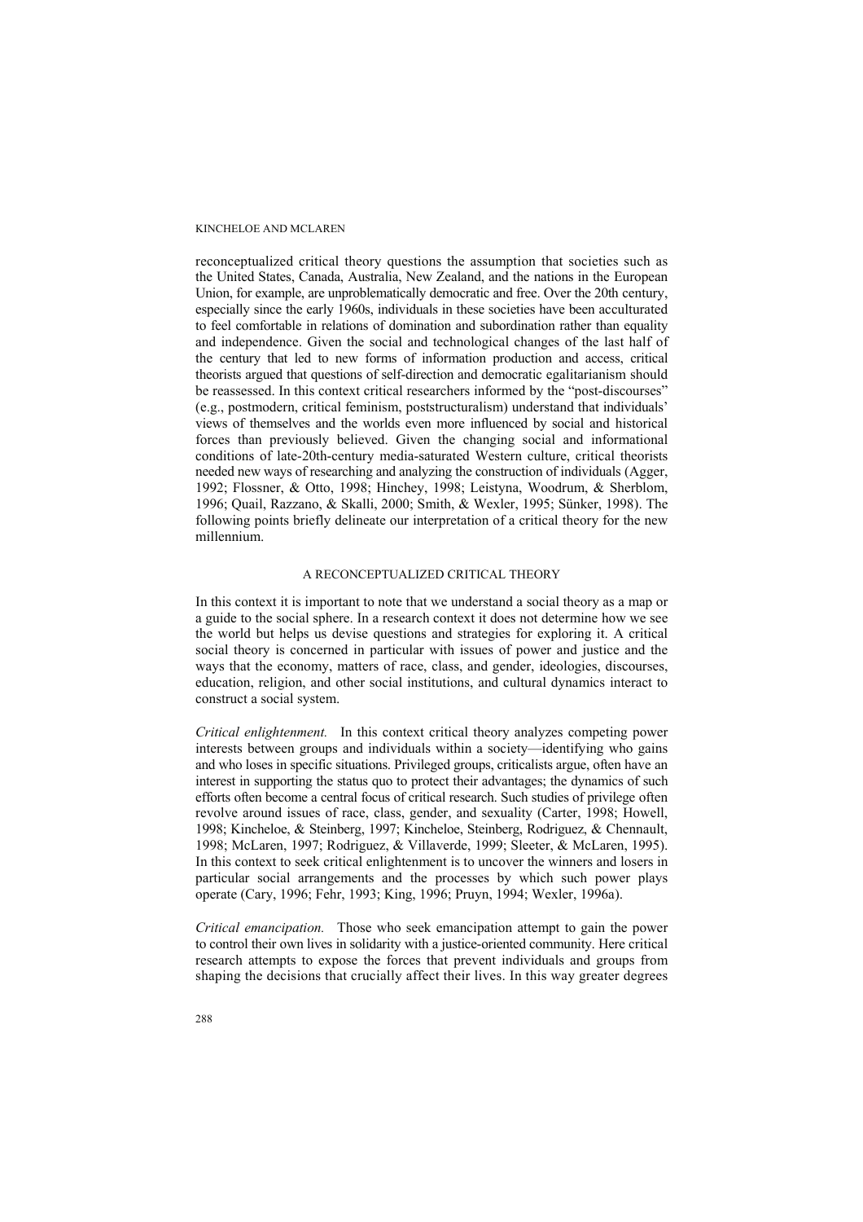reconceptualized critical theory questions the assumption that societies such as the United States, Canada, Australia, New Zealand, and the nations in the European Union, for example, are unproblematically democratic and free. Over the 20th century, especially since the early 1960s, individuals in these societies have been acculturated to feel comfortable in relations of domination and subordination rather than equality and independence. Given the social and technological changes of the last half of the century that led to new forms of information production and access, critical theorists argued that questions of self-direction and democratic egalitarianism should be reassessed. In this context critical researchers informed by the "post-discourses" (e.g., postmodern, critical feminism, poststructuralism) understand that individuals' views of themselves and the worlds even more influenced by social and historical forces than previously believed. Given the changing social and informational conditions of late-20th-century media-saturated Western culture, critical theorists needed new ways of researching and analyzing the construction of individuals (Agger, 1992; Flossner, & Otto, 1998; Hinchey, 1998; Leistyna, Woodrum, & Sherblom, 1996; Quail, Razzano, & Skalli, 2000; Smith, & Wexler, 1995; Sünker, 1998). The following points briefly delineate our interpretation of a critical theory for the new millennium.

## A RECONCEPTUALIZED CRITICAL THEORY

In this context it is important to note that we understand a social theory as a map or a guide to the social sphere. In a research context it does not determine how we see the world but helps us devise questions and strategies for exploring it. A critical social theory is concerned in particular with issues of power and justice and the ways that the economy, matters of race, class, and gender, ideologies, discourses, education, religion, and other social institutions, and cultural dynamics interact to construct a social system.

*Critical enlightenment.* In this context critical theory analyzes competing power interests between groups and individuals within a society—identifying who gains and who loses in specific situations. Privileged groups, criticalists argue, often have an interest in supporting the status quo to protect their advantages; the dynamics of such efforts often become a central focus of critical research. Such studies of privilege often revolve around issues of race, class, gender, and sexuality (Carter, 1998; Howell, 1998; Kincheloe, & Steinberg, 1997; Kincheloe, Steinberg, Rodriguez, & Chennault, 1998; McLaren, 1997; Rodriguez, & Villaverde, 1999; Sleeter, & McLaren, 1995). In this context to seek critical enlightenment is to uncover the winners and losers in particular social arrangements and the processes by which such power plays operate (Cary, 1996; Fehr, 1993; King, 1996; Pruyn, 1994; Wexler, 1996a).

*Critical emancipation.* Those who seek emancipation attempt to gain the power to control their own lives in solidarity with a justice-oriented community. Here critical research attempts to expose the forces that prevent individuals and groups from shaping the decisions that crucially affect their lives. In this way greater degrees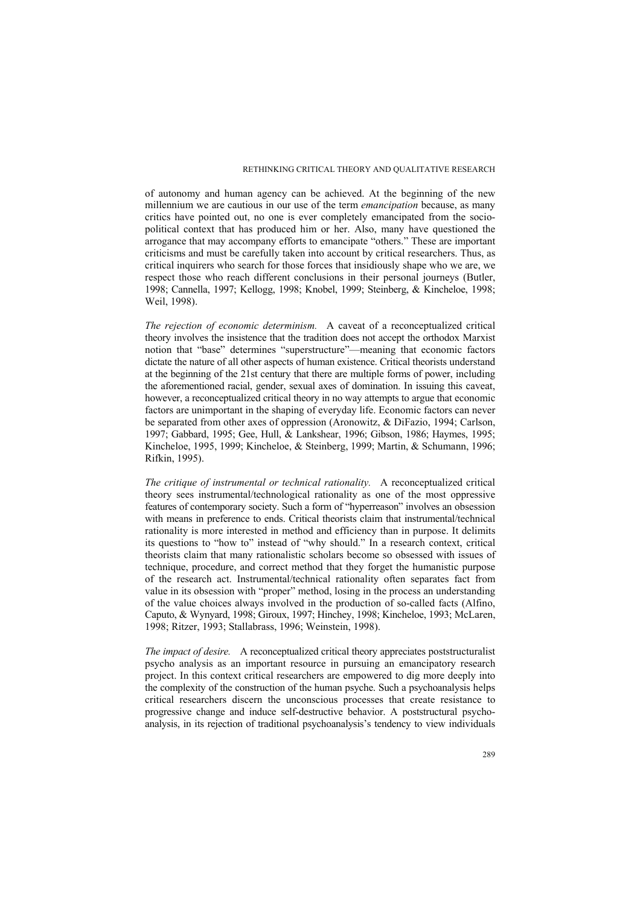of autonomy and human agency can be achieved. At the beginning of the new millennium we are cautious in our use of the term *emancipation* because, as many critics have pointed out, no one is ever completely emancipated from the socio-political context that has produced him or her. Also, many have questioned the arrogance that may accompany efforts to emancipate "others." These are important criticisms and must be carefully taken into account by critical researchers. Thus, as critical inquirers who search for those forces that insidiously shape who we are, we respect those who reach different conclusions in their personal journeys (Butler, 1998; Cannella, 1997; Kellogg, 1998; Knobel, 1999; Steinberg, & Kincheloe, 1998; Weil, 1998).

*The rejection of economic determinism.* A caveat of a reconceptualized critical theory involves the insistence that the tradition does not accept the orthodox Marxist notion that "base" determines "superstructure"—meaning that economic factors dictate the nature of all other aspects of human existence. Critical theorists understand at the beginning of the 21st century that there are multiple forms of power, including the aforementioned racial, gender, sexual axes of domination. In issuing this caveat, however, a reconceptualized critical theory in no way attempts to argue that economic factors are unimportant in the shaping of everyday life. Economic factors can never be separated from other axes of oppression (Aronowitz, & DiFazio, 1994; Carlson, 1997; Gabbard, 1995; Gee, Hull, & Lankshear, 1996; Gibson, 1986; Haymes, 1995; Kincheloe, 1995, 1999; Kincheloe, & Steinberg, 1999; Martin, & Schumann, 1996; Rifkin, 1995).

*The critique of instrumental or technical rationality.* A reconceptualized critical theory sees instrumental/technological rationality as one of the most oppressive features of contemporary society. Such a form of "hyperreason" involves an obsession with means in preference to ends. Critical theorists claim that instrumental/technical rationality is more interested in method and efficiency than in purpose. It delimits its questions to "how to" instead of "why should." In a research context, critical theorists claim that many rationalistic scholars become so obsessed with issues of technique, procedure, and correct method that they forget the humanistic purpose of the research act. Instrumental/technical rationality often separates fact from value in its obsession with "proper" method, losing in the process an understanding of the value choices always involved in the production of so-called facts (Alfino, Caputo, & Wynyard, 1998; Giroux, 1997; Hinchey, 1998; Kincheloe, 1993; McLaren, 1998; Ritzer, 1993; Stallabrass, 1996; Weinstein, 1998).

*The impact of desire.* A reconceptualized critical theory appreciates poststructuralist psycho analysis as an important resource in pursuing an emancipatory research project. In this context critical researchers are empowered to dig more deeply into the complexity of the construction of the human psyche. Such a psychoanalysis helps critical researchers discern the unconscious processes that create resistance to progressive change and induce self-destructive behavior. A poststructural psycho-analysis, in its rejection of traditional psychoanalysis's tendency to view individuals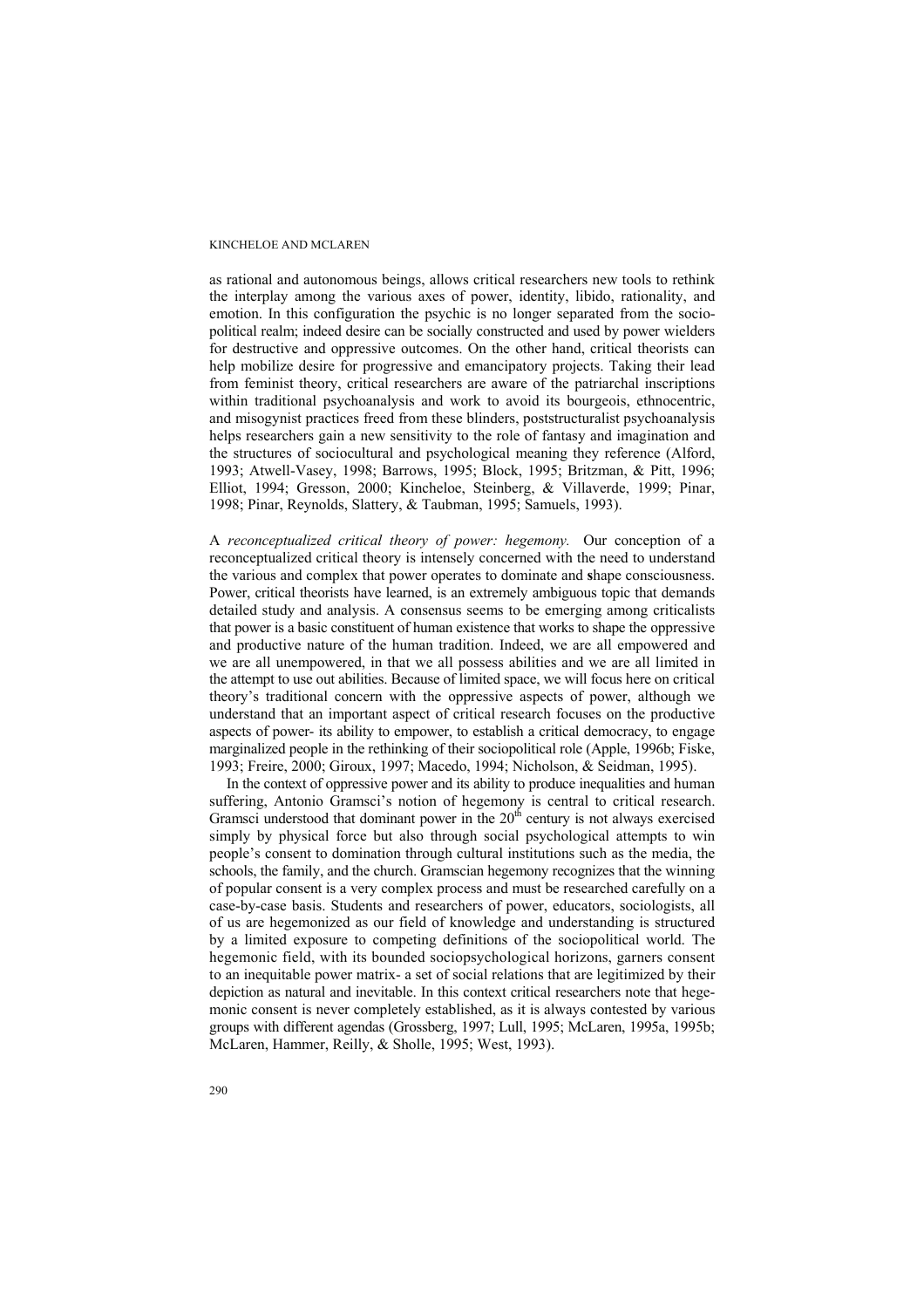as rational and autonomous beings, allows critical researchers new tools to rethink the interplay among the various axes of power, identity, libido, rationality, and emotion. In this configuration the psychic is no longer separated from the sociopolitical realm; indeed desire can be socially constructed and used by power wielders for destructive and oppressive outcomes. On the other hand, critical theorists can help mobilize desire for progressive and emancipatory projects. Taking their lead from feminist theory, critical researchers are aware of the patriarchal inscriptions within traditional psychoanalysis and work to avoid its bourgeois, ethnocentric, and misogynist practices freed from these blinders, poststructuralist psychoanalysis helps researchers gain a new sensitivity to the role of fantasy and imagination and the structures of sociocultural and psychological meaning they reference (Alford, 1993; Atwell-Vasey, 1998; Barrows, 1995; Block, 1995; Britzman, & Pitt, 1996; Elliot, 1994; Gresson, 2000; Kincheloe, Steinberg, & Villaverde, 1999; Pinar, 1998; Pinar, Reynolds, Slattery, & Taubman, 1995; Samuels, 1993).

A *reconceptualized critical theory of power: hegemony.* Our conception of a reconceptualized critical theory is intensely concerned with the need to understand the various and complex that power operates to dominate and **s**hape consciousness. Power, critical theorists have learned, is an extremely ambiguous topic that demands detailed study and analysis. A consensus seems to be emerging among criticalists that power is a basic constituent of human existence that works to shape the oppressive and productive nature of the human tradition. Indeed, we are all empowered and we are all unempowered, in that we all possess abilities and we are all limited in the attempt to use out abilities. Because of limited space, we will focus here on critical theory's traditional concern with the oppressive aspects of power, although we understand that an important aspect of critical research focuses on the productive aspects of power- its ability to empower, to establish a critical democracy, to engage marginalized people in the rethinking of their sociopolitical role (Apple, 1996b; Fiske, 1993; Freire, 2000; Giroux, 1997; Macedo, 1994; Nicholson, & Seidman, 1995).

In the context of oppressive power and its ability to produce inequalities and human suffering, Antonio Gramsci's notion of hegemony is central to critical research. Gramsci understood that dominant power in the 20th century is not always exercised simply by physical force but also through social psychological attempts to win people's consent to domination through cultural institutions such as the media, the schools, the family, and the church. Gramscian hegemony recognizes that the winning of popular consent is a very complex process and must be researched carefully on a case-by-case basis. Students and researchers of power, educators, sociologists, all of us are hegemonized as our field of knowledge and understanding is structured by a limited exposure to competing definitions of the sociopolitical world. The hegemonic field, with its bounded sociopsychological horizons, garners consent to an inequitable power matrix- a set of social relations that are legitimized by their depiction as natural and inevitable. In this context critical researchers note that hegemonic consent is never completely established, as it is always contested by various groups with different agendas (Grossberg, 1997; Lull, 1995; McLaren, 1995a, 1995b; McLaren, Hammer, Reilly, & Sholle, 1995; West, 1993).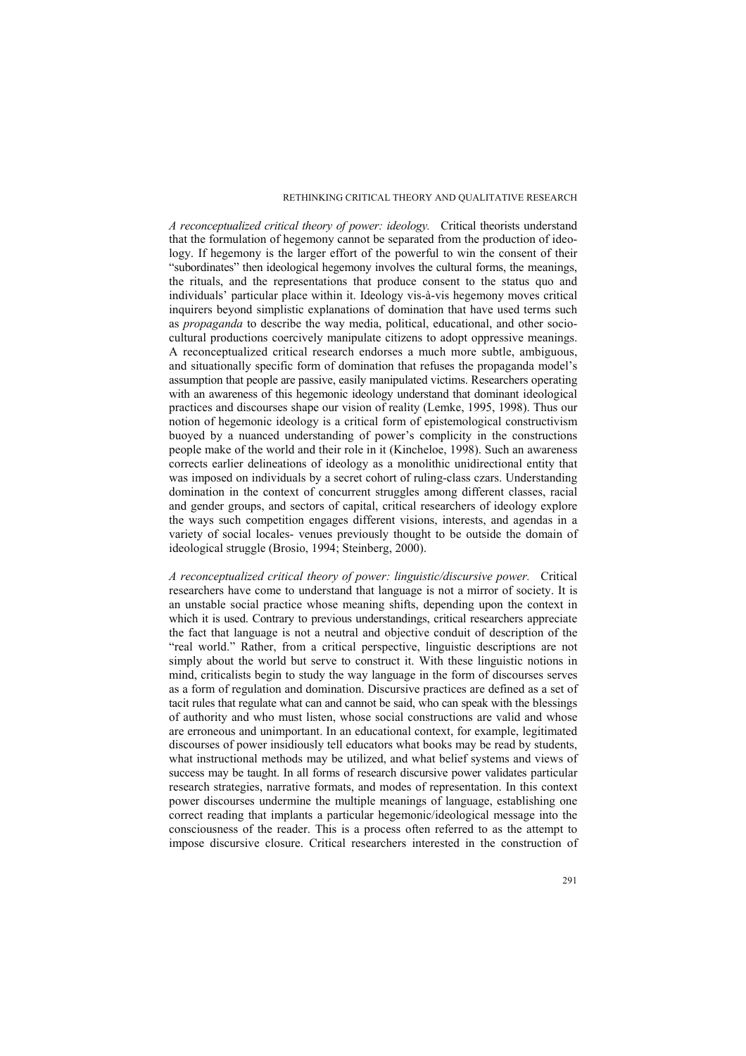*A reconceptualized critical theory of power: ideology.* Critical theorists understand that the formulation of hegemony cannot be separated from the production of ideology. If hegemony is the larger effort of the powerful to win the consent of their "subordinates" then ideological hegemony involves the cultural forms, the meanings, the rituals, and the representations that produce consent to the status quo and individuals' particular place within it. Ideology vis-à-vis hegemony moves critical inquirers beyond simplistic explanations of domination that have used terms such as *propaganda* to describe the way media, political, educational, and other sociocultural productions coercively manipulate citizens to adopt oppressive meanings. A reconceptualized critical research endorses a much more subtle, ambiguous, and situationally specific form of domination that refuses the propaganda model's assumption that people are passive, easily manipulated victims. Researchers operating with an awareness of this hegemonic ideology understand that dominant ideological practices and discourses shape our vision of reality (Lemke, 1995, 1998). Thus our notion of hegemonic ideology is a critical form of epistemological constructivism buoyed by a nuanced understanding of power's complicity in the constructions people make of the world and their role in it (Kincheloe, 1998). Such an awareness corrects earlier delineations of ideology as a monolithic unidirectional entity that was imposed on individuals by a secret cohort of ruling-class czars. Understanding domination in the context of concurrent struggles among different classes, racial and gender groups, and sectors of capital, critical researchers of ideology explore the ways such competition engages different visions, interests, and agendas in a variety of social locales- venues previously thought to be outside the domain of ideological struggle (Brosio, 1994; Steinberg, 2000).

*A reconceptualized critical theory of power: linguistic/discursive power.* Critical researchers have come to understand that language is not a mirror of society. It is an unstable social practice whose meaning shifts, depending upon the context in which it is used. Contrary to previous understandings, critical researchers appreciate the fact that language is not a neutral and objective conduit of description of the "real world." Rather, from a critical perspective, linguistic descriptions are not simply about the world but serve to construct it. With these linguistic notions in mind, criticalists begin to study the way language in the form of discourses serves as a form of regulation and domination. Discursive practices are defined as a set of tacit rules that regulate what can and cannot be said, who can speak with the blessings of authority and who must listen, whose social constructions are valid and whose are erroneous and unimportant. In an educational context, for example, legitimated discourses of power insidiously tell educators what books may be read by students, what instructional methods may be utilized, and what belief systems and views of success may be taught. In all forms of research discursive power validates particular research strategies, narrative formats, and modes of representation. In this context power discourses undermine the multiple meanings of language, establishing one correct reading that implants a particular hegemonic/ideological message into the consciousness of the reader. This is a process often referred to as the attempt to impose discursive closure. Critical researchers interested in the construction of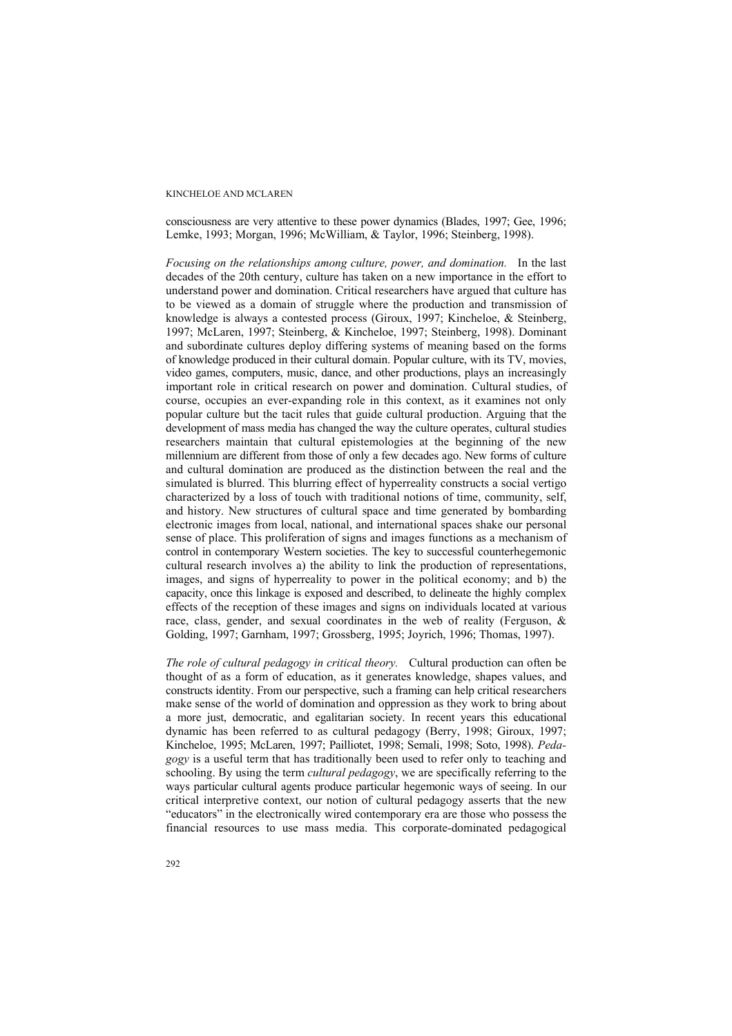consciousness are very attentive to these power dynamics (Blades, 1997; Gee, 1996; Lemke, 1993; Morgan, 1996; McWilliam, & Taylor, 1996; Steinberg, 1998).

*Focusing on the relationships among culture, power, and domination.* In the last decades of the 20th century, culture has taken on a new importance in the effort to understand power and domination. Critical researchers have argued that culture has to be viewed as a domain of struggle where the production and transmission of knowledge is always a contested process (Giroux, 1997; Kincheloe, & Steinberg, 1997; McLaren, 1997; Steinberg, & Kincheloe, 1997; Steinberg, 1998). Dominant and subordinate cultures deploy differing systems of meaning based on the forms of knowledge produced in their cultural domain. Popular culture, with its TV, movies, video games, computers, music, dance, and other productions, plays an increasingly important role in critical research on power and domination. Cultural studies, of course, occupies an ever-expanding role in this context, as it examines not only popular culture but the tacit rules that guide cultural production. Arguing that the development of mass media has changed the way the culture operates, cultural studies researchers maintain that cultural epistemologies at the beginning of the new millennium are different from those of only a few decades ago. New forms of culture and cultural domination are produced as the distinction between the real and the simulated is blurred. This blurring effect of hyperreality constructs a social vertigo characterized by a loss of touch with traditional notions of time, community, self, and history. New structures of cultural space and time generated by bombarding electronic images from local, national, and international spaces shake our personal sense of place. This proliferation of signs and images functions as a mechanism of control in contemporary Western societies. The key to successful counterhegemonic cultural research involves a) the ability to link the production of representations, images, and signs of hyperreality to power in the political economy; and b) the capacity, once this linkage is exposed and described, to delineate the highly complex effects of the reception of these images and signs on individuals located at various race, class, gender, and sexual coordinates in the web of reality (Ferguson, & Golding, 1997; Garnham, 1997; Grossberg, 1995; Joyrich, 1996; Thomas, 1997).

*The role of cultural pedagogy in critical theory.* Cultural production can often be thought of as a form of education, as it generates knowledge, shapes values, and constructs identity. From our perspective, such a framing can help critical researchers make sense of the world of domination and oppression as they work to bring about a more just, democratic, and egalitarian society. In recent years this educational dynamic has been referred to as cultural pedagogy (Berry, 1998; Giroux, 1997; Kincheloe, 1995; McLaren, 1997; Pailliotet, 1998; Semali, 1998; Soto, 1998). *Pedagogy* is a useful term that has traditionally been used to refer only to teaching and schooling. By using the term *cultural pedagogy*, we are specifically referring to the ways particular cultural agents produce particular hegemonic ways of seeing. In our critical interpretive context, our notion of cultural pedagogy asserts that the new "educators" in the electronically wired contemporary era are those who possess the financial resources to use mass media. This corporate-dominated pedagogical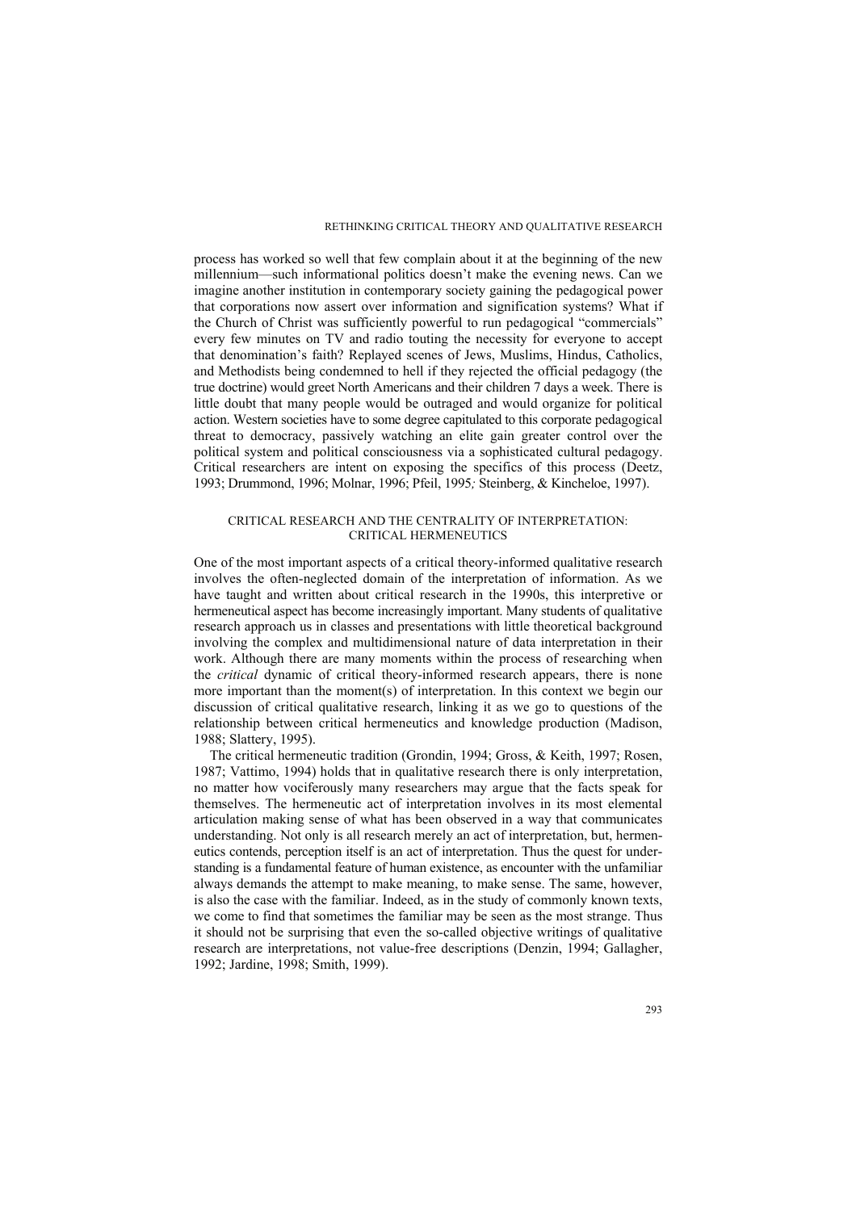process has worked so well that few complain about it at the beginning of the new millennium—such informational politics doesn't make the evening news. Can we imagine another institution in contemporary society gaining the pedagogical power that corporations now assert over information and signification systems? What if the Church of Christ was sufficiently powerful to run pedagogical "commercials" every few minutes on TV and radio touting the necessity for everyone to accept that denomination's faith? Replayed scenes of Jews, Muslims, Hindus, Catholics, and Methodists being condemned to hell if they rejected the official pedagogy (the true doctrine) would greet North Americans and their children 7 days a week. There is little doubt that many people would be outraged and would organize for political action. Western societies have to some degree capitulated to this corporate pedagogical threat to democracy, passively watching an elite gain greater control over the political system and political consciousness via a sophisticated cultural pedagogy. Critical researchers are intent on exposing the specifics of this process (Deetz, 1993; Drummond, 1996; Molnar, 1996; Pfeil, 1995*;* Steinberg, & Kincheloe, 1997).

## CRITICAL RESEARCH AND THE CENTRALITY OF INTERPRETATION: CRITICAL HERMENEUTICS

One of the most important aspects of a critical theory-informed qualitative research involves the often-neglected domain of the interpretation of information. As we have taught and written about critical research in the 1990s, this interpretive or hermeneutical aspect has become increasingly important. Many students of qualitative research approach us in classes and presentations with little theoretical background involving the complex and multidimensional nature of data interpretation in their work. Although there are many moments within the process of researching when the *critical* dynamic of critical theory-informed research appears, there is none more important than the moment(s) of interpretation. In this context we begin our discussion of critical qualitative research, linking it as we go to questions of the relationship between critical hermeneutics and knowledge production (Madison, 1988; Slattery, 1995).

The critical hermeneutic tradition (Grondin, 1994; Gross, & Keith, 1997; Rosen, 1987; Vattimo, 1994) holds that in qualitative research there is only interpretation, no matter how vociferously many researchers may argue that the facts speak for themselves. The hermeneutic act of interpretation involves in its most elemental articulation making sense of what has been observed in a way that communicates understanding. Not only is all research merely an act of interpretation, but, hermeneutics contends, perception itself is an act of interpretation. Thus the quest for understanding is a fundamental feature of human existence, as encounter with the unfamiliar always demands the attempt to make meaning, to make sense. The same, however, is also the case with the familiar. Indeed, as in the study of commonly known texts, we come to find that sometimes the familiar may be seen as the most strange. Thus it should not be surprising that even the so-called objective writings of qualitative research are interpretations, not value-free descriptions (Denzin, 1994; Gallagher, 1992; Jardine, 1998; Smith, 1999).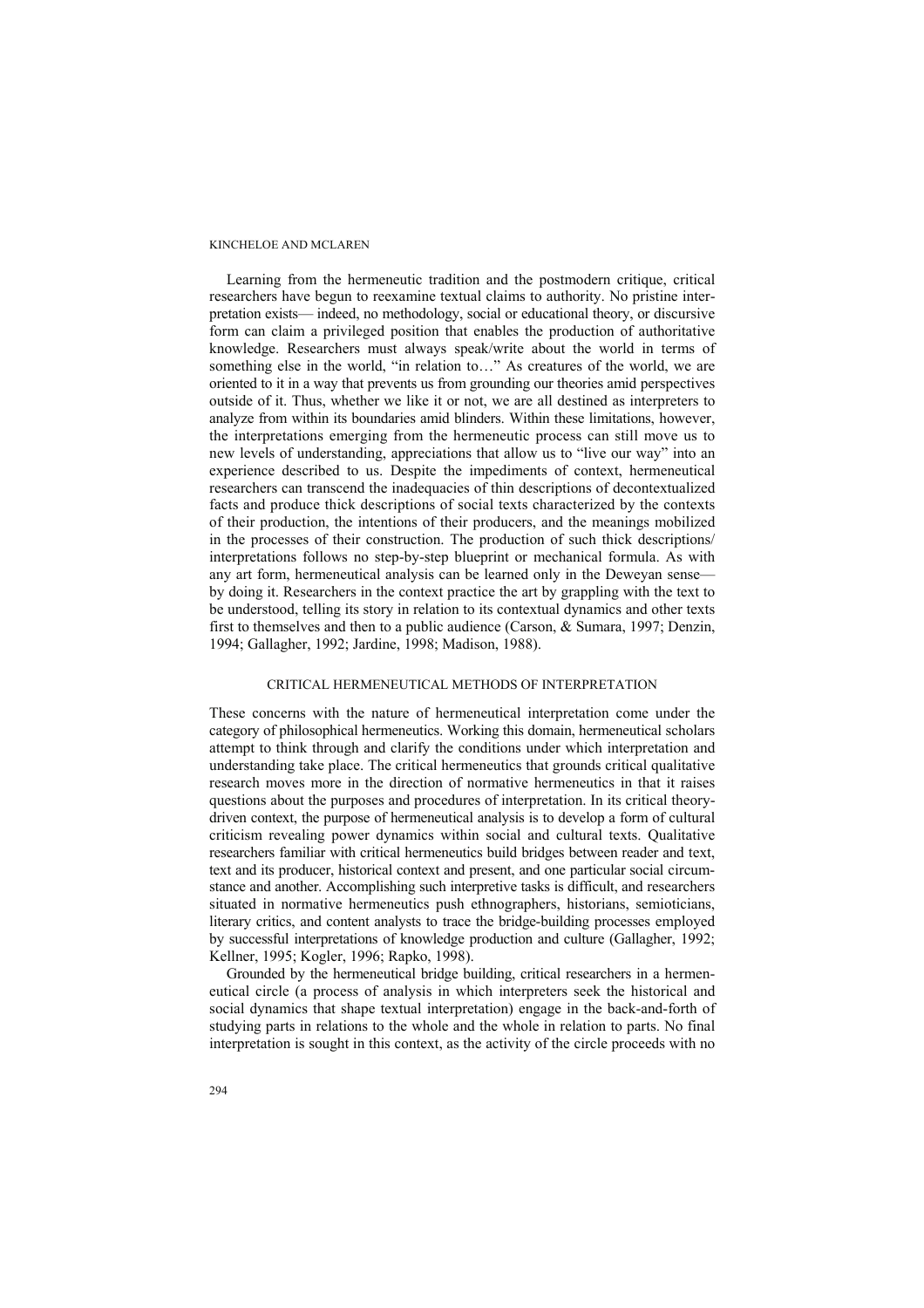Learning from the hermeneutic tradition and the postmodern critique, critical researchers have begun to reexamine textual claims to authority. No pristine interpretation exists— indeed, no methodology, social or educational theory, or discursive form can claim a privileged position that enables the production of authoritative knowledge. Researchers must always speak/write about the world in terms of something else in the world, "in relation to…" As creatures of the world, we are oriented to it in a way that prevents us from grounding our theories amid perspectives outside of it. Thus, whether we like it or not, we are all destined as interpreters to analyze from within its boundaries amid blinders. Within these limitations, however, the interpretations emerging from the hermeneutic process can still move us to new levels of understanding, appreciations that allow us to "live our way" into an experience described to us. Despite the impediments of context, hermeneutical researchers can transcend the inadequacies of thin descriptions of decontextualized facts and produce thick descriptions of social texts characterized by the contexts of their production, the intentions of their producers, and the meanings mobilized in the processes of their construction. The production of such thick descriptions/interpretations follows no step-by-step blueprint or mechanical formula. As with any art form, hermeneutical analysis can be learned only in the Deweyan sense— by doing it. Researchers in the context practice the art by grappling with the text to be understood, telling its story in relation to its contextual dynamics and other texts first to themselves and then to a public audience (Carson, & Sumara, 1997; Denzin, 1994; Gallagher, 1992; Jardine, 1998; Madison, 1988).

## CRITICAL HERMENEUTICAL METHODS OF INTERPRETATION

These concerns with the nature of hermeneutical interpretation come under the category of philosophical hermeneutics. Working this domain, hermeneutical scholars attempt to think through and clarify the conditions under which interpretation and understanding take place. The critical hermeneutics that grounds critical qualitative research moves more in the direction of normative hermeneutics in that it raises questions about the purposes and procedures of interpretation. In its critical theory-driven context, the purpose of hermeneutical analysis is to develop a form of cultural criticism revealing power dynamics within social and cultural texts. Qualitative researchers familiar with critical hermeneutics build bridges between reader and text, text and its producer, historical context and present, and one particular social circumstance and another. Accomplishing such interpretive tasks is difficult, and researchers situated in normative hermeneutics push ethnographers, historians, semioticians, literary critics, and content analysts to trace the bridge-building processes employed by successful interpretations of knowledge production and culture (Gallagher, 1992; Kellner, 1995; Kogler, 1996; Rapko, 1998).

Grounded by the hermeneutical bridge building, critical researchers in a hermeneutical circle (a process of analysis in which interpreters seek the historical and social dynamics that shape textual interpretation) engage in the back-and-forth of studying parts in relations to the whole and the whole in relation to parts. No final interpretation is sought in this context, as the activity of the circle proceeds with no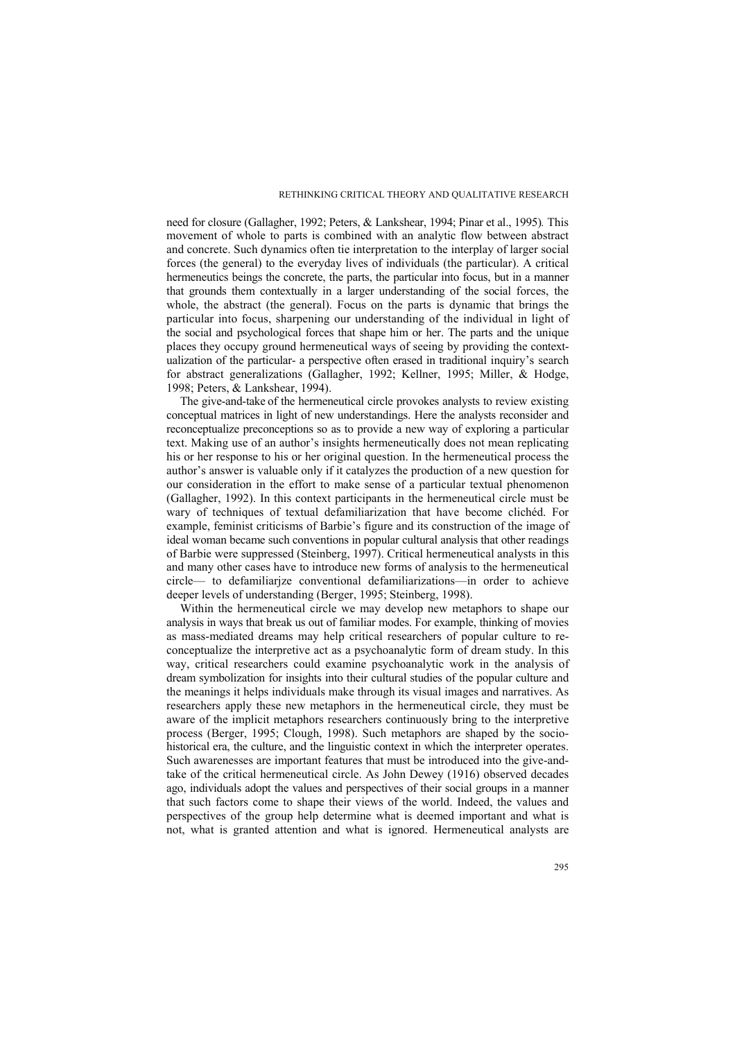need for closure (Gallagher, 1992; Peters, & Lankshear, 1994; Pinar et al., 1995). This movement of whole to parts is combined with an analytic flow between abstract and concrete. Such dynamics often tie interpretation to the interplay of larger social forces (the general) to the everyday lives of individuals (the particular). A critical hermeneutics beings the concrete, the parts, the particular into focus, but in a manner that grounds them contextually in a larger understanding of the social forces, the whole, the abstract (the general). Focus on the parts is dynamic that brings the particular into focus, sharpening our understanding of the individual in light of the social and psychological forces that shape him or her. The parts and the unique places they occupy ground hermeneutical ways of seeing by providing the contextualization of the particular- a perspective often erased in traditional inquiry's search for abstract generalizations (Gallagher, 1992; Kellner, 1995; Miller, & Hodge, 1998; Peters, & Lankshear, 1994).

The give-and-take of the hermeneutical circle provokes analysts to review existing conceptual matrices in light of new understandings. Here the analysts reconsider and reconceptualize preconceptions so as to provide a new way of exploring a particular text. Making use of an author's insights hermeneutically does not mean replicating his or her response to his or her original question. In the hermeneutical process the author's answer is valuable only if it catalyzes the production of a new question for our consideration in the effort to make sense of a particular textual phenomenon (Gallagher, 1992). In this context participants in the hermeneutical circle must be wary of techniques of textual defamiliarization that have become clichéd. For example, feminist criticisms of Barbie's figure and its construction of the image of ideal woman became such conventions in popular cultural analysis that other readings of Barbie were suppressed (Steinberg, 1997). Critical hermeneutical analysts in this and many other cases have to introduce new forms of analysis to the hermeneutical circle— to defamiliarjze conventional defamiliarizations—in order to achieve deeper levels of understanding (Berger, 1995; Steinberg, 1998).

Within the hermeneutical circle we may develop new metaphors to shape our analysis in ways that break us out of familiar modes. For example, thinking of movies as mass-mediated dreams may help critical researchers of popular culture to re-conceptualize the interpretive act as a psychoanalytic form of dream study. In this way, critical researchers could examine psychoanalytic work in the analysis of dream symbolization for insights into their cultural studies of the popular culture and the meanings it helps individuals make through its visual images and narratives. As researchers apply these new metaphors in the hermeneutical circle, they must be aware of the implicit metaphors researchers continuously bring to the interpretive process (Berger, 1995; Clough, 1998). Such metaphors are shaped by the socio-historical era, the culture, and the linguistic context in which the interpreter operates. Such awarenesses are important features that must be introduced into the give-and-take of the critical hermeneutical circle. As John Dewey (1916) observed decades ago, individuals adopt the values and perspectives of their social groups in a manner that such factors come to shape their views of the world. Indeed, the values and perspectives of the group help determine what is deemed important and what is not, what is granted attention and what is ignored. Hermeneutical analysts are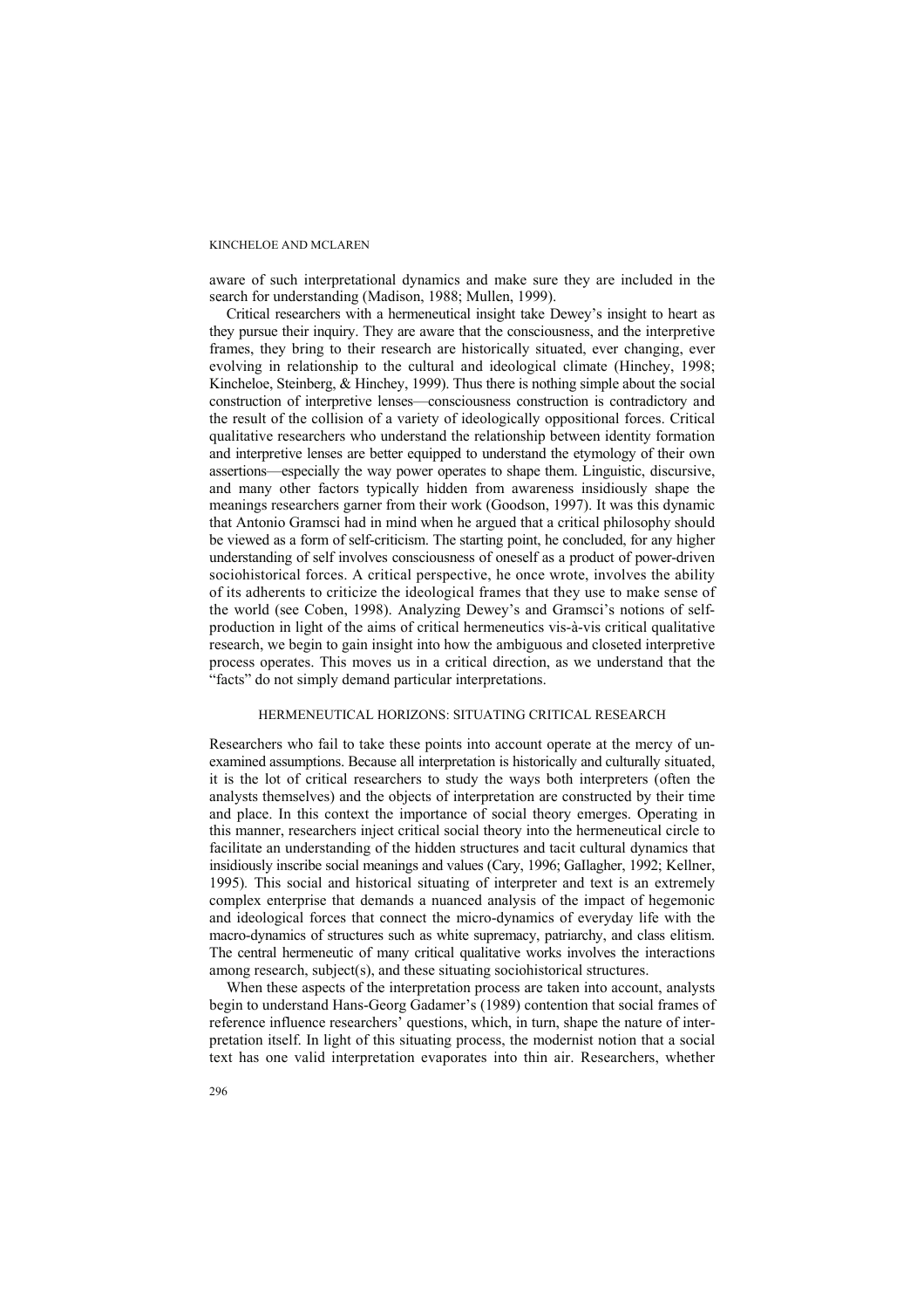aware of such interpretational dynamics and make sure they are included in the search for understanding (Madison, 1988; Mullen, 1999).

Critical researchers with a hermeneutical insight take Dewey's insight to heart as they pursue their inquiry. They are aware that the consciousness, and the interpretive frames, they bring to their research are historically situated, ever changing, ever evolving in relationship to the cultural and ideological climate (Hinchey, 1998; Kincheloe, Steinberg, & Hinchey, 1999). Thus there is nothing simple about the social construction of interpretive lenses—consciousness construction is contradictory and the result of the collision of a variety of ideologically oppositional forces. Critical qualitative researchers who understand the relationship between identity formation and interpretive lenses are better equipped to understand the etymology of their own assertions—especially the way power operates to shape them. Linguistic, discursive, and many other factors typically hidden from awareness insidiously shape the meanings researchers garner from their work (Goodson, 1997). It was this dynamic that Antonio Gramsci had in mind when he argued that a critical philosophy should be viewed as a form of self-criticism. The starting point, he concluded, for any higher understanding of self involves consciousness of oneself as a product of power-driven sociohistorical forces. A critical perspective, he once wrote, involves the ability of its adherents to criticize the ideological frames that they use to make sense of the world (see Coben, 1998). Analyzing Dewey's and Gramsci's notions of self-production in light of the aims of critical hermeneutics vis-à-vis critical qualitative research, we begin to gain insight into how the ambiguous and closeted interpretive process operates. This moves us in a critical direction, as we understand that the "facts" do not simply demand particular interpretations.

## HERMENEUTICAL HORIZONS: SITUATING CRITICAL RESEARCH

Researchers who fail to take these points into account operate at the mercy of unexamined assumptions. Because all interpretation is historically and culturally situated, it is the lot of critical researchers to study the ways both interpreters (often the analysts themselves) and the objects of interpretation are constructed by their time and place. In this context the importance of social theory emerges. Operating in this manner, researchers inject critical social theory into the hermeneutical circle to facilitate an understanding of the hidden structures and tacit cultural dynamics that insidiously inscribe social meanings and values (Cary, 1996; Gallagher, 1992; Kellner, 1995). This social and historical situating of interpreter and text is an extremely complex enterprise that demands a nuanced analysis of the impact of hegemonic and ideological forces that connect the micro-dynamics of everyday life with the macro-dynamics of structures such as white supremacy, patriarchy, and class elitism. The central hermeneutic of many critical qualitative works involves the interactions among research, subject(s), and these situating sociohistorical structures.

When these aspects of the interpretation process are taken into account, analysts begin to understand Hans-Georg Gadamer's (1989) contention that social frames of reference influence researchers' questions, which, in turn, shape the nature of interpretation itself. In light of this situating process, the modernist notion that a social text has one valid interpretation evaporates into thin air. Researchers, whether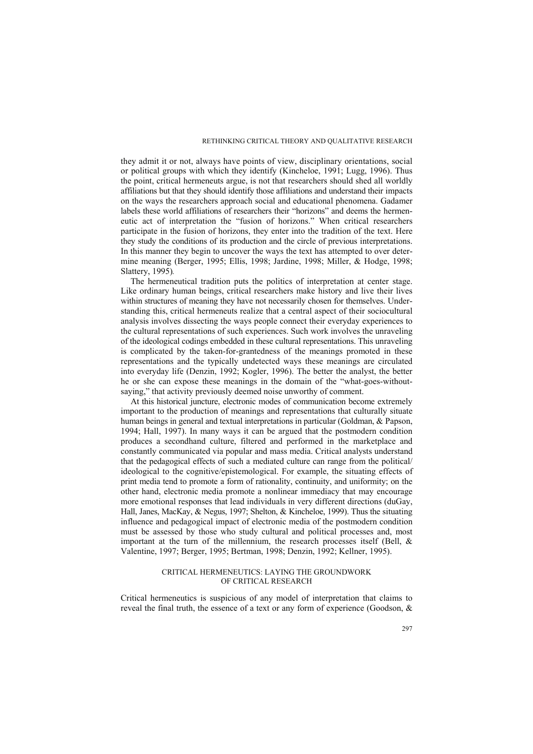they admit it or not, always have points of view, disciplinary orientations, social or political groups with which they identify (Kincheloe, 1991; Lugg, 1996). Thus the point, critical hermeneuts argue, is not that researchers should shed all worldly affiliations but that they should identify those affiliations and understand their impacts on the ways the researchers approach social and educational phenomena. Gadamer labels these world affiliations of researchers their "horizons" and deems the hermeneutic act of interpretation the "fusion of horizons." When critical researchers participate in the fusion of horizons, they enter into the tradition of the text. Here they study the conditions of its production and the circle of previous interpretations. In this manner they begin to uncover the ways the text has attempted to over determine meaning (Berger, 1995; Ellis, 1998; Jardine, 1998; Miller, & Hodge, 1998; Slattery, 1995).

The hermeneutical tradition puts the politics of interpretation at center stage. Like ordinary human beings, critical researchers make history and live their lives within structures of meaning they have not necessarily chosen for themselves. Understanding this, critical hermeneuts realize that a central aspect of their sociocultural analysis involves dissecting the ways people connect their everyday experiences to the cultural representations of such experiences. Such work involves the unraveling of the ideological codings embedded in these cultural representations. This unraveling is complicated by the taken-for-grantedness of the meanings promoted in these representations and the typically undetected ways these meanings are circulated into everyday life (Denzin, 1992; Kogler, 1996). The better the analyst, the better he or she can expose these meanings in the domain of the "what-goes-without-saying," that activity previously deemed noise unworthy of comment.

At this historical juncture, electronic modes of communication become extremely important to the production of meanings and representations that culturally situate human beings in general and textual interpretations in particular (Goldman, & Papson, 1994; Hall, 1997). In many ways it can be argued that the postmodern condition produces a secondhand culture, filtered and performed in the marketplace and constantly communicated via popular and mass media. Critical analysts understand that the pedagogical effects of such a mediated culture can range from the political/ideological to the cognitive/epistemological. For example, the situating effects of print media tend to promote a form of rationality, continuity, and uniformity; on the other hand, electronic media promote a nonlinear immediacy that may encourage more emotional responses that lead individuals in very different directions (duGay, Hall, Janes, MacKay, & Negus, 1997; Shelton, & Kincheloe, 1999). Thus the situating influence and pedagogical impact of electronic media of the postmodern condition must be assessed by those who study cultural and political processes and, most important at the turn of the millennium, the research processes itself (Bell, & Valentine, 1997; Berger, 1995; Bertman, 1998; Denzin, 1992; Kellner, 1995).

## CRITICAL HERMENEUTICS: LAYING THE GROUNDWORK OF CRITICAL RESEARCH

Critical hermeneutics is suspicious of any model of interpretation that claims to reveal the final truth, the essence of a text or any form of experience (Goodson, &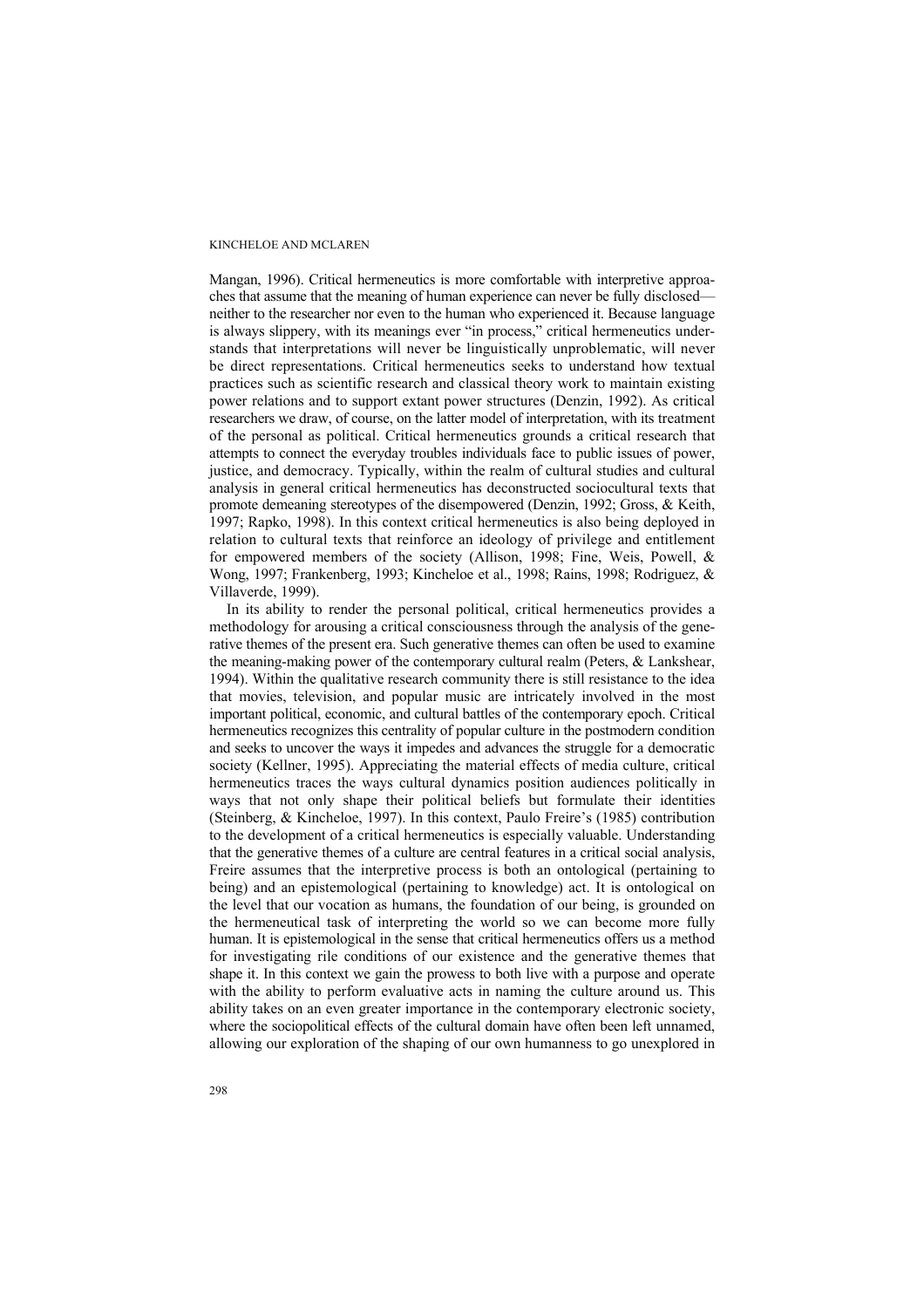Mangan, 1996). Critical hermeneutics is more comfortable with interpretive approaches that assume that the meaning of human experience can never be fully disclosed—neither to the researcher nor even to the human who experienced it. Because language is always slippery, with its meanings ever "in process," critical hermeneutics understands that interpretations will never be linguistically unproblematic, will never be direct representations. Critical hermeneutics seeks to understand how textual practices such as scientific research and classical theory work to maintain existing power relations and to support extant power structures (Denzin, 1992). As critical researchers we draw, of course, on the latter model of interpretation, with its treatment of the personal as political. Critical hermeneutics grounds a critical research that attempts to connect the everyday troubles individuals face to public issues of power, justice, and democracy. Typically, within the realm of cultural studies and cultural analysis in general critical hermeneutics has deconstructed sociocultural texts that promote demeaning stereotypes of the disempowered (Denzin, 1992; Gross, & Keith, 1997; Rapko, 1998). In this context critical hermeneutics is also being deployed in relation to cultural texts that reinforce an ideology of privilege and entitlement for empowered members of the society (Allison, 1998; Fine, Weis, Powell, & Wong, 1997; Frankenberg, 1993; Kincheloe et al., 1998; Rains, 1998; Rodriguez, & Villaverde, 1999).

In its ability to render the personal political, critical hermeneutics provides a methodology for arousing a critical consciousness through the analysis of the generative themes of the present era. Such generative themes can often be used to examine the meaning-making power of the contemporary cultural realm (Peters, & Lankshear, 1994). Within the qualitative research community there is still resistance to the idea that movies, television, and popular music are intricately involved in the most important political, economic, and cultural battles of the contemporary epoch. Critical hermeneutics recognizes this centrality of popular culture in the postmodern condition and seeks to uncover the ways it impedes and advances the struggle for a democratic society (Kellner, 1995). Appreciating the material effects of media culture, critical hermeneutics traces the ways cultural dynamics position audiences politically in ways that not only shape their political beliefs but formulate their identities (Steinberg, & Kincheloe, 1997). In this context, Paulo Freire's (1985) contribution to the development of a critical hermeneutics is especially valuable. Understanding that the generative themes of a culture are central features in a critical social analysis, Freire assumes that the interpretive process is both an ontological (pertaining to being) and an epistemological (pertaining to knowledge) act. It is ontological on the level that our vocation as humans, the foundation of our being, is grounded on the hermeneutical task of interpreting the world so we can become more fully human. It is epistemological in the sense that critical hermeneutics offers us a method for investigating rile conditions of our existence and the generative themes that shape it. In this context we gain the prowess to both live with a purpose and operate with the ability to perform evaluative acts in naming the culture around us. This ability takes on an even greater importance in the contemporary electronic society, where the sociopolitical effects of the cultural domain have often been left unnamed, allowing our exploration of the shaping of our own humanness to go unexplored in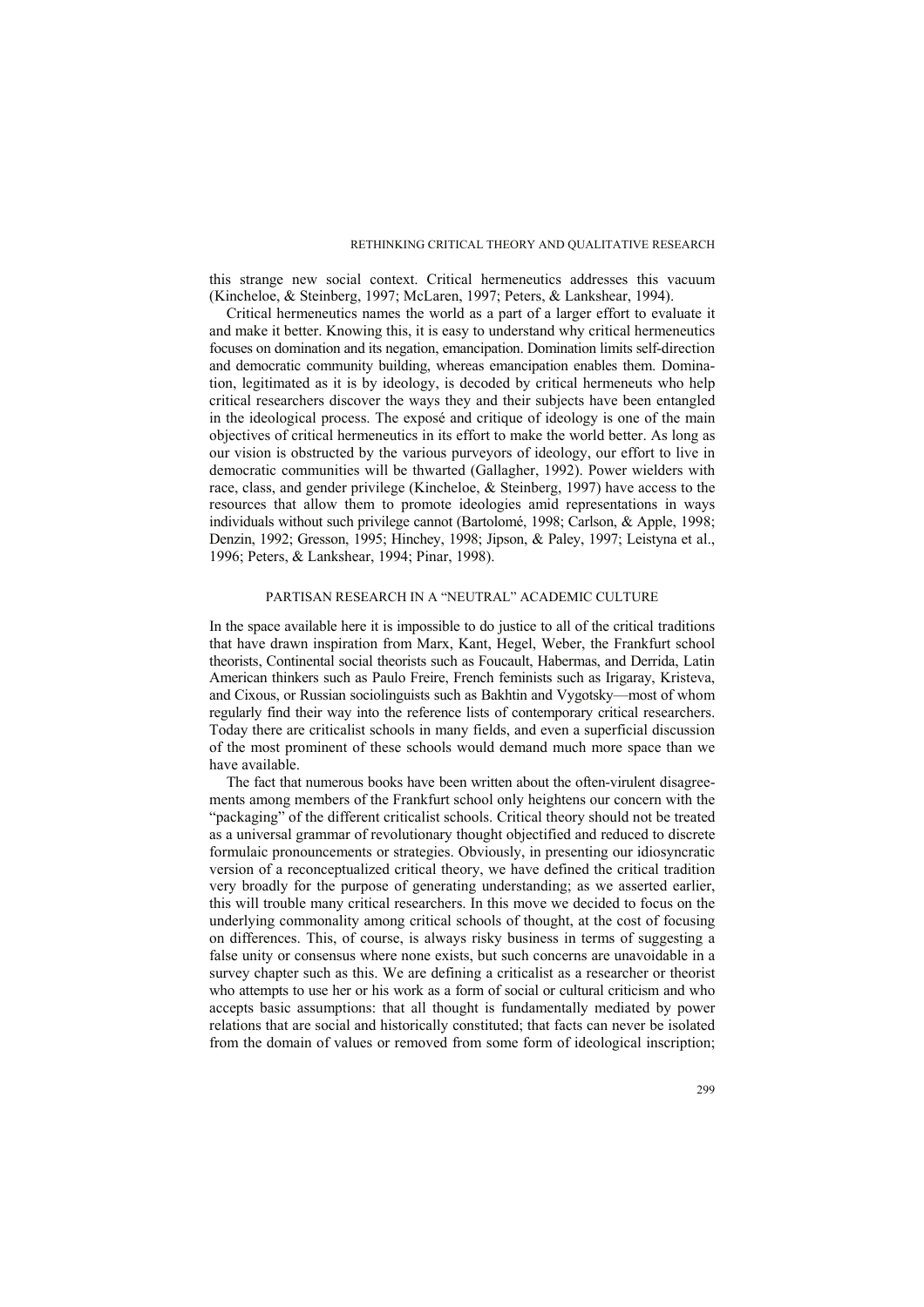this strange new social context. Critical hermeneutics addresses this vacuum (Kincheloe, & Steinberg, 1997; McLaren, 1997; Peters, & Lankshear, 1994).

Critical hermeneutics names the world as a part of a larger effort to evaluate it and make it better. Knowing this, it is easy to understand why critical hermeneutics focuses on domination and its negation, emancipation. Domination limits self-direction and democratic community building, whereas emancipation enables them. Domination, legitimated as it is by ideology, is decoded by critical hermeneuts who help critical researchers discover the ways they and their subjects have been entangled in the ideological process. The exposé and critique of ideology is one of the main objectives of critical hermeneutics in its effort to make the world better. As long as our vision is obstructed by the various purveyors of ideology, our effort to live in democratic communities will be thwarted (Gallagher, 1992). Power wielders with race, class, and gender privilege (Kincheloe, & Steinberg, 1997) have access to the resources that allow them to promote ideologies amid representations in ways individuals without such privilege cannot (Bartolomé, 1998; Carlson, & Apple, 1998; Denzin, 1992; Gresson, 1995; Hinchey, 1998; Jipson, & Paley, 1997; Leistyna et al., 1996; Peters, & Lankshear, 1994; Pinar, 1998).

## PARTISAN RESEARCH IN A "NEUTRAL" ACADEMIC CULTURE

In the space available here it is impossible to do justice to all of the critical traditions that have drawn inspiration from Marx, Kant, Hegel, Weber, the Frankfurt school theorists, Continental social theorists such as Foucault, Habermas, and Derrida, Latin American thinkers such as Paulo Freire, French feminists such as Irigaray, Kristeva, and Cixous, or Russian sociolinguists such as Bakhtin and Vygotsky—most of whom regularly find their way into the reference lists of contemporary critical researchers. Today there are criticalist schools in many fields, and even a superficial discussion of the most prominent of these schools would demand much more space than we have available.

The fact that numerous books have been written about the often-virulent disagreements among members of the Frankfurt school only heightens our concern with the "packaging" of the different criticalist schools. Critical theory should not be treated as a universal grammar of revolutionary thought objectified and reduced to discrete formulaic pronouncements or strategies. Obviously, in presenting our idiosyncratic version of a reconceptualized critical theory, we have defined the critical tradition very broadly for the purpose of generating understanding; as we asserted earlier, this will trouble many critical researchers. In this move we decided to focus on the underlying commonality among critical schools of thought, at the cost of focusing on differences. This, of course, is always risky business in terms of suggesting a false unity or consensus where none exists, but such concerns are unavoidable in a survey chapter such as this. We are defining a criticalist as a researcher or theorist who attempts to use her or his work as a form of social or cultural criticism and who accepts basic assumptions: that all thought is fundamentally mediated by power relations that are social and historically constituted; that facts can never be isolated from the domain of values or removed from some form of ideological inscription;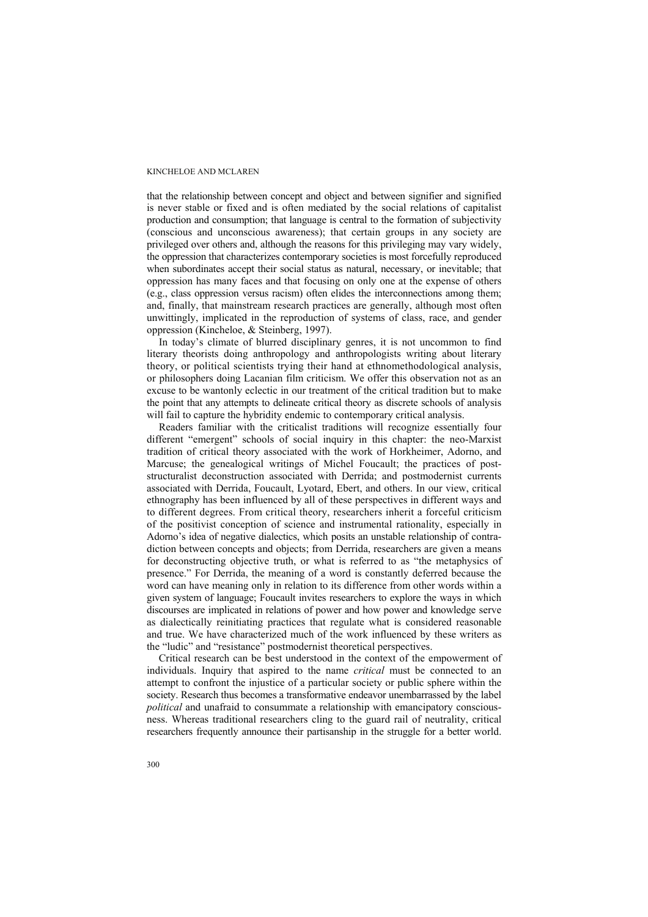that the relationship between concept and object and between signifier and signified is never stable or fixed and is often mediated by the social relations of capitalist production and consumption; that language is central to the formation of subjectivity (conscious and unconscious awareness); that certain groups in any society are privileged over others and, although the reasons for this privileging may vary widely, the oppression that characterizes contemporary societies is most forcefully reproduced when subordinates accept their social status as natural, necessary, or inevitable; that oppression has many faces and that focusing on only one at the expense of others (e.g., class oppression versus racism) often elides the interconnections among them; and, finally, that mainstream research practices are generally, although most often unwittingly, implicated in the reproduction of systems of class, race, and gender oppression (Kincheloe, & Steinberg, 1997).

In today's climate of blurred disciplinary genres, it is not uncommon to find literary theorists doing anthropology and anthropologists writing about literary theory, or political scientists trying their hand at ethnomethodological analysis, or philosophers doing Lacanian film criticism. We offer this observation not as an excuse to be wantonly eclectic in our treatment of the critical tradition but to make the point that any attempts to delineate critical theory as discrete schools of analysis will fail to capture the hybridity endemic to contemporary critical analysis.

Readers familiar with the criticalist traditions will recognize essentially four different "emergent" schools of social inquiry in this chapter: the neo-Marxist tradition of critical theory associated with the work of Horkheimer, Adorno, and Marcuse; the genealogical writings of Michel Foucault; the practices of post-structuralist deconstruction associated with Derrida; and postmodernist currents associated with Derrida, Foucault, Lyotard, Ebert, and others. In our view, critical ethnography has been influenced by all of these perspectives in different ways and to different degrees. From critical theory, researchers inherit a forceful criticism of the positivist conception of science and instrumental rationality, especially in Adorno's idea of negative dialectics, which posits an unstable relationship of contradiction between concepts and objects; from Derrida, researchers are given a means for deconstructing objective truth, or what is referred to as "the metaphysics of presence." For Derrida, the meaning of a word is constantly deferred because the word can have meaning only in relation to its difference from other words within a given system of language; Foucault invites researchers to explore the ways in which discourses are implicated in relations of power and how power and knowledge serve as dialectically reinitiating practices that regulate what is considered reasonable and true. We have characterized much of the work influenced by these writers as the "ludic" and "resistance" postmodernist theoretical perspectives.

Critical research can be best understood in the context of the empowerment of individuals. Inquiry that aspired to the name *critical* must be connected to an attempt to confront the injustice of a particular society or public sphere within the society. Research thus becomes a transformative endeavor unembarrassed by the label *political* and unafraid to consummate a relationship with emancipatory consciousness. Whereas traditional researchers cling to the guard rail of neutrality, critical researchers frequently announce their partisanship in the struggle for a better world.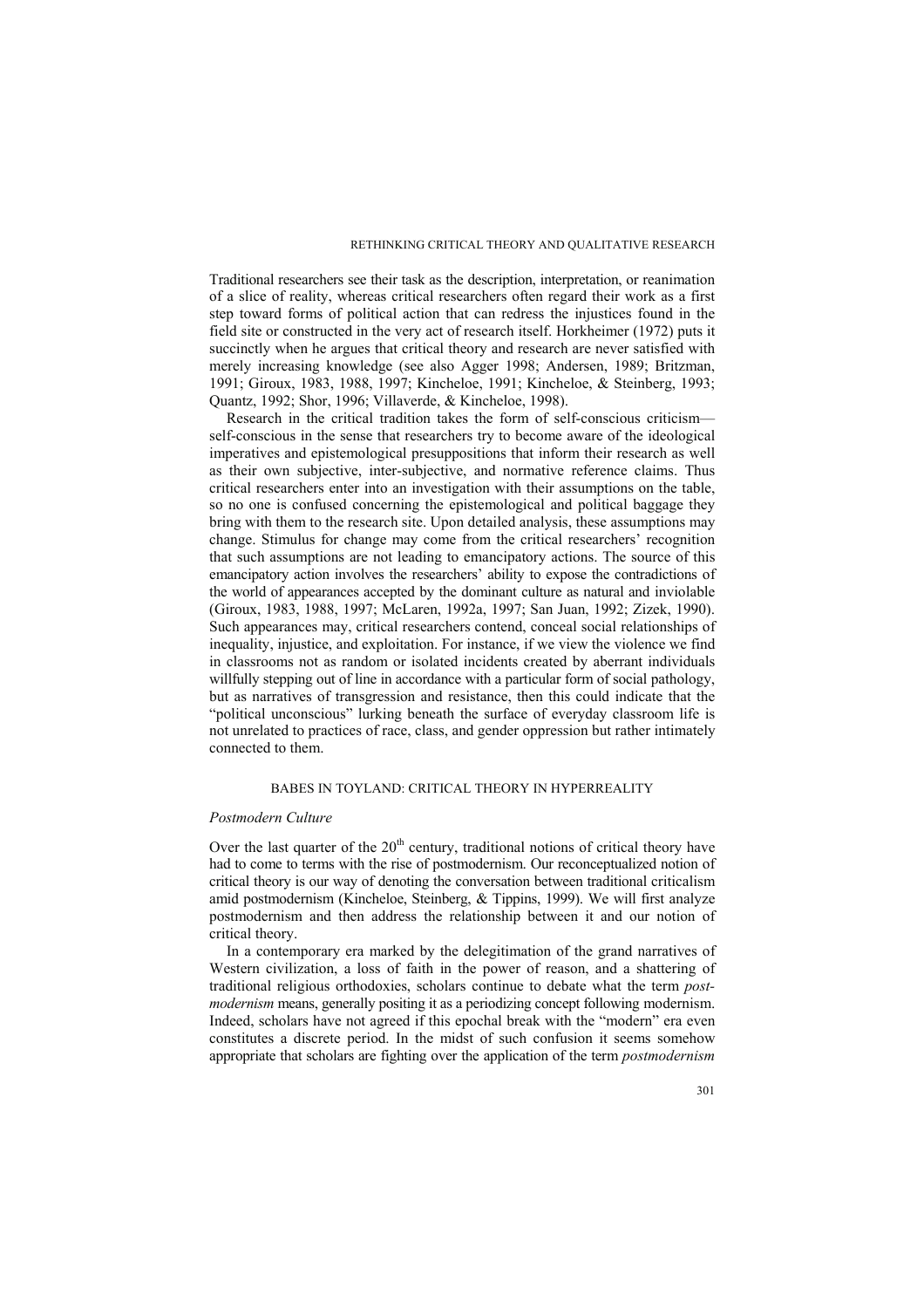Traditional researchers see their task as the description, interpretation, or reanimation of a slice of reality, whereas critical researchers often regard their work as a first step toward forms of political action that can redress the injustices found in the field site or constructed in the very act of research itself. Horkheimer (1972) puts it succinctly when he argues that critical theory and research are never satisfied with merely increasing knowledge (see also Agger 1998; Andersen, 1989; Britzman, 1991; Giroux, 1983, 1988, 1997; Kincheloe, 1991; Kincheloe, & Steinberg, 1993; Quantz, 1992; Shor, 1996; Villaverde, & Kincheloe, 1998).

Research in the critical tradition takes the form of self-conscious criticism—self-conscious in the sense that researchers try to become aware of the ideological imperatives and epistemological presuppositions that inform their research as well as their own subjective, inter-subjective, and normative reference claims. Thus critical researchers enter into an investigation with their assumptions on the table, so no one is confused concerning the epistemological and political baggage they bring with them to the research site. Upon detailed analysis, these assumptions may change. Stimulus for change may come from the critical researchers' recognition that such assumptions are not leading to emancipatory actions. The source of this emancipatory action involves the researchers' ability to expose the contradictions of the world of appearances accepted by the dominant culture as natural and inviolable (Giroux, 1983, 1988, 1997; McLaren, 1992a, 1997; San Juan, 1992; Zizek, 1990). Such appearances may, critical researchers contend, conceal social relationships of inequality, injustice, and exploitation. For instance, if we view the violence we find in classrooms not as random or isolated incidents created by aberrant individuals willfully stepping out of line in accordance with a particular form of social pathology, but as narratives of transgression and resistance, then this could indicate that the "political unconscious" lurking beneath the surface of everyday classroom life is not unrelated to practices of race, class, and gender oppression but rather intimately connected to them.

## BABES IN TOYLAND: CRITICAL THEORY IN HYPERREALITY

### *Postmodern Culture*

Over the last quarter of the 20th century, traditional notions of critical theory have had to come to terms with the rise of postmodernism. Our reconceptualized notion of critical theory is our way of denoting the conversation between traditional criticalism amid postmodernism (Kincheloe, Steinberg, & Tippins, 1999). We will first analyze postmodernism and then address the relationship between it and our notion of critical theory.

In a contemporary era marked by the delegitimation of the grand narratives of Western civilization, a loss of faith in the power of reason, and a shattering of traditional religious orthodoxies, scholars continue to debate what the term *post-modernism* means, generally positing it as a periodizing concept following modernism. Indeed, scholars have not agreed if this epochal break with the "modern" era even constitutes a discrete period. In the midst of such confusion it seems somehow appropriate that scholars are fighting over the application of the term *postmodernism*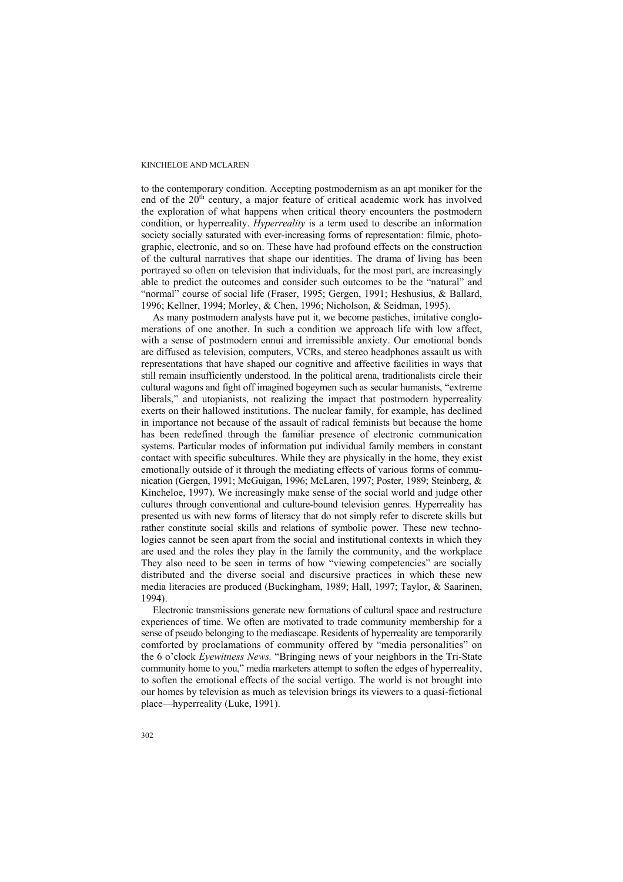to the contemporary condition. Accepting postmodernism as an apt moniker for the end of the 20th century, a major feature of critical academic work has involved the exploration of what happens when critical theory encounters the postmodern condition, or hyperreality. *Hyperreality* is a term used to describe an information society socially saturated with ever-increasing forms of representation: filmic, photographic, electronic, and so on. These have had profound effects on the construction of the cultural narratives that shape our identities. The drama of living has been portrayed so often on television that individuals, for the most part, are increasingly able to predict the outcomes and consider such outcomes to be the "natural" and "normal" course of social life (Fraser, 1995; Gergen, 1991; Heshusius, & Ballard, 1996; Kellner, 1994; Morley, & Chen, 1996; Nicholson, & Seidman, 1995).

As many postmodern analysts have put it, we become pastiches, imitative conglomerations of one another. In such a condition we approach life with low affect, with a sense of postmodern ennui and irremissible anxiety. Our emotional bonds are diffused as television, computers, VCRs, and stereo headphones assault us with representations that have shaped our cognitive and affective facilities in ways that still remain insufficiently understood. In the political arena, traditionalists circle their cultural wagons and fight off imagined bogeymen such as secular humanists, "extreme liberals," and utopianists, not realizing the impact that postmodern hyperreality exerts on their hallowed institutions. The nuclear family, for example, has declined in importance not because of the assault of radical feminists but because the home has been redefined through the familiar presence of electronic communication systems. Particular modes of information put individual family members in constant contact with specific subcultures. While they are physically in the home, they exist emotionally outside of it through the mediating effects of various forms of communication (Gergen, 1991; McGuigan, 1996; McLaren, 1997; Poster, 1989; Steinberg, & Kincheloe, 1997). We increasingly make sense of the social world and judge other cultures through conventional and culture-bound television genres. Hyperreality has presented us with new forms of literacy that do not simply refer to discrete skills but rather constitute social skills and relations of symbolic power. These new technologies cannot be seen apart from the social and institutional contexts in which they are used and the roles they play in the family the community, and the workplace They also need to be seen in terms of how "viewing competencies" are socially distributed and the diverse social and discursive practices in which these new media literacies are produced (Buckingham, 1989; Hall, 1997; Taylor, & Saarinen, 1994).

Electronic transmissions generate new formations of cultural space and restructure experiences of time. We often are motivated to trade community membership for a sense of pseudo belonging to the mediascape. Residents of hyperreality are temporarily comforted by proclamations of community offered by "media personalities" on the 6 o'clock *Eyewitness News.* "Bringing news of your neighbors in the Tri-State community home to you," media marketers attempt to soften the edges of hyperreality, to soften the emotional effects of the social vertigo. The world is not brought into our homes by television as much as television brings its viewers to a quasi-fictional place—hyperreality (Luke, 1991).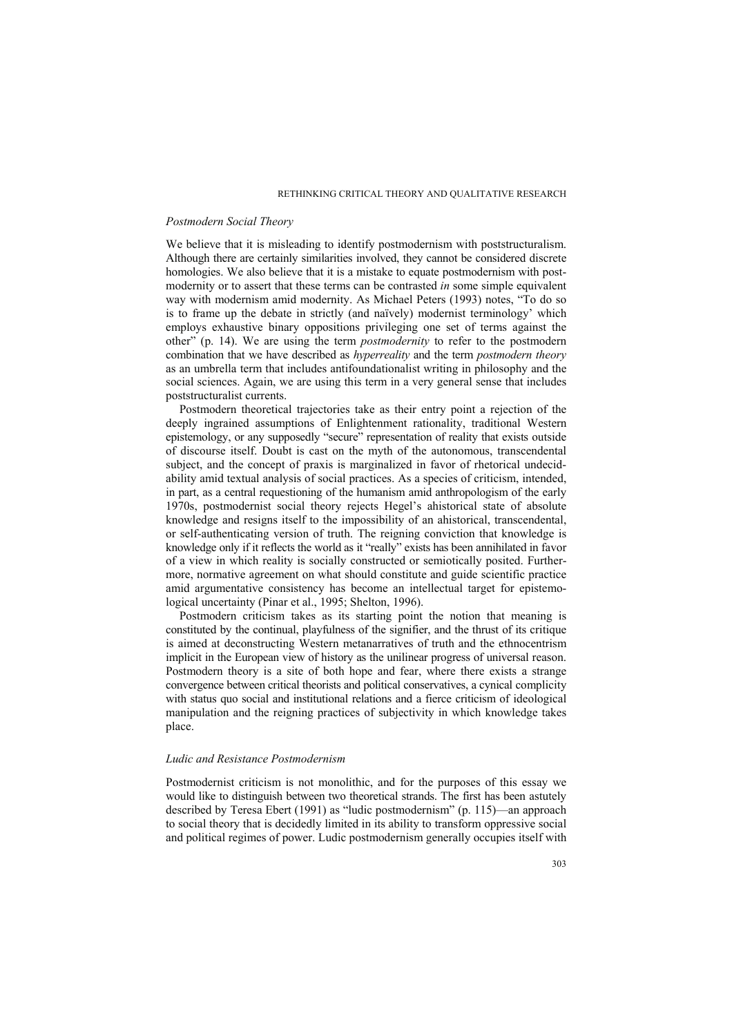### *Postmodern Social Theory*

We believe that it is misleading to identify postmodernism with poststructuralism. Although there are certainly similarities involved, they cannot be considered discrete homologies. We also believe that it is a mistake to equate postmodernism with postmodernity or to assert that these terms can be contrasted *in* some simple equivalent way with modernism amid modernity. As Michael Peters (1993) notes, "To do so is to frame up the debate in strictly (and naïvely) modernist terminology' which employs exhaustive binary oppositions privileging one set of terms against the other" (p. 14). We are using the term *postmodernity* to refer to the postmodern combination that we have described as *hyperreality* and the term *postmodern theory* as an umbrella term that includes antifoundationalist writing in philosophy and the social sciences. Again, we are using this term in a very general sense that includes poststructuralist currents.

Postmodern theoretical trajectories take as their entry point a rejection of the deeply ingrained assumptions of Enlightenment rationality, traditional Western epistemology, or any supposedly "secure" representation of reality that exists outside of discourse itself. Doubt is cast on the myth of the autonomous, transcendental subject, and the concept of praxis is marginalized in favor of rhetorical undecidability amid textual analysis of social practices. As a species of criticism, intended, in part, as a central requestioning of the humanism amid anthropologism of the early 1970s, postmodernist social theory rejects Hegel's ahistorical state of absolute knowledge and resigns itself to the impossibility of an ahistorical, transcendental, or self-authenticating version of truth. The reigning conviction that knowledge is knowledge only if it reflects the world as it "really" exists has been annihilated in favor of a view in which reality is socially constructed or semiotically posited. Furthermore, normative agreement on what should constitute and guide scientific practice amid argumentative consistency has become an intellectual target for epistemological uncertainty (Pinar et al., 1995; Shelton, 1996).

Postmodern criticism takes as its starting point the notion that meaning is constituted by the continual, playfulness of the signifier, and the thrust of its critique is aimed at deconstructing Western metanarratives of truth and the ethnocentrism implicit in the European view of history as the unilinear progress of universal reason. Postmodern theory is a site of both hope and fear, where there exists a strange convergence between critical theorists and political conservatives, a cynical complicity with status quo social and institutional relations and a fierce criticism of ideological manipulation and the reigning practices of subjectivity in which knowledge takes place.

### *Ludic and Resistance Postmodernism*

Postmodernist criticism is not monolithic, and for the purposes of this essay we would like to distinguish between two theoretical strands. The first has been astutely described by Teresa Ebert (1991) as "ludic postmodernism" (p. 115)—an approach to social theory that is decidedly limited in its ability to transform oppressive social and political regimes of power. Ludic postmodernism generally occupies itself with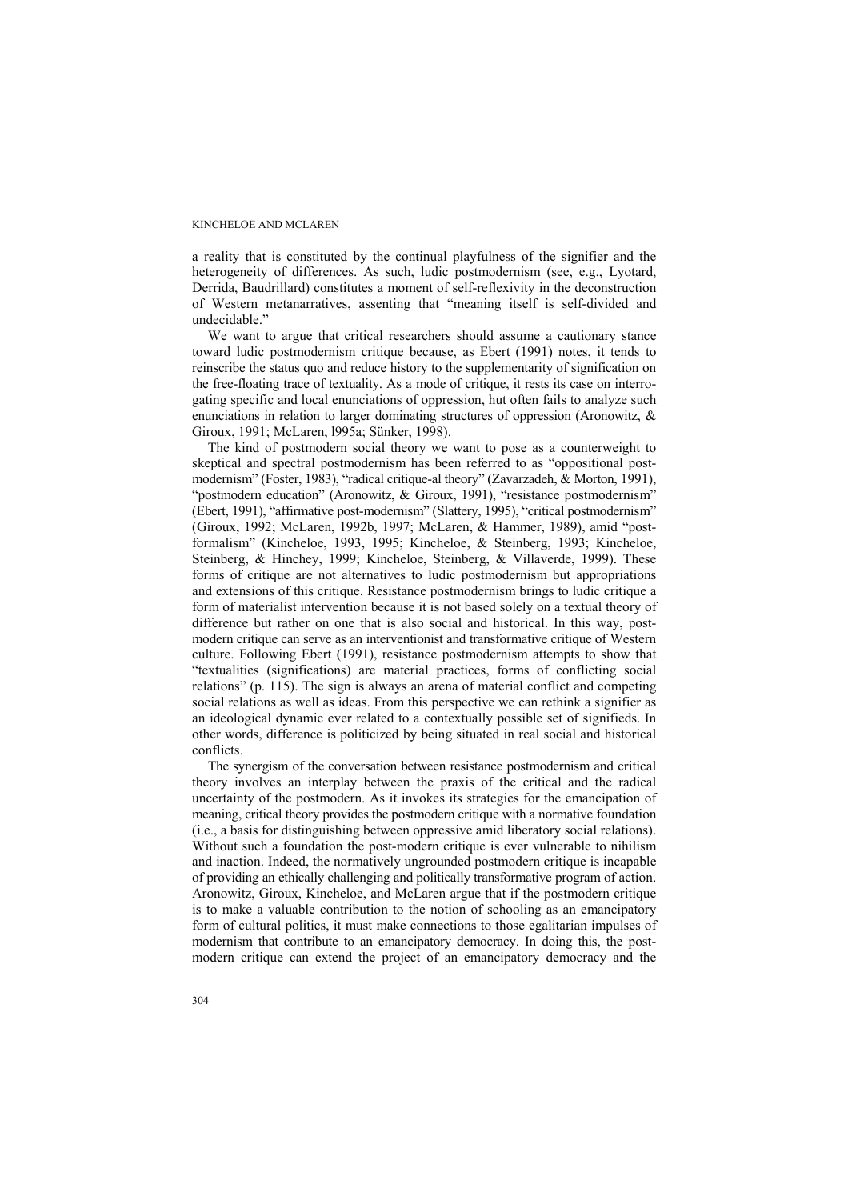a reality that is constituted by the continual playfulness of the signifier and the heterogeneity of differences. As such, ludic postmodernism (see, e.g., Lyotard, Derrida, Baudrillard) constitutes a moment of self-reflexivity in the deconstruction of Western metanarratives, assenting that "meaning itself is self-divided and undecidable."

We want to argue that critical researchers should assume a cautionary stance toward ludic postmodernism critique because, as Ebert (1991) notes, it tends to reinscribe the status quo and reduce history to the supplementarity of signification on the free-floating trace of textuality. As a mode of critique, it rests its case on interrogating specific and local enunciations of oppression, hut often fails to analyze such enunciations in relation to larger dominating structures of oppression (Aronowitz, & Giroux, 1991; McLaren, l995a; Sünker, 1998).

The kind of postmodern social theory we want to pose as a counterweight to skeptical and spectral postmodernism has been referred to as "oppositional postmodernism" (Foster, 1983), "radical critique-al theory" (Zavarzadeh, & Morton, 1991), "postmodern education" (Aronowitz, & Giroux, 1991), "resistance postmodernism" (Ebert, 1991), "affirmative post-modernism" (Slattery, 1995), "critical postmodernism" (Giroux, 1992; McLaren, 1992b, 1997; McLaren, & Hammer, 1989), amid "postformalism" (Kincheloe, 1993, 1995; Kincheloe, & Steinberg, 1993; Kincheloe, Steinberg, & Hinchey, 1999; Kincheloe, Steinberg, & Villaverde, 1999). These forms of critique are not alternatives to ludic postmodernism but appropriations and extensions of this critique. Resistance postmodernism brings to ludic critique a form of materialist intervention because it is not based solely on a textual theory of difference but rather on one that is also social and historical. In this way, postmodern critique can serve as an interventionist and transformative critique of Western culture. Following Ebert (1991), resistance postmodernism attempts to show that "textualities (significations) are material practices, forms of conflicting social relations" (p. 115). The sign is always an arena of material conflict and competing social relations as well as ideas. From this perspective we can rethink a signifier as an ideological dynamic ever related to a contextually possible set of signifieds. In other words, difference is politicized by being situated in real social and historical conflicts.

The synergism of the conversation between resistance postmodernism and critical theory involves an interplay between the praxis of the critical and the radical uncertainty of the postmodern. As it invokes its strategies for the emancipation of meaning, critical theory provides the postmodern critique with a normative foundation (i.e., a basis for distinguishing between oppressive amid liberatory social relations). Without such a foundation the post-modern critique is ever vulnerable to nihilism and inaction. Indeed, the normatively ungrounded postmodern critique is incapable of providing an ethically challenging and politically transformative program of action. Aronowitz, Giroux, Kincheloe, and McLaren argue that if the postmodern critique is to make a valuable contribution to the notion of schooling as an emancipatory form of cultural politics, it must make connections to those egalitarian impulses of modernism that contribute to an emancipatory democracy. In doing this, the postmodern critique can extend the project of an emancipatory democracy and the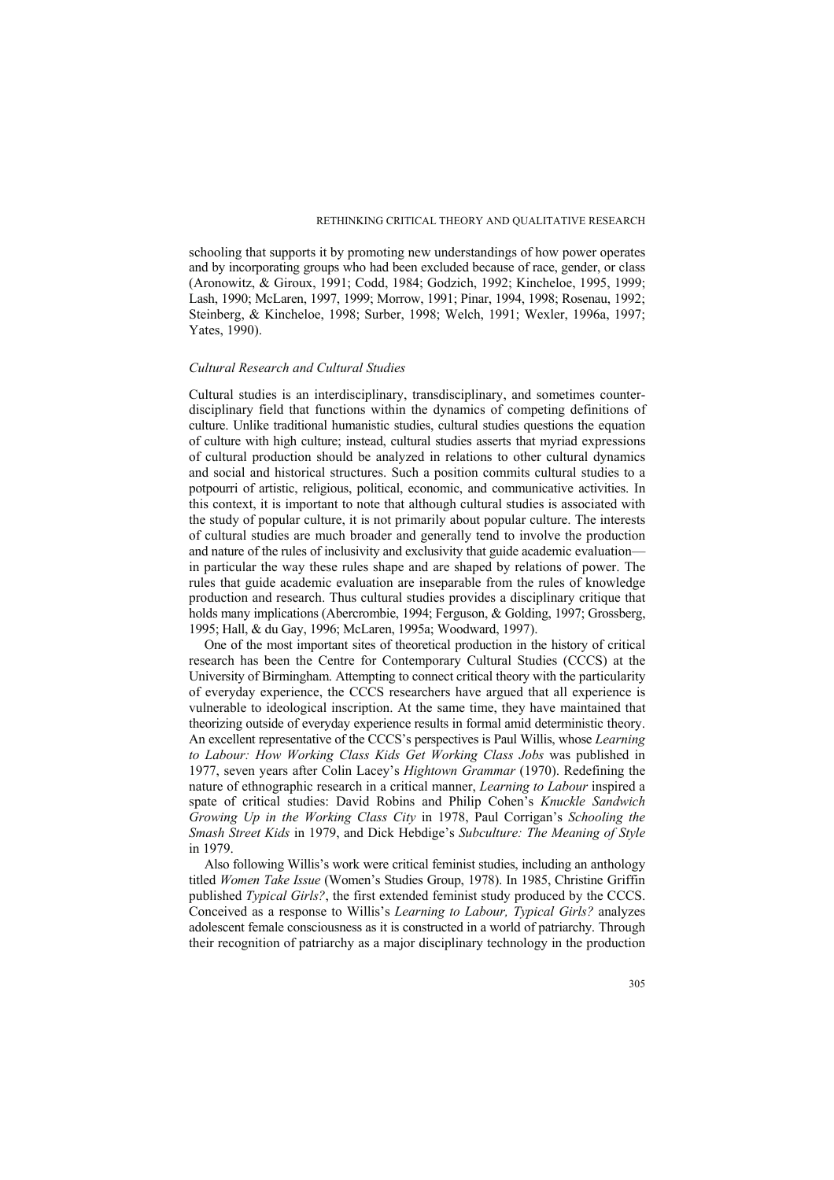schooling that supports it by promoting new understandings of how power operates and by incorporating groups who had been excluded because of race, gender, or class (Aronowitz, & Giroux, 1991; Codd, 1984; Godzich, 1992; Kincheloe, 1995, 1999; Lash, 1990; McLaren, 1997, 1999; Morrow, 1991; Pinar, 1994, 1998; Rosenau, 1992; Steinberg, & Kincheloe, 1998; Surber, 1998; Welch, 1991; Wexler, 1996a, 1997; Yates, 1990).

### *Cultural Research and Cultural Studies*

Cultural studies is an interdisciplinary, transdisciplinary, and sometimes counter-disciplinary field that functions within the dynamics of competing definitions of culture. Unlike traditional humanistic studies, cultural studies questions the equation of culture with high culture; instead, cultural studies asserts that myriad expressions of cultural production should be analyzed in relations to other cultural dynamics and social and historical structures. Such a position commits cultural studies to a potpourri of artistic, religious, political, economic, and communicative activities. In this context, it is important to note that although cultural studies is associated with the study of popular culture, it is not primarily about popular culture. The interests of cultural studies are much broader and generally tend to involve the production and nature of the rules of inclusivity and exclusivity that guide academic evaluation—in particular the way these rules shape and are shaped by relations of power. The rules that guide academic evaluation are inseparable from the rules of knowledge production and research. Thus cultural studies provides a disciplinary critique that holds many implications (Abercrombie, 1994; Ferguson, & Golding, 1997; Grossberg, 1995; Hall, & du Gay, 1996; McLaren, 1995a; Woodward, 1997).

One of the most important sites of theoretical production in the history of critical research has been the Centre for Contemporary Cultural Studies (CCCS) at the University of Birmingham. Attempting to connect critical theory with the particularity of everyday experience, the CCCS researchers have argued that all experience is vulnerable to ideological inscription. At the same time, they have maintained that theorizing outside of everyday experience results in formal amid deterministic theory. An excellent representative of the CCCS's perspectives is Paul Willis, whose *Learning to Labour: How Working Class Kids Get Working Class Jobs* was published in 1977, seven years after Colin Lacey's *Hightown Grammar* (1970). Redefining the nature of ethnographic research in a critical manner, *Learning to Labour* inspired a spate of critical studies: David Robins and Philip Cohen's *Knuckle Sandwich Growing Up in the Working Class City* in 1978, Paul Corrigan's *Schooling the Smash Street Kids* in 1979, and Dick Hebdige's *Subculture: The Meaning of Style* in 1979.

Also following Willis's work were critical feminist studies, including an anthology titled *Women Take Issue* (Women's Studies Group, 1978). In 1985, Christine Griffin published *Typical Girls?*, the first extended feminist study produced by the CCCS. Conceived as a response to Willis's *Learning to Labour, Typical Girls?* analyzes adolescent female consciousness as it is constructed in a world of patriarchy. Through their recognition of patriarchy as a major disciplinary technology in the production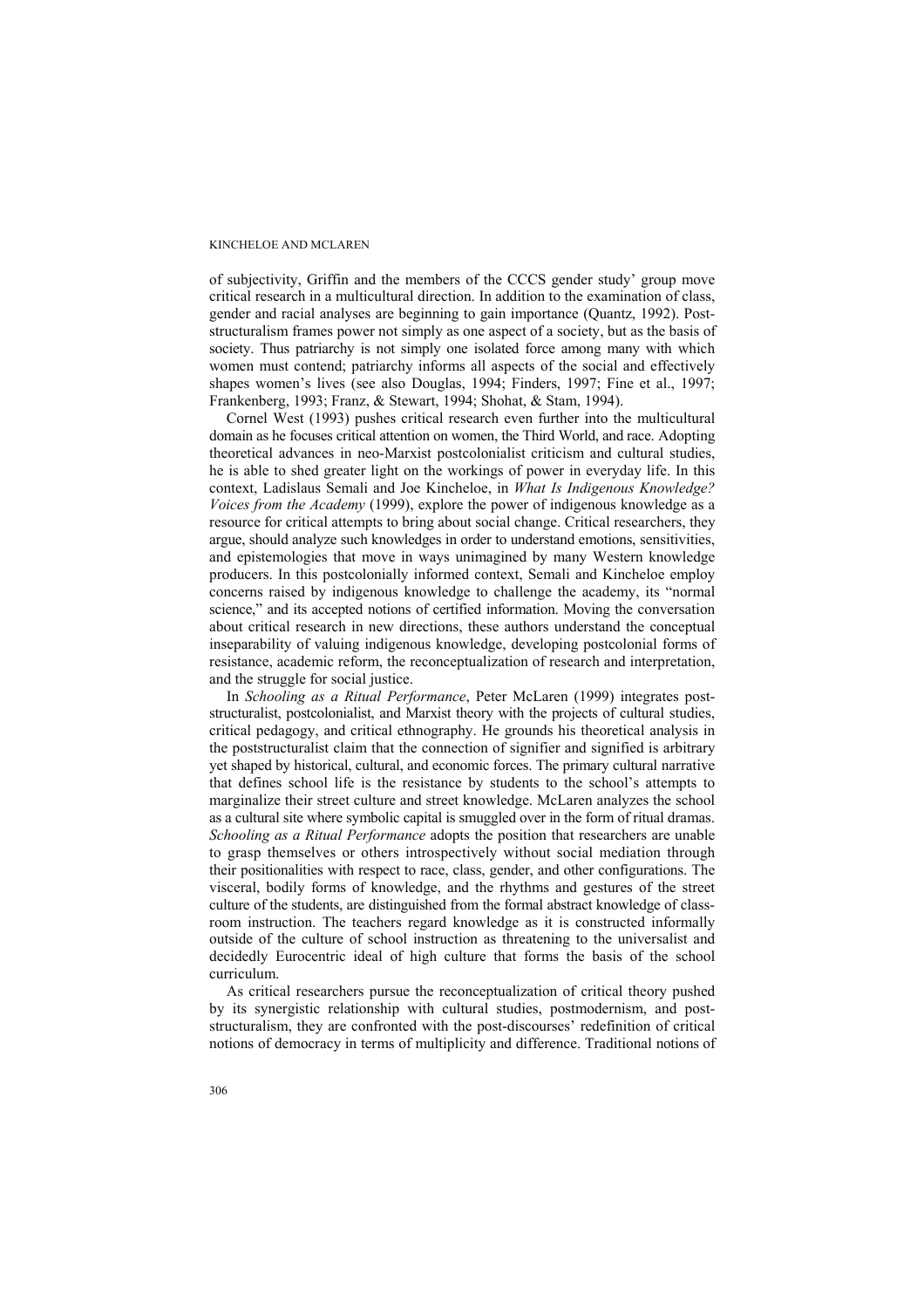of subjectivity, Griffin and the members of the CCCS gender study' group move critical research in a multicultural direction. In addition to the examination of class, gender and racial analyses are beginning to gain importance (Quantz, 1992). Poststructuralism frames power not simply as one aspect of a society, but as the basis of society. Thus patriarchy is not simply one isolated force among many with which women must contend; patriarchy informs all aspects of the social and effectively shapes women's lives (see also Douglas, 1994; Finders, 1997; Fine et al., 1997; Frankenberg, 1993; Franz, & Stewart, 1994; Shohat, & Stam, 1994).

Cornel West (1993) pushes critical research even further into the multicultural domain as he focuses critical attention on women, the Third World, and race. Adopting theoretical advances in neo-Marxist postcolonialist criticism and cultural studies, he is able to shed greater light on the workings of power in everyday life. In this context, Ladislaus Semali and Joe Kincheloe, in *What Is Indigenous Knowledge? Voices from the Academy* (1999), explore the power of indigenous knowledge as a resource for critical attempts to bring about social change. Critical researchers, they argue, should analyze such knowledges in order to understand emotions, sensitivities, and epistemologies that move in ways unimagined by many Western knowledge producers. In this postcolonially informed context, Semali and Kincheloe employ concerns raised by indigenous knowledge to challenge the academy, its "normal science," and its accepted notions of certified information. Moving the conversation about critical research in new directions, these authors understand the conceptual inseparability of valuing indigenous knowledge, developing postcolonial forms of resistance, academic reform, the reconceptualization of research and interpretation, and the struggle for social justice.

In *Schooling as a Ritual Performance*, Peter McLaren (1999) integrates poststructuralist, postcolonialist, and Marxist theory with the projects of cultural studies, critical pedagogy, and critical ethnography. He grounds his theoretical analysis in the poststructuralist claim that the connection of signifier and signified is arbitrary yet shaped by historical, cultural, and economic forces. The primary cultural narrative that defines school life is the resistance by students to the school's attempts to marginalize their street culture and street knowledge. McLaren analyzes the school as a cultural site where symbolic capital is smuggled over in the form of ritual dramas. *Schooling as a Ritual Performance* adopts the position that researchers are unable to grasp themselves or others introspectively without social mediation through their positionalities with respect to race, class, gender, and other configurations. The visceral, bodily forms of knowledge, and the rhythms and gestures of the street culture of the students, are distinguished from the formal abstract knowledge of classroom instruction. The teachers regard knowledge as it is constructed informally outside of the culture of school instruction as threatening to the universalist and decidedly Eurocentric ideal of high culture that forms the basis of the school curriculum.

As critical researchers pursue the reconceptualization of critical theory pushed by its synergistic relationship with cultural studies, postmodernism, and poststructuralism, they are confronted with the post-discourses' redefinition of critical notions of democracy in terms of multiplicity and difference. Traditional notions of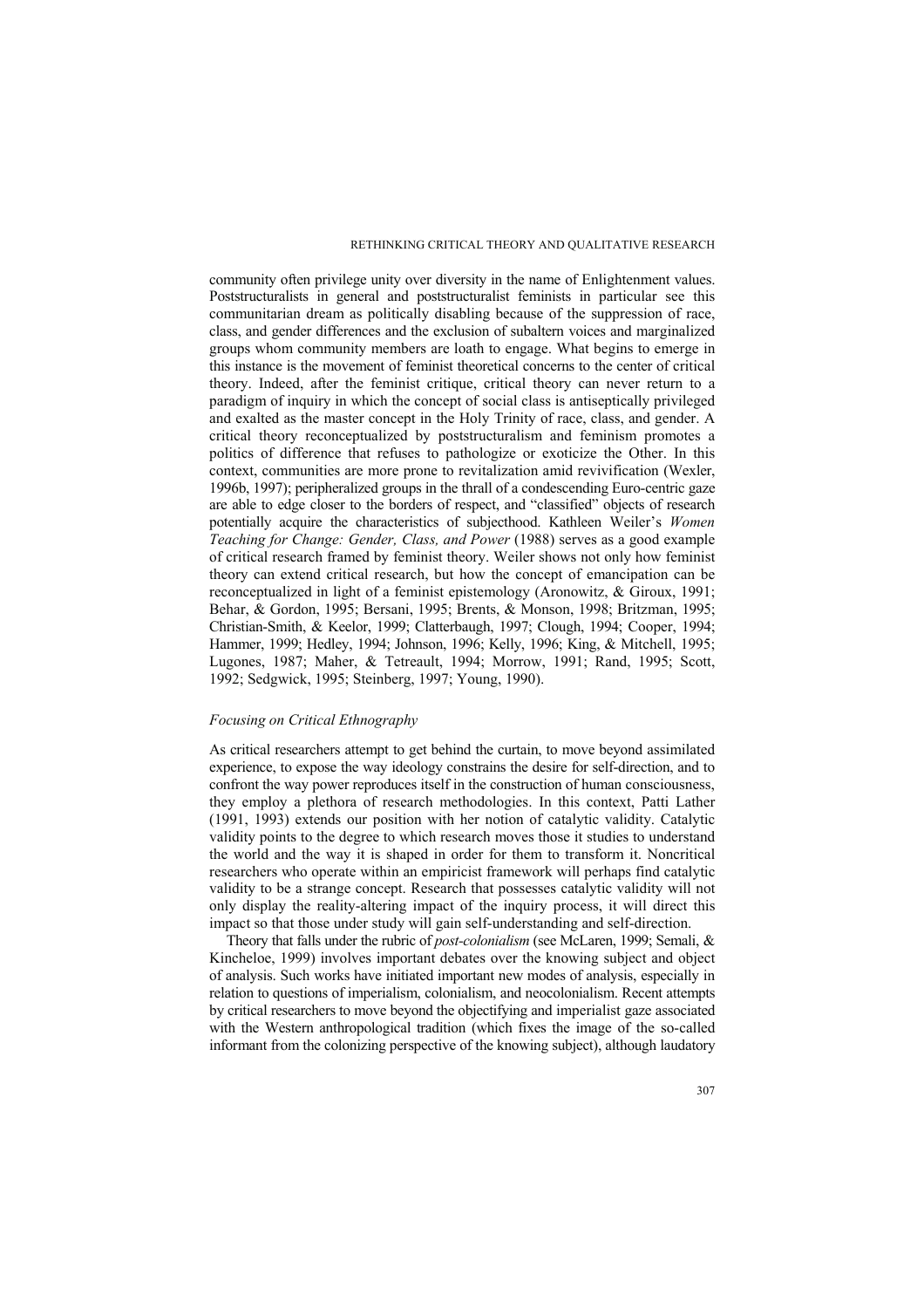community often privilege unity over diversity in the name of Enlightenment values. Poststructuralists in general and poststructuralist feminists in particular see this communitarian dream as politically disabling because of the suppression of race, class, and gender differences and the exclusion of subaltern voices and marginalized groups whom community members are loath to engage. What begins to emerge in this instance is the movement of feminist theoretical concerns to the center of critical theory. Indeed, after the feminist critique, critical theory can never return to a paradigm of inquiry in which the concept of social class is antiseptically privileged and exalted as the master concept in the Holy Trinity of race, class, and gender. A critical theory reconceptualized by poststructuralism and feminism promotes a politics of difference that refuses to pathologize or exoticize the Other. In this context, communities are more prone to revitalization amid revivification (Wexler, 1996b, 1997); peripheralized groups in the thrall of a condescending Euro-centric gaze are able to edge closer to the borders of respect, and "classified" objects of research potentially acquire the characteristics of subjecthood. Kathleen Weiler's *Women Teaching for Change: Gender, Class, and Power* (1988) serves as a good example of critical research framed by feminist theory. Weiler shows not only how feminist theory can extend critical research, but how the concept of emancipation can be reconceptualized in light of a feminist epistemology (Aronowitz, & Giroux, 1991; Behar, & Gordon, 1995; Bersani, 1995; Brents, & Monson, 1998; Britzman, 1995; Christian-Smith, & Keelor, 1999; Clatterbaugh, 1997; Clough, 1994; Cooper, 1994; Hammer, 1999; Hedley, 1994; Johnson, 1996; Kelly, 1996; King, & Mitchell, 1995; Lugones, 1987; Maher, & Tetreault, 1994; Morrow, 1991; Rand, 1995; Scott, 1992; Sedgwick, 1995; Steinberg, 1997; Young, 1990).

### *Focusing on Critical Ethnography*

As critical researchers attempt to get behind the curtain, to move beyond assimilated experience, to expose the way ideology constrains the desire for self-direction, and to confront the way power reproduces itself in the construction of human consciousness, they employ a plethora of research methodologies. In this context, Patti Lather (1991, 1993) extends our position with her notion of catalytic validity. Catalytic validity points to the degree to which research moves those it studies to understand the world and the way it is shaped in order for them to transform it. Noncritical researchers who operate within an empiricist framework will perhaps find catalytic validity to be a strange concept. Research that possesses catalytic validity will not only display the reality-altering impact of the inquiry process, it will direct this impact so that those under study will gain self-understanding and self-direction.

Theory that falls under the rubric of *post-colonialism* (see McLaren, 1999; Semali, & Kincheloe, 1999) involves important debates over the knowing subject and object of analysis. Such works have initiated important new modes of analysis, especially in relation to questions of imperialism, colonialism, and neocolonialism. Recent attempts by critical researchers to move beyond the objectifying and imperialist gaze associated with the Western anthropological tradition (which fixes the image of the so-called informant from the colonizing perspective of the knowing subject), although laudatory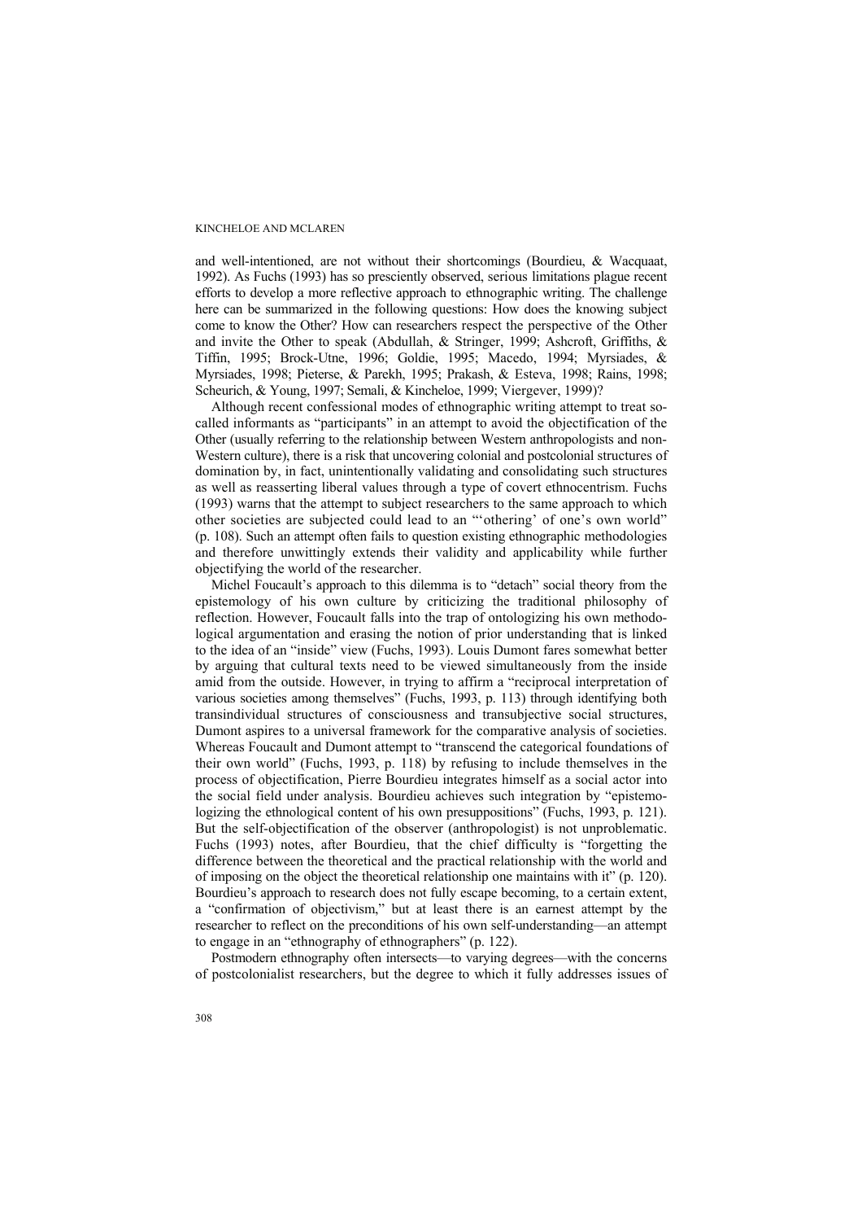and well-intentioned, are not without their shortcomings (Bourdieu, & Wacquaat, 1992). As Fuchs (1993) has so presciently observed, serious limitations plague recent efforts to develop a more reflective approach to ethnographic writing. The challenge here can be summarized in the following questions: How does the knowing subject come to know the Other? How can researchers respect the perspective of the Other and invite the Other to speak (Abdullah, & Stringer, 1999; Ashcroft, Griffiths, & Tiffin, 1995; Brock-Utne, 1996; Goldie, 1995; Macedo, 1994; Myrsiades, & Myrsiades, 1998; Pieterse, & Parekh, 1995; Prakash, & Esteva, 1998; Rains, 1998; Scheurich, & Young, 1997; Semali, & Kincheloe, 1999; Viergever, 1999)?

Although recent confessional modes of ethnographic writing attempt to treat so-called informants as "participants" in an attempt to avoid the objectification of the Other (usually referring to the relationship between Western anthropologists and non-Western culture), there is a risk that uncovering colonial and postcolonial structures of domination by, in fact, unintentionally validating and consolidating such structures as well as reasserting liberal values through a type of covert ethnocentrism. Fuchs (1993) warns that the attempt to subject researchers to the same approach to which other societies are subjected could lead to an "'othering' of one's own world" (p. 108). Such an attempt often fails to question existing ethnographic methodologies and therefore unwittingly extends their validity and applicability while further objectifying the world of the researcher.

Michel Foucault's approach to this dilemma is to "detach" social theory from the epistemology of his own culture by criticizing the traditional philosophy of reflection. However, Foucault falls into the trap of ontologizing his own methodological argumentation and erasing the notion of prior understanding that is linked to the idea of an "inside" view (Fuchs, 1993). Louis Dumont fares somewhat better by arguing that cultural texts need to be viewed simultaneously from the inside amid from the outside. However, in trying to affirm a "reciprocal interpretation of various societies among themselves" (Fuchs, 1993, p. 113) through identifying both transindividual structures of consciousness and transubjective social structures, Dumont aspires to a universal framework for the comparative analysis of societies. Whereas Foucault and Dumont attempt to "transcend the categorical foundations of their own world" (Fuchs, 1993, p. 118) by refusing to include themselves in the process of objectification, Pierre Bourdieu integrates himself as a social actor into the social field under analysis. Bourdieu achieves such integration by "epistemologizing the ethnological content of his own presuppositions" (Fuchs, 1993, p. 121). But the self-objectification of the observer (anthropologist) is not unproblematic. Fuchs (1993) notes, after Bourdieu, that the chief difficulty is "forgetting the difference between the theoretical and the practical relationship with the world and of imposing on the object the theoretical relationship one maintains with it" (p. 120). Bourdieu's approach to research does not fully escape becoming, to a certain extent, a "confirmation of objectivism," but at least there is an earnest attempt by the researcher to reflect on the preconditions of his own self-understanding—an attempt to engage in an "ethnography of ethnographers" (p. 122).

Postmodern ethnography often intersects—to varying degrees—with the concerns of postcolonialist researchers, but the degree to which it fully addresses issues of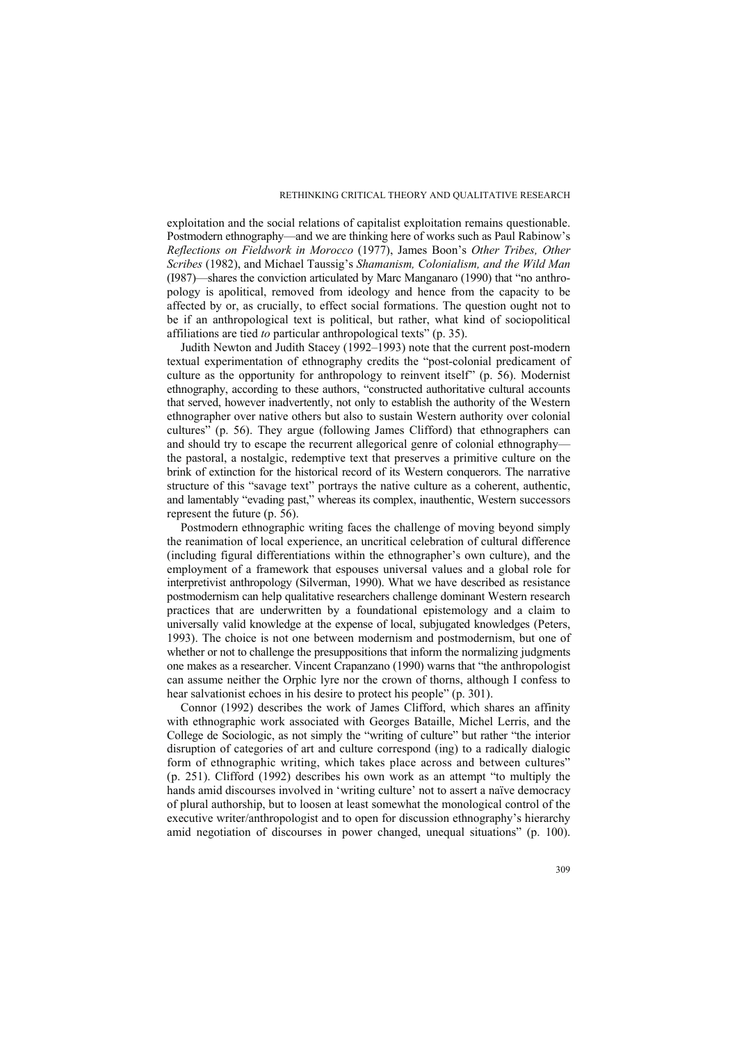exploitation and the social relations of capitalist exploitation remains questionable. Postmodern ethnography—and we are thinking here of works such as Paul Rabinow's *Reflections on Fieldwork in Morocco* (1977), James Boon's *Other Tribes, Other Scribes* (1982), and Michael Taussig's *Shamanism, Colonialism, and the Wild Man* (I987)—shares the conviction articulated by Marc Manganaro (1990) that "no anthropology is apolitical, removed from ideology and hence from the capacity to be affected by or, as crucially, to effect social formations. The question ought not to be if an anthropological text is political, but rather, what kind of sociopolitical affiliations are tied *to* particular anthropological texts" (p. 35).

Judith Newton and Judith Stacey (1992–1993) note that the current post-modern textual experimentation of ethnography credits the "post-colonial predicament of culture as the opportunity for anthropology to reinvent itself" (p. 56). Modernist ethnography, according to these authors, "constructed authoritative cultural accounts that served, however inadvertently, not only to establish the authority of the Western ethnographer over native others but also to sustain Western authority over colonial cultures" (p. 56). They argue (following James Clifford) that ethnographers can and should try to escape the recurrent allegorical genre of colonial ethnography—the pastoral, a nostalgic, redemptive text that preserves a primitive culture on the brink of extinction for the historical record of its Western conquerors. The narrative structure of this "savage text" portrays the native culture as a coherent, authentic, and lamentably "evading past," whereas its complex, inauthentic, Western successors represent the future (p. 56).

Postmodern ethnographic writing faces the challenge of moving beyond simply the reanimation of local experience, an uncritical celebration of cultural difference (including figural differentiations within the ethnographer's own culture), and the employment of a framework that espouses universal values and a global role for interpretivist anthropology (Silverman, 1990). What we have described as resistance postmodernism can help qualitative researchers challenge dominant Western research practices that are underwritten by a foundational epistemology and a claim to universally valid knowledge at the expense of local, subjugated knowledges (Peters, 1993). The choice is not one between modernism and postmodernism, but one of whether or not to challenge the presuppositions that inform the normalizing judgments one makes as a researcher. Vincent Crapanzano (1990) warns that "the anthropologist can assume neither the Orphic lyre nor the crown of thorns, although I confess to hear salvationist echoes in his desire to protect his people" (p. 301).

Connor (1992) describes the work of James Clifford, which shares an affinity with ethnographic work associated with Georges Bataille, Michel Lerris, and the College de Sociologic, as not simply the "writing of culture" but rather "the interior disruption of categories of art and culture correspond (ing) to a radically dialogic form of ethnographic writing, which takes place across and between cultures" (p. 251). Clifford (1992) describes his own work as an attempt "to multiply the hands amid discourses involved in 'writing culture' not to assert a naïve democracy of plural authorship, but to loosen at least somewhat the monological control of the executive writer/anthropologist and to open for discussion ethnography's hierarchy amid negotiation of discourses in power changed, unequal situations" (p. 100).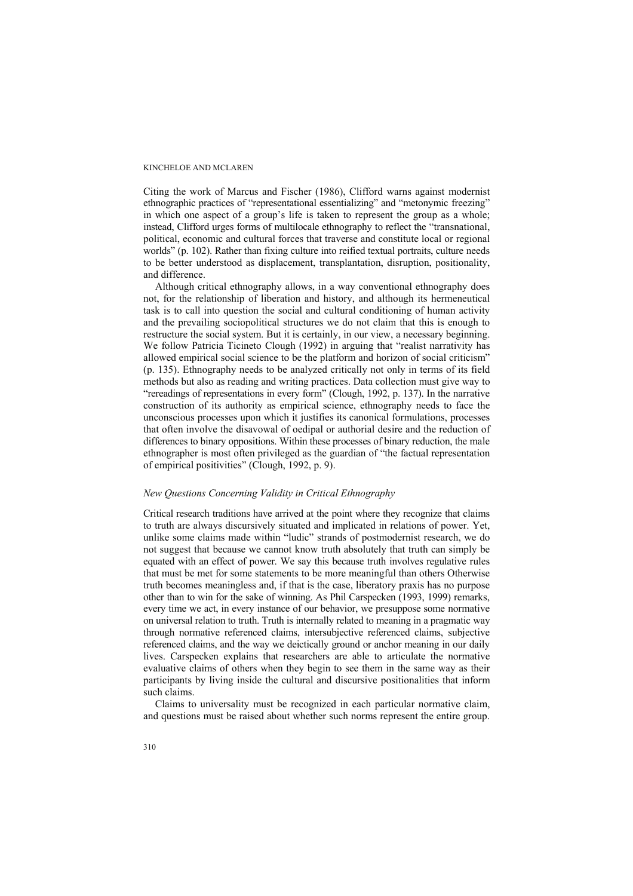Citing the work of Marcus and Fischer (1986), Clifford warns against modernist ethnographic practices of "representational essentializing" and "metonymic freezing" in which one aspect of a group's life is taken to represent the group as a whole; instead, Clifford urges forms of multilocale ethnography to reflect the "transnational, political, economic and cultural forces that traverse and constitute local or regional worlds" (p. 102). Rather than fixing culture into reified textual portraits, culture needs to be better understood as displacement, transplantation, disruption, positionality, and difference.

Although critical ethnography allows, in a way conventional ethnography does not, for the relationship of liberation and history, and although its hermeneutical task is to call into question the social and cultural conditioning of human activity and the prevailing sociopolitical structures we do not claim that this is enough to restructure the social system. But it is certainly, in our view, a necessary beginning. We follow Patricia Ticineto Clough (1992) in arguing that "realist narrativity has allowed empirical social science to be the platform and horizon of social criticism" (p. 135). Ethnography needs to be analyzed critically not only in terms of its field methods but also as reading and writing practices. Data collection must give way to "rereadings of representations in every form" (Clough, 1992, p. 137). In the narrative construction of its authority as empirical science, ethnography needs to face the unconscious processes upon which it justifies its canonical formulations, processes that often involve the disavowal of oedipal or authorial desire and the reduction of differences to binary oppositions. Within these processes of binary reduction, the male ethnographer is most often privileged as the guardian of "the factual representation of empirical positivities" (Clough, 1992, p. 9).

### *New Questions Concerning Validity in Critical Ethnography*

Critical research traditions have arrived at the point where they recognize that claims to truth are always discursively situated and implicated in relations of power. Yet, unlike some claims made within "ludic" strands of postmodernist research, we do not suggest that because we cannot know truth absolutely that truth can simply be equated with an effect of power. We say this because truth involves regulative rules that must be met for some statements to be more meaningful than others Otherwise truth becomes meaningless and, if that is the case, liberatory praxis has no purpose other than to win for the sake of winning. As Phil Carspecken (1993, 1999) remarks, every time we act, in every instance of our behavior, we presuppose some normative on universal relation to truth. Truth is internally related to meaning in a pragmatic way through normative referenced claims, intersubjective referenced claims, subjective referenced claims, and the way we deictically ground or anchor meaning in our daily lives. Carspecken explains that researchers are able to articulate the normative evaluative claims of others when they begin to see them in the same way as their participants by living inside the cultural and discursive positionalities that inform such claims.

Claims to universality must be recognized in each particular normative claim, and questions must be raised about whether such norms represent the entire group.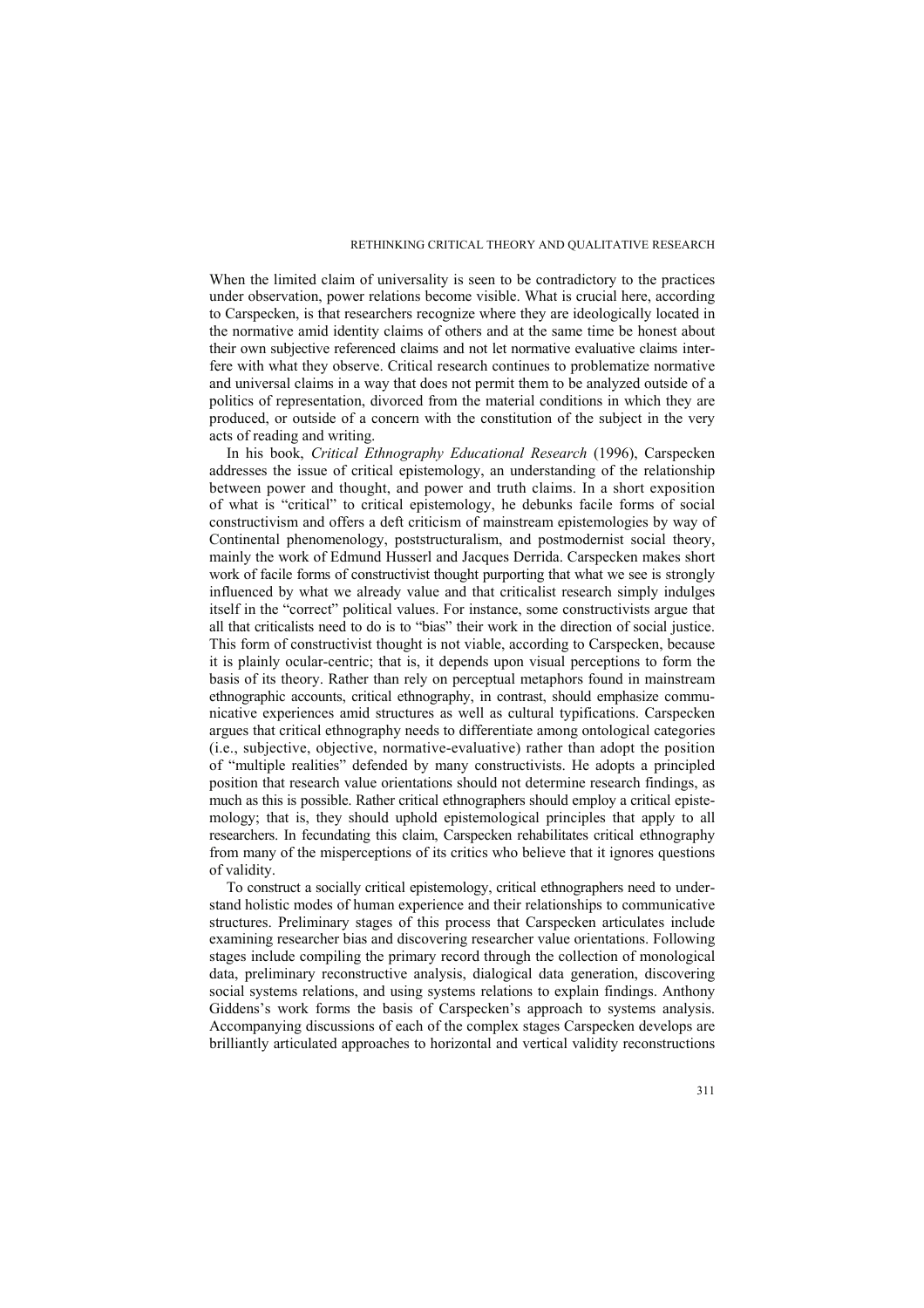When the limited claim of universality is seen to be contradictory to the practices under observation, power relations become visible. What is crucial here, according to Carspecken, is that researchers recognize where they are ideologically located in the normative amid identity claims of others and at the same time be honest about their own subjective referenced claims and not let normative evaluative claims interfere with what they observe. Critical research continues to problematize normative and universal claims in a way that does not permit them to be analyzed outside of a politics of representation, divorced from the material conditions in which they are produced, or outside of a concern with the constitution of the subject in the very acts of reading and writing.

In his book, *Critical Ethnography Educational Research* (1996), Carspecken addresses the issue of critical epistemology, an understanding of the relationship between power and thought, and power and truth claims. In a short exposition of what is "critical" to critical epistemology, he debunks facile forms of social constructivism and offers a deft criticism of mainstream epistemologies by way of Continental phenomenology, poststructuralism, and postmodernist social theory, mainly the work of Edmund Husserl and Jacques Derrida. Carspecken makes short work of facile forms of constructivist thought purporting that what we see is strongly influenced by what we already value and that criticalist research simply indulges itself in the "correct" political values. For instance, some constructivists argue that all that criticalists need to do is to "bias" their work in the direction of social justice. This form of constructivist thought is not viable, according to Carspecken, because it is plainly ocular-centric; that is, it depends upon visual perceptions to form the basis of its theory. Rather than rely on perceptual metaphors found in mainstream ethnographic accounts, critical ethnography, in contrast, should emphasize communicative experiences amid structures as well as cultural typifications. Carspecken argues that critical ethnography needs to differentiate among ontological categories (i.e., subjective, objective, normative-evaluative) rather than adopt the position of "multiple realities" defended by many constructivists. He adopts a principled position that research value orientations should not determine research findings, as much as this is possible. Rather critical ethnographers should employ a critical epistemology; that is, they should uphold epistemological principles that apply to all researchers. In fecundating this claim, Carspecken rehabilitates critical ethnography from many of the misperceptions of its critics who believe that it ignores questions of validity.

To construct a socially critical epistemology, critical ethnographers need to understand holistic modes of human experience and their relationships to communicative structures. Preliminary stages of this process that Carspecken articulates include examining researcher bias and discovering researcher value orientations. Following stages include compiling the primary record through the collection of monological data, preliminary reconstructive analysis, dialogical data generation, discovering social systems relations, and using systems relations to explain findings. Anthony Giddens's work forms the basis of Carspecken's approach to systems analysis. Accompanying discussions of each of the complex stages Carspecken develops are brilliantly articulated approaches to horizontal and vertical validity reconstructions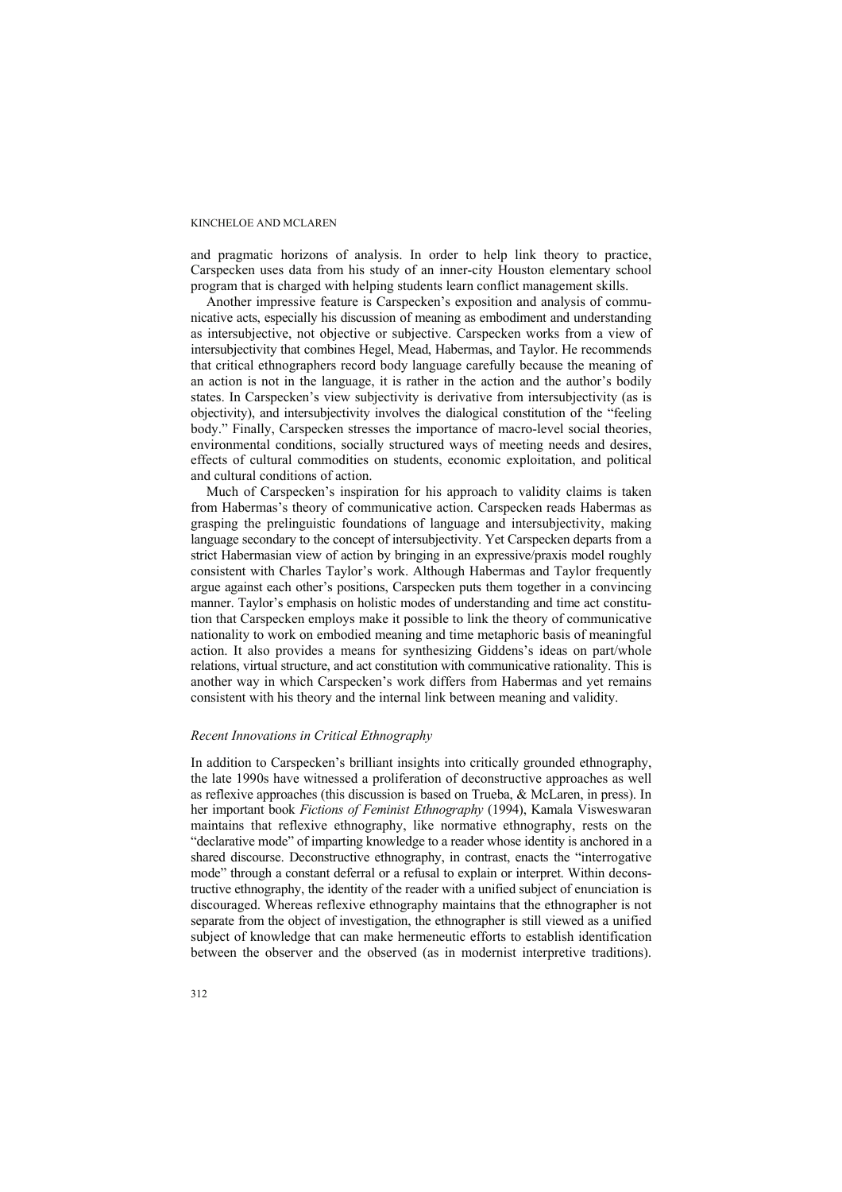and pragmatic horizons of analysis. In order to help link theory to practice, Carspecken uses data from his study of an inner-city Houston elementary school program that is charged with helping students learn conflict management skills.

Another impressive feature is Carspecken's exposition and analysis of communicative acts, especially his discussion of meaning as embodiment and understanding as intersubjective, not objective or subjective. Carspecken works from a view of intersubjectivity that combines Hegel, Mead, Habermas, and Taylor. He recommends that critical ethnographers record body language carefully because the meaning of an action is not in the language, it is rather in the action and the author's bodily states. In Carspecken's view subjectivity is derivative from intersubjectivity (as is objectivity), and intersubjectivity involves the dialogical constitution of the "feeling body." Finally, Carspecken stresses the importance of macro-level social theories, environmental conditions, socially structured ways of meeting needs and desires, effects of cultural commodities on students, economic exploitation, and political and cultural conditions of action.

Much of Carspecken's inspiration for his approach to validity claims is taken from Habermas's theory of communicative action. Carspecken reads Habermas as grasping the prelinguistic foundations of language and intersubjectivity, making language secondary to the concept of intersubjectivity. Yet Carspecken departs from a strict Habermasian view of action by bringing in an expressive/praxis model roughly consistent with Charles Taylor's work. Although Habermas and Taylor frequently argue against each other's positions, Carspecken puts them together in a convincing manner. Taylor's emphasis on holistic modes of understanding and time act constitution that Carspecken employs make it possible to link the theory of communicative nationality to work on embodied meaning and time metaphoric basis of meaningful action. It also provides a means for synthesizing Giddens's ideas on part/whole relations, virtual structure, and act constitution with communicative rationality. This is another way in which Carspecken's work differs from Habermas and yet remains consistent with his theory and the internal link between meaning and validity.

### *Recent Innovations in Critical Ethnography*

In addition to Carspecken's brilliant insights into critically grounded ethnography, the late 1990s have witnessed a proliferation of deconstructive approaches as well as reflexive approaches (this discussion is based on Trueba, & McLaren, in press). In her important book *Fictions of Feminist Ethnography* (1994), Kamala Visweswaran maintains that reflexive ethnography, like normative ethnography, rests on the "declarative mode" of imparting knowledge to a reader whose identity is anchored in a shared discourse. Deconstructive ethnography, in contrast, enacts the "interrogative mode" through a constant deferral or a refusal to explain or interpret. Within deconstructive ethnography, the identity of the reader with a unified subject of enunciation is discouraged. Whereas reflexive ethnography maintains that the ethnographer is not separate from the object of investigation, the ethnographer is still viewed as a unified subject of knowledge that can make hermeneutic efforts to establish identification between the observer and the observed (as in modernist interpretive traditions).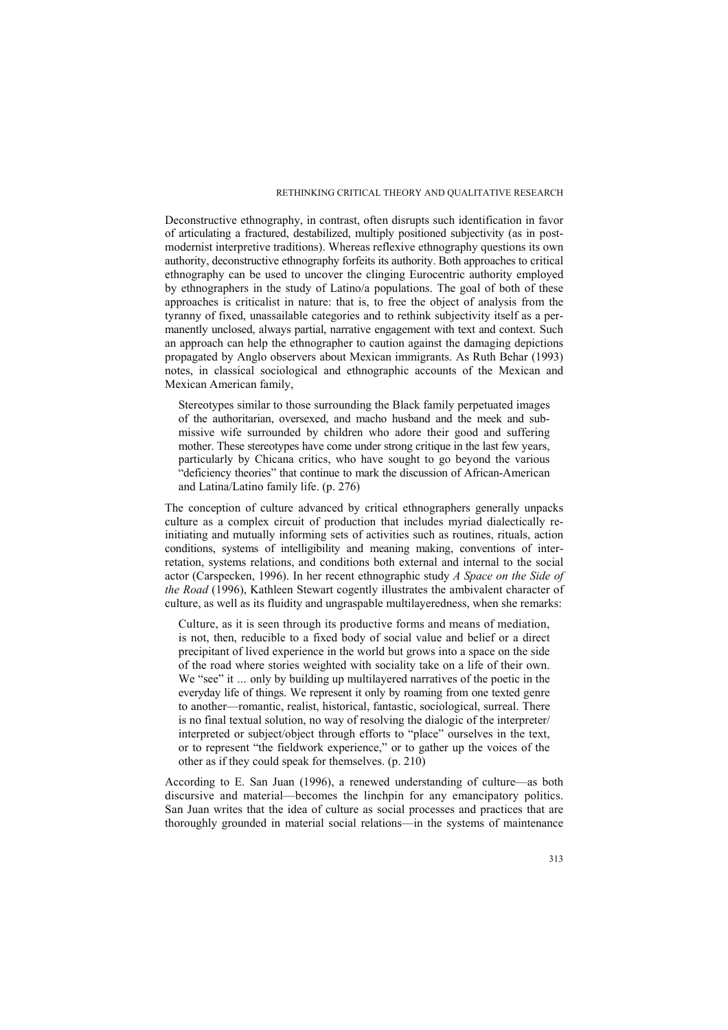Deconstructive ethnography, in contrast, often disrupts such identification in favor of articulating a fractured, destabilized, multiply positioned subjectivity (as in postmodernist interpretive traditions). Whereas reflexive ethnography questions its own authority, deconstructive ethnography forfeits its authority. Both approaches to critical ethnography can be used to uncover the clinging Eurocentric authority employed by ethnographers in the study of Latino/a populations. The goal of both of these approaches is criticalist in nature: that is, to free the object of analysis from the tyranny of fixed, unassailable categories and to rethink subjectivity itself as a permanently unclosed, always partial, narrative engagement with text and context. Such an approach can help the ethnographer to caution against the damaging depictions propagated by Anglo observers about Mexican immigrants. As Ruth Behar (1993) notes, in classical sociological and ethnographic accounts of the Mexican and Mexican American family,

> Stereotypes similar to those surrounding the Black family perpetuated images of the authoritarian, oversexed, and macho husband and the meek and submissive wife surrounded by children who adore their good and suffering mother. These stereotypes have come under strong critique in the last few years, particularly by Chicana critics, who have sought to go beyond the various "deficiency theories" that continue to mark the discussion of African-American and Latina/Latino family life. (p. 276)

The conception of culture advanced by critical ethnographers generally unpacks culture as a complex circuit of production that includes myriad dialectically reinitiating and mutually informing sets of activities such as routines, rituals, action conditions, systems of intelligibility and meaning making, conventions of interretation, systems relations, and conditions both external and internal to the social actor (Carspecken, 1996). In her recent ethnographic study *A Space on the Side of the Road* (1996), Kathleen Stewart cogently illustrates the ambivalent character of culture, as well as its fluidity and ungraspable multilayeredness, when she remarks:

> Culture, as it is seen through its productive forms and means of mediation, is not, then, reducible to a fixed body of social value and belief or a direct precipitant of lived experience in the world but grows into a space on the side of the road where stories weighted with sociality take on a life of their own. We "see" it ... only by building up multilayered narratives of the poetic in the everyday life of things. We represent it only by roaming from one texted genre to another—romantic, realist, historical, fantastic, sociological, surreal. There is no final textual solution, no way of resolving the dialogic of the interpreter/interpreted or subject/object through efforts to "place" ourselves in the text, or to represent "the fieldwork experience," or to gather up the voices of the other as if they could speak for themselves. (p. 210)

According to E. San Juan (1996), a renewed understanding of culture—as both discursive and material—becomes the linchpin for any emancipatory politics. San Juan writes that the idea of culture as social processes and practices that are thoroughly grounded in material social relations—in the systems of maintenance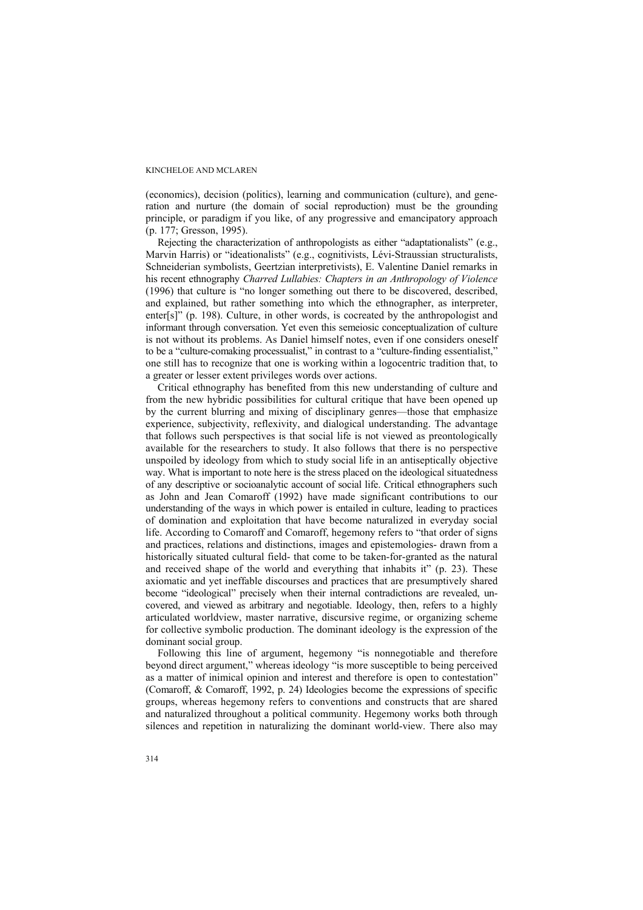(economics), decision (politics), learning and communication (culture), and generation and nurture (the domain of social reproduction) must be the grounding principle, or paradigm if you like, of any progressive and emancipatory approach (p. 177; Gresson, 1995).

Rejecting the characterization of anthropologists as either "adaptationalists" (e.g., Marvin Harris) or "ideationalists" (e.g., cognitivists, Lévi-Straussian structuralists, Schneiderian symbolists, Geertzian interpretivists), E. Valentine Daniel remarks in his recent ethnography *Charred Lullabies: Chapters in an Anthropology of Violence* (1996) that culture is "no longer something out there to be discovered, described, and explained, but rather something into which the ethnographer, as interpreter, enter[s]" (p. 198). Culture, in other words, is cocreated by the anthropologist and informant through conversation. Yet even this semeiosic conceptualization of culture is not without its problems. As Daniel himself notes, even if one considers oneself to be a "culture-comaking processualist," in contrast to a "culture-finding essentialist," one still has to recognize that one is working within a logocentric tradition that, to a greater or lesser extent privileges words over actions.

Critical ethnography has benefited from this new understanding of culture and from the new hybridic possibilities for cultural critique that have been opened up by the current blurring and mixing of disciplinary genres—those that emphasize experience, subjectivity, reflexivity, and dialogical understanding. The advantage that follows such perspectives is that social life is not viewed as preontologically available for the researchers to study. It also follows that there is no perspective unspoiled by ideology from which to study social life in an antiseptically objective way. What is important to note here is the stress placed on the ideological situatedness of any descriptive or socioanalytic account of social life. Critical ethnographers such as John and Jean Comaroff (1992) have made significant contributions to our understanding of the ways in which power is entailed in culture, leading to practices of domination and exploitation that have become naturalized in everyday social life. According to Comaroff and Comaroff, hegemony refers to "that order of signs and practices, relations and distinctions, images and epistemologies- drawn from a historically situated cultural field- that come to be taken-for-granted as the natural and received shape of the world and everything that inhabits it" (p. 23). These axiomatic and yet ineffable discourses and practices that are presumptively shared become "ideological" precisely when their internal contradictions are revealed, uncovered, and viewed as arbitrary and negotiable. Ideology, then, refers to a highly articulated worldview, master narrative, discursive regime, or organizing scheme for collective symbolic production. The dominant ideology is the expression of the dominant social group.

Following this line of argument, hegemony "is nonnegotiable and therefore beyond direct argument," whereas ideology "is more susceptible to being perceived as a matter of inimical opinion and interest and therefore is open to contestation" (Comaroff, & Comaroff, 1992, p. 24) Ideologies become the expressions of specific groups, whereas hegemony refers to conventions and constructs that are shared and naturalized throughout a political community. Hegemony works both through silences and repetition in naturalizing the dominant world-view. There also may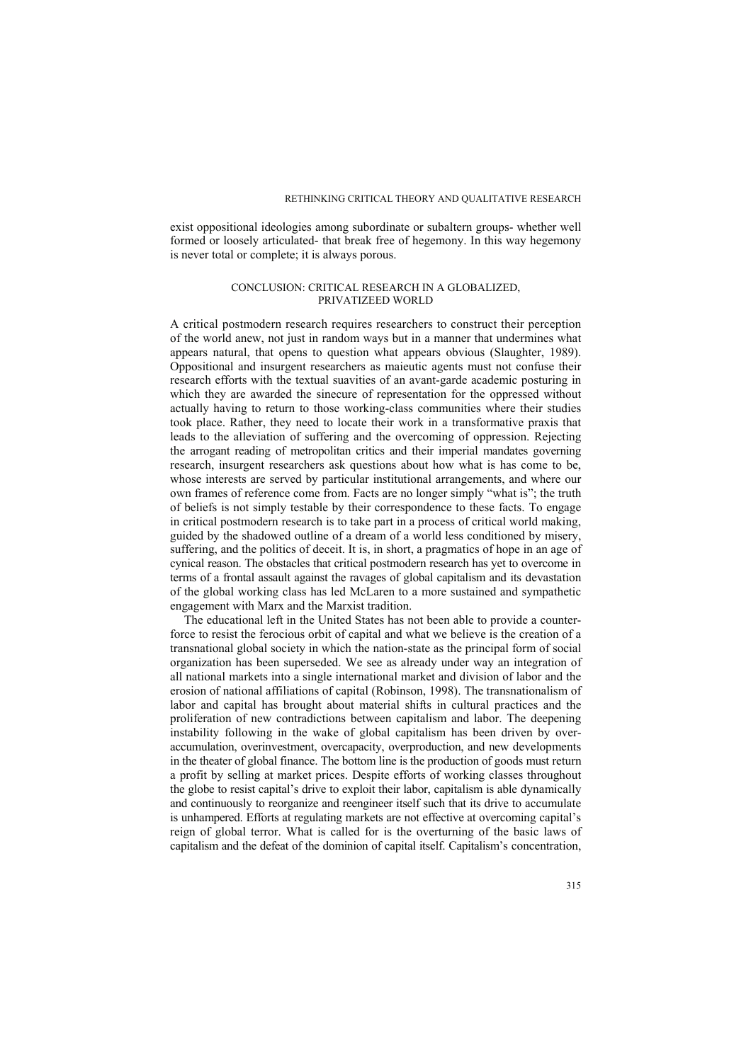exist oppositional ideologies among subordinate or subaltern groups- whether well formed or loosely articulated- that break free of hegemony. In this way hegemony is never total or complete; it is always porous.

## CONCLUSION: CRITICAL RESEARCH IN A GLOBALIZED, PRIVATIZEED WORLD

A critical postmodern research requires researchers to construct their perception of the world anew, not just in random ways but in a manner that undermines what appears natural, that opens to question what appears obvious (Slaughter, 1989). Oppositional and insurgent researchers as maieutic agents must not confuse their research efforts with the textual suavities of an avant-garde academic posturing in which they are awarded the sinecure of representation for the oppressed without actually having to return to those working-class communities where their studies took place. Rather, they need to locate their work in a transformative praxis that leads to the alleviation of suffering and the overcoming of oppression. Rejecting the arrogant reading of metropolitan critics and their imperial mandates governing research, insurgent researchers ask questions about how what is has come to be, whose interests are served by particular institutional arrangements, and where our own frames of reference come from. Facts are no longer simply "what is"; the truth of beliefs is not simply testable by their correspondence to these facts. To engage in critical postmodern research is to take part in a process of critical world making, guided by the shadowed outline of a dream of a world less conditioned by misery, suffering, and the politics of deceit. It is, in short, a pragmatics of hope in an age of cynical reason. The obstacles that critical postmodern research has yet to overcome in terms of a frontal assault against the ravages of global capitalism and its devastation of the global working class has led McLaren to a more sustained and sympathetic engagement with Marx and the Marxist tradition.

The educational left in the United States has not been able to provide a counter-force to resist the ferocious orbit of capital and what we believe is the creation of a transnational global society in which the nation-state as the principal form of social organization has been superseded. We see as already under way an integration of all national markets into a single international market and division of labor and the erosion of national affiliations of capital (Robinson, 1998). The transnationalism of labor and capital has brought about material shifts in cultural practices and the proliferation of new contradictions between capitalism and labor. The deepening instability following in the wake of global capitalism has been driven by over-accumulation, overinvestment, overcapacity, overproduction, and new developments in the theater of global finance. The bottom line is the production of goods must return a profit by selling at market prices. Despite efforts of working classes throughout the globe to resist capital's drive to exploit their labor, capitalism is able dynamically and continuously to reorganize and reengineer itself such that its drive to accumulate is unhampered. Efforts at regulating markets are not effective at overcoming capital's reign of global terror. What is called for is the overturning of the basic laws of capitalism and the defeat of the dominion of capital itself. Capitalism's concentration,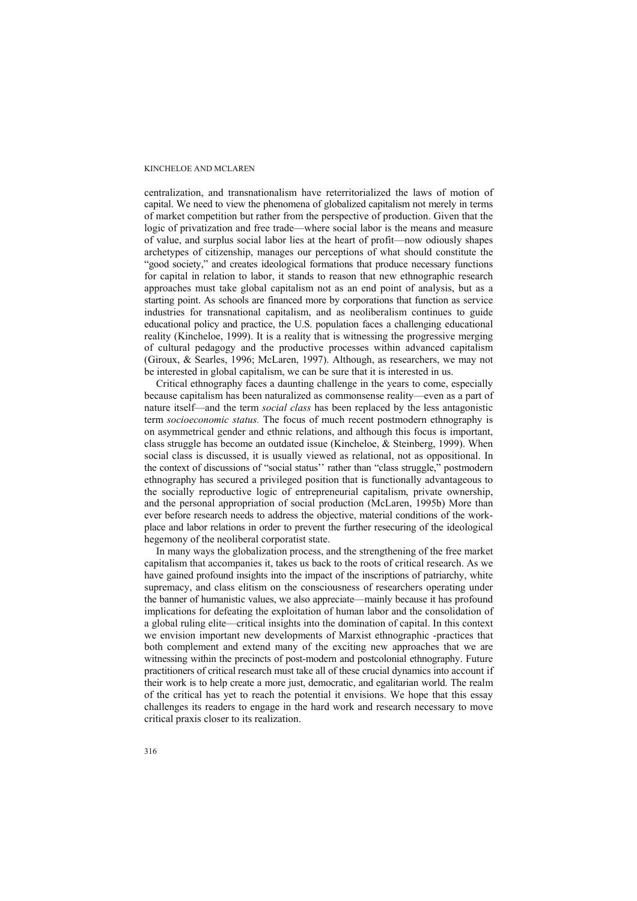centralization, and transnationalism have reterritorialized the laws of motion of capital. We need to view the phenomena of globalized capitalism not merely in terms of market competition but rather from the perspective of production. Given that the logic of privatization and free trade—where social labor is the means and measure of value, and surplus social labor lies at the heart of profit—now odiously shapes archetypes of citizenship, manages our perceptions of what should constitute the "good society," and creates ideological formations that produce necessary functions for capital in relation to labor, it stands to reason that new ethnographic research approaches must take global capitalism not as an end point of analysis, but as a starting point. As schools are financed more by corporations that function as service industries for transnational capitalism, and as neoliberalism continues to guide educational policy and practice, the U.S. population faces a challenging educational reality (Kincheloe, 1999). It is a reality that is witnessing the progressive merging of cultural pedagogy and the productive processes within advanced capitalism (Giroux, & Searles, 1996; McLaren, 1997). Although, as researchers, we may not be interested in global capitalism, we can be sure that it is interested in us.

Critical ethnography faces a daunting challenge in the years to come, especially because capitalism has been naturalized as commonsense reality—even as a part of nature itself—and the term *social class* has been replaced by the less antagonistic term *socioeconomic status.* The focus of much recent postmodern ethnography is on asymmetrical gender and ethnic relations, and although this focus is important, class struggle has become an outdated issue (Kincheloe, & Steinberg, 1999). When social class is discussed, it is usually viewed as relational, not as oppositional. In the context of discussions of "social status'' rather than "class struggle," postmodern ethnography has secured a privileged position that is functionally advantageous to the socially reproductive logic of entrepreneurial capitalism, private ownership, and the personal appropriation of social production (McLaren, 1995b) More than ever before research needs to address the objective, material conditions of the work-place and labor relations in order to prevent the further resecuring of the ideological hegemony of the neoliberal corporatist state.

In many ways the globalization process, and the strengthening of the free market capitalism that accompanies it, takes us back to the roots of critical research. As we have gained profound insights into the impact of the inscriptions of patriarchy, white supremacy, and class elitism on the consciousness of researchers operating under the banner of humanistic values, we also appreciate—mainly because it has profound implications for defeating the exploitation of human labor and the consolidation of a global ruling elite—critical insights into the domination of capital. In this context we envision important new developments of Marxist ethnographic -practices that both complement and extend many of the exciting new approaches that we are witnessing within the precincts of post-modern and postcolonial ethnography. Future practitioners of critical research must take all of these crucial dynamics into account if their work is to help create a more just, democratic, and egalitarian world. The realm of the critical has yet to reach the potential it envisions. We hope that this essay challenges its readers to engage in the hard work and research necessary to move critical praxis closer to its realization.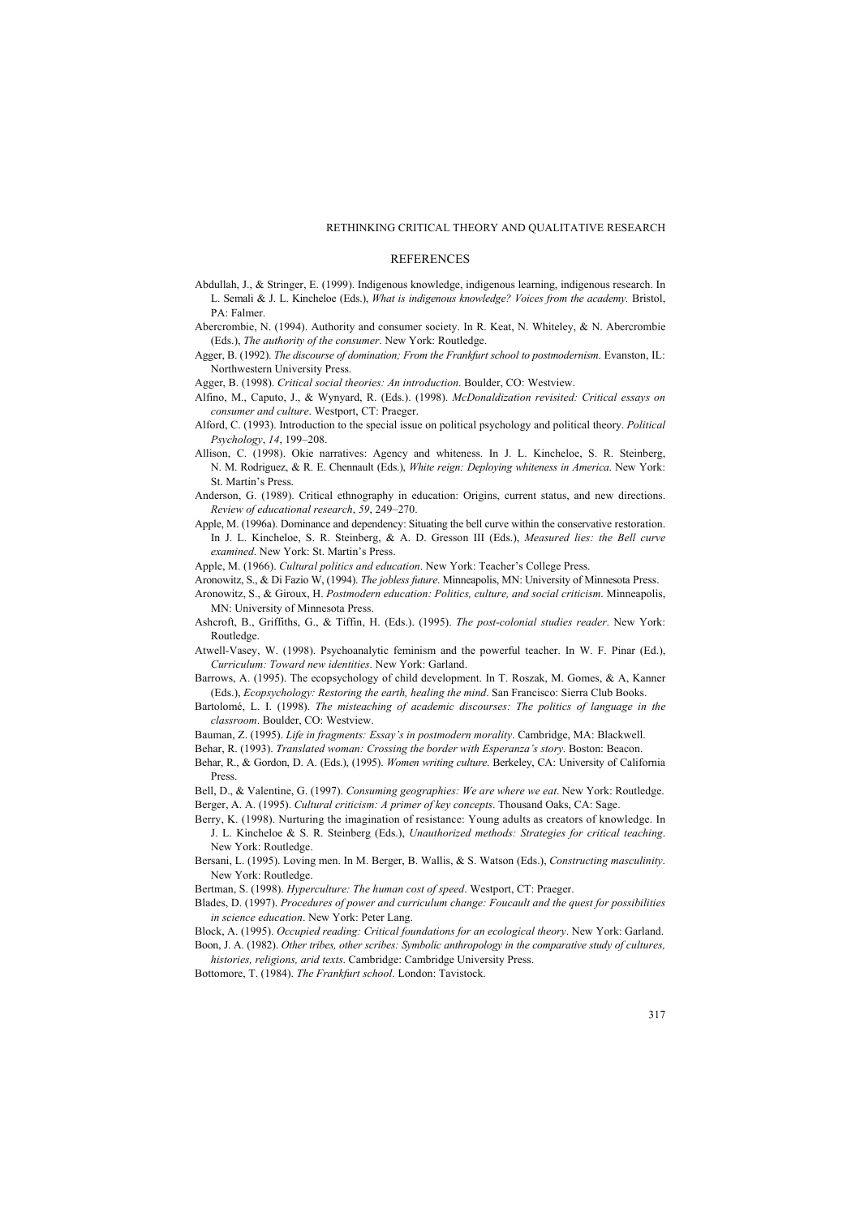## REFERENCES

Abdullah, J., & Stringer, E. (1999). Indigenous knowledge, indigenous learning, indigenous research. In L. Semali & J. L. Kincheloe (Eds.), *What is indigenous knowledge? Voices from the academy.* Bristol, PA: Falmer.

Abercrombie, N. (1994). Authority and consumer society. In R. Keat, N. Whiteley, & N. Abercrombie (Eds.), *The authority of the consumer*. New York: Routledge.

Agger, B. (1992). *The discourse of domination; From the Frankfurt school to postmodernism*. Evanston, IL: Northwestern University Press.

Agger, B. (1998). *Critical social theories: An introduction*. Boulder, CO: Westview.

Alfino, M., Caputo, J., & Wynyard, R. (Eds.). (1998). *McDonaldization revisited: Critical essays on consumer and culture*. Westport, CT: Praeger.

Alford, C. (1993). Introduction to the special issue on political psychology and political theory. *Political Psychology*, *14*, 199–208.

Allison, C. (1998). Okie narratives: Agency and whiteness. In J. L. Kincheloe, S. R. Steinberg, N. M. Rodriguez, & R. E. Chennault (Eds.), *White reign: Deploying whiteness in America*. New York: St. Martin's Press.

Anderson, G. (1989). Critical ethnography in education: Origins, current status, and new directions. *Review of educational research*, *59*, 249–270.

Apple, M. (1996a). Dominance and dependency: Situating the bell curve within the conservative restoration. In J. L. Kincheloe, S. R. Steinberg, & A. D. Gresson III (Eds.), *Measured lies: the Bell curve examined*. New York: St. Martin's Press.

Apple, M. (1966). *Cultural politics and education*. New York: Teacher's College Press.

Aronowitz, S., & Di Fazio W, (1994). *The jobless future*. Minneapolis, MN: University of Minnesota Press.

Aronowitz, S., & Giroux, H. *Postmodern education: Politics, culture, and social criticism*. Minneapolis, MN: University of Minnesota Press.

Ashcroft, B., Griffiths, G., & Tiffin, H. (Eds.). (1995). *The post-colonial studies reader*. New York: Routledge.

Atwell-Vasey, W. (1998). Psychoanalytic feminism and the powerful teacher. In W. F. Pinar (Ed.), *Curriculum: Toward new identities*. New York: Garland.

Barrows, A. (1995). The ecopsychology of child development. In T. Roszak, M. Gomes, & A, Kanner (Eds.), *Ecopsychology: Restoring the earth, healing the mind*. San Francisco: Sierra Club Books.

Bartolomé, L. I. (1998). *The misteaching of academic discourses: The politics of language in the classroom*. Boulder, CO: Westview.

Bauman, Z. (1995). *Life in fragments: Essay's in postmodern morality*. Cambridge, MA: Blackwell.

Behar, R. (1993). *Translated woman: Crossing the border with Esperanza's story*. Boston: Beacon.

Behar, R., & Gordon, D. A. (Eds.), (1995). *Women writing culture*. Berkeley, CA: University of California Press.

Bell, D., & Valentine, G. (1997). *Consuming geographies: We are where we eat*. New York: Routledge.

Berger, A. A. (1995). *Cultural criticism: A primer of key concepts*. Thousand Oaks, CA: Sage.

Berry, K. (1998). Nurturing the imagination of resistance: Young adults as creators of knowledge. In J. L. Kincheloe & S. R. Steinberg (Eds.), *Unauthorized methods: Strategies for critical teaching*. New York: Routledge.

Bersani, L. (1995). Loving men. In M. Berger, B. Wallis, & S. Watson (Eds.), *Constructing masculinity*. New York: Routledge.

Bertman, S. (1998). *Hyperculture: The human cost of speed*. Westport, CT: Praeger.

Blades, D. (1997). *Procedures of power and curriculum change: Foucault and the quest for possibilities in science education*. New York: Peter Lang.

Block, A. (1995). *Occupied reading: Critical foundations for an ecological theory*. New York: Garland.

Boon, J. A. (1982). *Other tribes, other scribes: Symbolic anthropology in the comparative study of cultures, histories, religions, arid texts*. Cambridge: Cambridge University Press.

Bottomore, T. (1984). *The Frankfurt school*. London: Tavistock.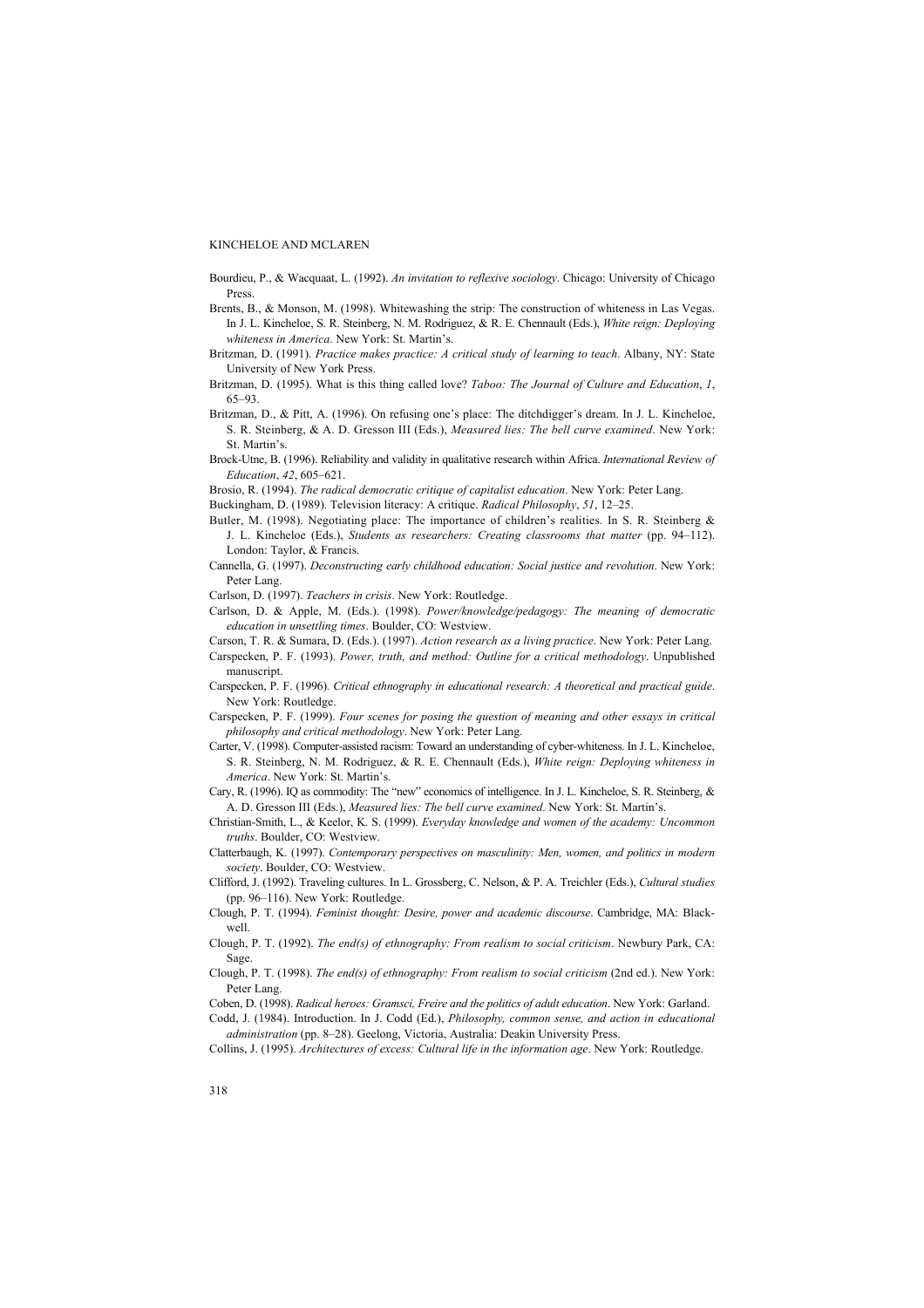Bourdieu, P., & Wacquaat, L. (1992). *An invitation to reflexive sociology*. Chicago: University of Chicago Press.

Brents, B., & Monson, M. (1998). Whitewashing the strip: The construction of whiteness in Las Vegas. In J. L. Kincheloe, S. R. Steinberg, N. M. Rodriguez, & R. E. Chennault (Eds.), *White reign: Deploying whiteness in America*. New York: St. Martin's.

Britzman, D. (1991). *Practice makes practice: A critical study of learning to teach*. Albany, NY: State University of New York Press.

Britzman, D. (1995). What is this thing called love? *Taboo: The Journal of Culture and Education*, *1*, 65–93.

Britzman, D., & Pitt, A. (1996). On refusing one's place: The ditchdigger's dream. In J. L. Kincheloe, S. R. Steinberg, & A. D. Gresson III (Eds.), *Measured lies: The bell curve examined*. New York: St. Martin's.

Brock-Utne, B. (1996). Reliability and validity in qualitative research within Africa. *International Review of Education*, *42*, 605–621.

Brosio, R. (1994). *The radical democratic critique of capitalist education*. New York: Peter Lang.

Buckingham, D. (1989). Television literacy: A critique. *Radical Philosophy*, *51*, 12–25.

Butler, M. (1998). Negotiating place: The importance of children's realities. In S. R. Steinberg & J. L. Kincheloe (Eds.), *Students as researchers: Creating classrooms that matter* (pp. 94–112). London: Taylor, & Francis.

Cannella, G. (1997). *Deconstructing early childhood education: Social justice and revolution*. New York: Peter Lang.

Carlson, D. (1997). *Teachers in crisis*. New York: Routledge.

Carlson, D. & Apple, M. (Eds.). (1998). *Power/knowledge/pedagogy: The meaning of democratic education in unsettling times*. Boulder, CO: Westview.

Carson, T. R. & Sumara, D. (Eds.). (1997). *Action research as a living practice*. New York: Peter Lang.

Carspecken, P. F. (1993). *Power, truth, and method: Outline for a critical methodology*. Unpublished manuscript.

Carspecken, P. F. (1996). *Critical ethnography in educational research: A theoretical and practical guide*. New York: Routledge.

Carspecken, P. F. (1999). *Four scenes for posing the question of meaning and other essays in critical philosophy and critical methodology*. New York: Peter Lang.

Carter, V. (1998). Computer-assisted racism: Toward an understanding of cyber-whiteness. In J. L. Kincheloe, S. R. Steinberg, N. M. Rodriguez, & R. E. Chennault (Eds.), *White reign: Deploying whiteness in America*. New York: St. Martin's.

Cary, R. (1996). IQ as commodity: The "new" economics of intelligence. In J. L. Kincheloe, S. R. Steinberg, & A. D. Gresson III (Eds.), *Measured lies: The bell curve examined*. New York: St. Martin's.

Christian-Smith, L., & Keelor, K. S. (1999). *Everyday knowledge and women of the academy: Uncommon truths*. Boulder, CO: Westview.

Clatterbaugh, K. (1997). *Contemporary perspectives on masculinity: Men, women, and politics in modern society*. Boulder, CO: Westview.

Clifford, J. (1992). Traveling cultures. In L. Grossberg, C. Nelson, & P. A. Treichler (Eds.), *Cultural studies* (pp. 96–116). New York: Routledge.

Clough, P. T. (1994). *Feminist thought: Desire, power and academic discourse*. Cambridge, MA: Blackwell.

Clough, P. T. (1992). *The end(s) of ethnography: From realism to social criticism*. Newbury Park, CA: Sage.

Clough, P. T. (1998). *The end(s) of ethnography: From realism to social criticism* (2nd ed.). New York: Peter Lang.

Coben, D. (1998). *Radical heroes: Gramsci, Freire and the politics of adult education*. New York: Garland.

Codd, J. (1984). Introduction. In J. Codd (Ed.), *Philosophy, common sense, and action in educational administration* (pp. 8–28). Geelong, Victoria, Australia: Deakin University Press.

Collins, J. (1995). *Architectures of excess: Cultural life in the information age*. New York: Routledge.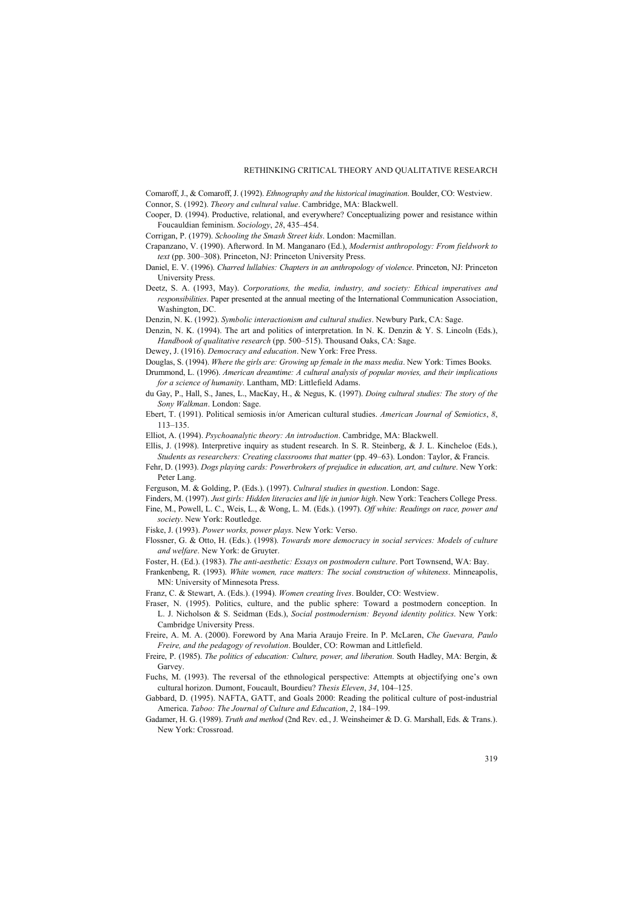Comaroff, J., & Comaroff, J. (1992). *Ethnography and the historical imagination*. Boulder, CO: Westview.

Connor, S. (1992). *Theory and cultural value*. Cambridge, MA: Blackwell.

Cooper, D. (1994). Productive, relational, and everywhere? Conceptualizing power and resistance within Foucauldian feminism. *Sociology*, *28*, 435–454.

Corrigan, P. (1979). *Schooling the Smash Street kids*. London: Macmillan.

Crapanzano, V. (1990). Afterword. In M. Manganaro (Ed.), *Modernist anthropology: From fieldwork to text* (pp. 300–308). Princeton, NJ: Princeton University Press.

Daniel, E. V. (1996). *Charred lullabies: Chapters in an anthropology of violence*. Princeton, NJ: Princeton University Press.

Deetz, S. A. (1993, May). *Corporations, the media, industry, and society: Ethical imperatives and responsibilities*. Paper presented at the annual meeting of the International Communication Association, Washington, DC.

Denzin, N. K. (1992). *Symbolic interactionism and cultural studies*. Newbury Park, CA: Sage.

Denzin, N. K. (1994). The art and politics of interpretation. In N. K. Denzin & Y. S. Lincoln (Eds.), *Handbook of qualitative research* (pp. 500–515). Thousand Oaks, CA: Sage.

Dewey, J. (1916). *Democracy and education*. New York: Free Press.

Douglas, S. (1994). *Where the girls are: Growing up female in the mass media*. New York: Times Books.

Drummond, L. (1996). *American dreamtime: A cultural analysis of popular movies, and their implications for a science of humanity*. Lantham, MD: Littlefield Adams.

du Gay, P., Hall, S., Janes, L., MacKay, H., & Negus, K. (1997). *Doing cultural studies: The story of the Sony Walkman*. London: Sage.

Ebert, T. (1991). Political semiosis in/or American cultural studies. *American Journal of Semiotics*, *8*, 113–135.

Elliot, A. (1994). *Psychoanalytic theory: An introduction*. Cambridge, MA: Blackwell.

Ellis, J. (1998). Interpretive inquiry as student research. In S. R. Steinberg, & J. L. Kincheloe (Eds.), *Students as researchers: Creating classrooms that matter* (pp. 49–63). London: Taylor, & Francis.

Fehr, D. (1993). *Dogs playing cards: Powerbrokers of prejudice in education, art, and culture*. New York: Peter Lang.

Ferguson, M. & Golding, P. (Eds.). (1997). *Cultural studies in question*. London: Sage.

Finders, M. (1997). *Just girls: Hidden literacies and life in junior high*. New York: Teachers College Press.

Fine, M., Powell, L. C., Weis, L., & Wong, L. M. (Eds.). (1997). *Off white: Readings on race, power and society*. New York: Routledge.

Fiske, J. (1993). *Power works, power plays*. New York: Verso.

Flossner, G. & Otto, H. (Eds.). (1998). *Towards more democracy in social services: Models of culture and welfare*. New York: de Gruyter.

Foster, H. (Ed.). (1983). *The anti-aesthetic: Essays on postmodern culture*. Port Townsend, WA: Bay.

Frankenbeng, R. (1993). *White women, race matters: The social construction of whiteness*. Minneapolis, MN: University of Minnesota Press.

Franz, C. & Stewart, A. (Eds.). (1994). *Women creating lives*. Boulder, CO: Westview.

Fraser, N. (1995). Politics, culture, and the public sphere: Toward a postmodern conception. In L. J. Nicholson & S. Seidman (Eds.), *Social postmodernism: Beyond identity politics*. New York: Cambridge University Press.

Freire, A. M. A. (2000). Foreword by Ana Maria Araujo Freire. In P. McLaren, *Che Guevara, Paulo Freire, and the pedagogy of revolution*. Boulder, CO: Rowman and Littlefield.

Freire, P. (1985). *The politics of education: Culture, power, and liberation*. South Hadley, MA: Bergin, & Garvey.

Fuchs, M. (1993). The reversal of the ethnological perspective: Attempts at objectifying one's own cultural horizon. Dumont, Foucault, Bourdieu? *Thesis Eleven*, *34*, 104–125.

Gabbard, D. (1995). NAFTA, GATT, and Goals 2000: Reading the political culture of post-industrial America. *Taboo: The Journal of Culture and Education*, *2*, 184–199.

Gadamer, H. G. (1989). *Truth and method* (2nd Rev. ed., J. Weinsheimer & D. G. Marshall, Eds. & Trans.). New York: Crossroad.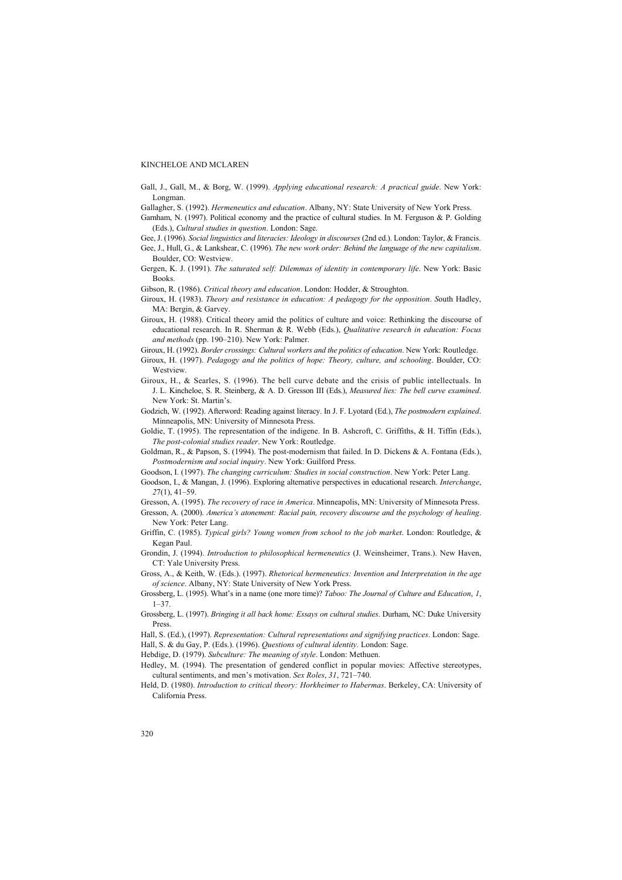Gall, J., Gall, M., & Borg, W. (1999). *Applying educational research: A practical guide*. New York: Longman.

Gallagher, S. (1992). *Hermeneutics and education*. Albany, NY: State University of New York Press.

Garnham, N. (1997). Political economy and the practice of cultural studies. In M. Ferguson & P. Golding (Eds.), *Cultural studies in question*. London: Sage.

Gee, J. (1996). *Social linguistics and literacies: Ideology in discourses* (2nd ed.). London: Taylor, & Francis.

Gee, J., Hull, G., & Lankshear, C. (1996). *The new work order: Behind the language of the new capitalism*. Boulder, CO: Westview.

Gergen, K. J. (1991). *The saturated self: Dilemmas of identity in contemporary life*. New York: Basic Books.

Gibson, R. (1986). *Critical theory and education*. London: Hodder, & Stroughton.

Giroux, H. (1983). *Theory and resistance in education: A pedagogy for the opposition*. *S*outh Hadley, MA: Bergin, & Garvey.

Giroux, H. (1988). Critical theory amid the politics of culture and voice: Rethinking the discourse of educational research. In R. Sherman & R. Webb (Eds.), *Qualitative research in education: Focus and methods* (pp. 190–210). New York: Palmer.

Giroux, H. (1992). *Border crossings: Cultural workers and the politics of education*. New York: Routledge.

Giroux, H. (1997). *Pedagogy and the politics of hope: Theory, culture, and schooling*. Boulder, CO: Westview.

Giroux, H., & Searles, S. (1996). The bell curve debate and the crisis of public intellectuals. In J. L. Kincheloe, S. R. Steinberg, & A. D. Gresson III (Eds.), *Measured lies: The bell curve examined*. New York: St. Martin's.

Godzich, W. (1992). Afterword: Reading against literacy. In J. F. Lyotard (Ed.), *The postmodern explained*. Minneapolis, MN: University of Minnesota Press.

Goldie, T. (1995). The representation of the indigene. In B. Ashcroft, C. Griffiths, & H. Tiffin (Eds.), *The post-colonial studies reader*. New York: Routledge.

Goldman, R., & Papson, S. (1994). The post-modernism that failed. In D. Dickens & A. Fontana (Eds.), *Postmodernism and social inquiry*. New York: Guilford Press.

Goodson, I. (1997). *The changing curriculum: Studies in social construction*. New York: Peter Lang.

Goodson, I., & Mangan, J. (1996). Exploring alternative perspectives in educational research. *Interchange*, *27*(1), 41–59.

Gresson, A. (1995). *The recovery of race in America*. Minneapolis, MN: University of Minnesota Press.

Gresson, A. (2000). *America's atonement: Racial pain, recovery discourse and the psychology of healing*. New York: Peter Lang.

Griffin, C. (1985). *Typical girls? Young women from school to the job market*. London: Routledge, & Kegan Paul.

Grondin, J. (1994). *Introduction to philosophical hermeneutics* (J. Weinsheimer, Trans.). New Haven, CT: Yale University Press.

Gross, A., & Keith, W. (Eds.). (1997). *Rhetorical hermeneutics: Invention and Interpretation in the age of science*. Albany, NY: State University of New York Press.

Grossberg, L. (1995). What's in a name (one more time)? *Taboo: The Journal of Culture and Education*, *1*, 1–37.

Grossberg, L. (1997). *Bringing it all back home: Essays on cultural studies*. Durham, NC: Duke University Press.

Hall, S. (Ed.), (1997). *Representation: Cultural representations and signifying practices*. London: Sage.

Hall, S. & du Gay, P. (Eds.). (1996). *Questions of cultural identity.* London: Sage.

Hebdige, D. (1979). *Subculture: The meaning of style*. London: Methuen.

Hedley, M. (1994). The presentation of gendered conflict in popular movies: Affective stereotypes, cultural sentiments, and men's motivation. *Sex Roles*, *31*, 721–740.

Held, D. (1980). *Introduction to critical theory: Horkheimer to Habermas*. Berkeley, CA: University of California Press.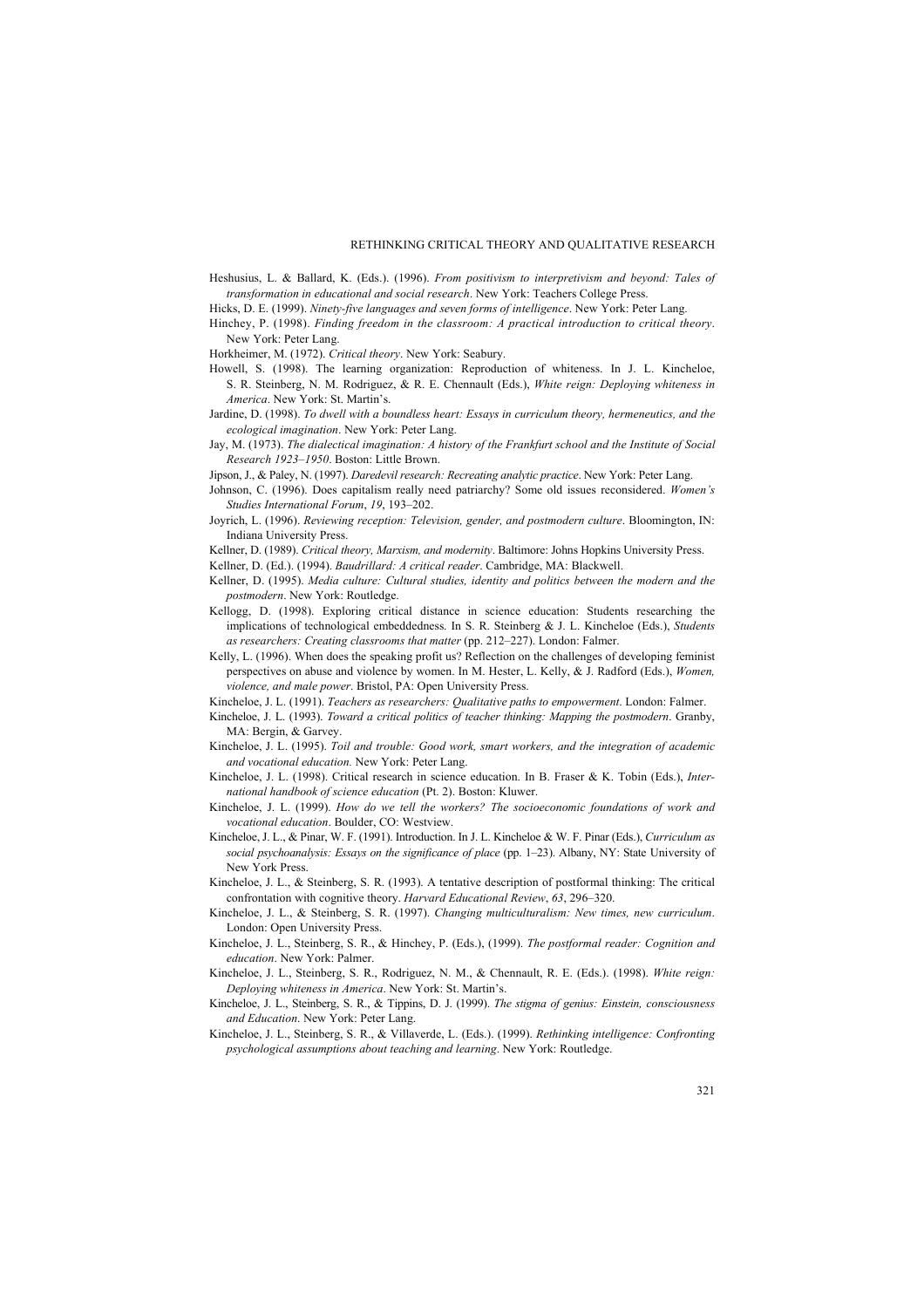Heshusius, L. & Ballard, K. (Eds.). (1996). *From positivism to interpretivism and beyond: Tales of transformation in educational and social research*. New York: Teachers College Press.

Hicks, D. E. (1999). *Ninety-five languages and seven forms of intelligence*. New York: Peter Lang.

Hinchey, P. (1998). *Finding freedom in the classroom: A practical introduction to critical theory*. New York: Peter Lang.

Horkheimer, M. (1972). *Critical theory*. New York: Seabury.

Howell, S. (1998). The learning organization: Reproduction of whiteness. In J. L. Kincheloe, S. R. Steinberg, N. M. Rodriguez, & R. E. Chennault (Eds.), *White reign: Deploying whiteness in America*. New York: St. Martin's.

Jardine, D. (1998). *To dwell with a boundless heart: Essays in curriculum theory, hermeneutics, and the ecological imagination*. New York: Peter Lang.

Jay, M. (1973). *The dialectical imagination: A history of the Frankfurt school and the Institute of Social Research 1923–1950*. Boston: Little Brown.

Jipson, J., & Paley, N. (1997). *Daredevil research: Recreating analytic practice*. New York: Peter Lang.

Johnson, C. (1996). Does capitalism really need patriarchy? Some old issues reconsidered. *Women's Studies International Forum*, *19*, 193–202.

Joyrich, L. (1996). *Reviewing reception: Television, gender, and postmodern culture*. Bloomington, IN: Indiana University Press.

Kellner, D. (1989). *Critical theory, Marxism, and modernity*. Baltimore: Johns Hopkins University Press.

Kellner, D. (Ed.). (1994). *Baudrillard: A critical reader*. Cambridge, MA: Blackwell.

Kellner, D. (1995). *Media culture: Cultural studies, identity and politics between the modern and the postmodern*. New York: Routledge.

Kellogg, D. (1998). Exploring critical distance in science education: Students researching the implications of technological embeddedness. In S. R. Steinberg & J. L. Kincheloe (Eds.), *Students as researchers: Creating classrooms that matter* (pp. 212–227). London: Falmer.

Kelly, L. (1996). When does the speaking profit us? Reflection on the challenges of developing feminist perspectives on abuse and violence by women. In M. Hester, L. Kelly, & J. Radford (Eds.), *Women, violence, and male power*. Bristol, PA: Open University Press.

Kincheloe, J. L. (1991). *Teachers as researchers: Qualitative paths to empowerment*. London: Falmer.

Kincheloe, J. L. (1993). *Toward a critical politics of teacher thinking: Mapping the postmodern*. Granby, MA: Bergin, & Garvey.

Kincheloe, J. L. (1995). *Toil and trouble: Good work, smart workers, and the integration of academic and vocational education.* New York: Peter Lang.

Kincheloe, J. L. (1998). Critical research in science education. In B. Fraser & K. Tobin (Eds.), *International handbook of science education* (Pt. 2). Boston: Kluwer.

Kincheloe, J. L. (1999). *How do we tell the workers? The socioeconomic foundations of work and vocational education*. Boulder, CO: Westview.

Kincheloe, J. L., & Pinar, W. F. (1991). Introduction. In J. L. Kincheloe & W. F. Pinar (Eds.), *Curriculum as social psychoanalysis: Essays on the significance of place* (pp. 1–23). Albany, NY: State University of New York Press.

Kincheloe, J. L., & Steinberg, S. R. (1993). A tentative description of postformal thinking: The critical confrontation with cognitive theory. *Harvard Educational Review*, *63*, 296–320.

Kincheloe, J. L., & Steinberg, S. R. (1997). *Changing multiculturalism: New times, new curriculum*. London: Open University Press.

Kincheloe, J. L., Steinberg, S. R., & Hinchey, P. (Eds.), (1999). *The postformal reader: Cognition and education*. New York: Palmer.

Kincheloe, J. L., Steinberg, S. R., Rodriguez, N. M., & Chennault, R. E. (Eds.). (1998). *White reign: Deploying whiteness in America*. New York: St. Martin's.

Kincheloe, J. L., Steinberg, S. R., & Tippins, D. J. (1999). *The stigma of genius: Einstein, consciousness and Education*. New York: Peter Lang.

Kincheloe, J. L., Steinberg, S. R., & Villaverde, L. (Eds.). (1999). *Rethinking intelligence: Confronting psychological assumptions about teaching and learning*. New York: Routledge.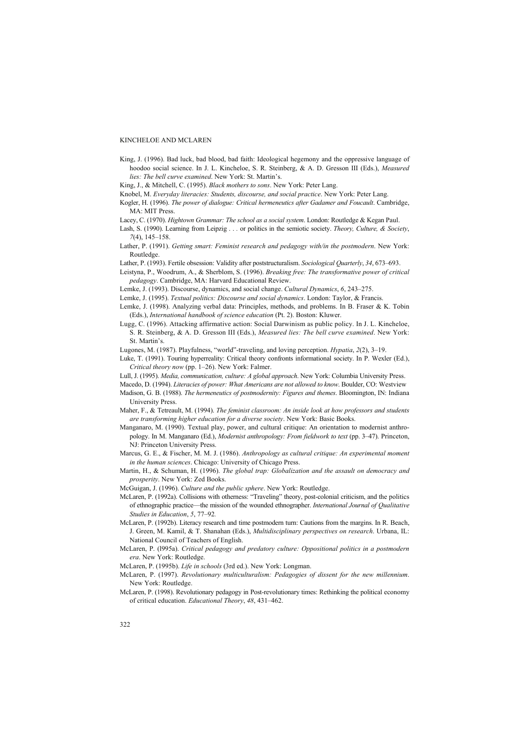King, J. (1996). Bad luck, bad blood, bad faith: Ideological hegemony and the oppressive language of hoodoo social science. In J. L. Kincheloe, S. R. Steinberg, & A. D. Gresson III (Eds.), *Measured lies: The bell curve examined*. New York: St. Martin's.

King, J., & Mitchell, C. (1995). *Black mothers to sons*. New York: Peter Lang.

Knobel, M. *Everyday literacies: Students, discourse, and social practice*. New York: Peter Lang.

Kogler, H. (1996). *The power of dialogue: Critical hermeneutics after Gadamer and Foucault*. Cambridge, MA: MIT Press.

Lacey, C. (1970). *Hightown Grammar: The school as a social system*. London: Routledge & Kegan Paul.

Lash, S. (1990). Learning from Leipzig . . . or politics in the semiotic society. *Theory, Culture, & Society*, *7*(4), 145–158.

Lather, P. (1991). *Getting smart: Feminist research and pedagogy with/in the postmodern*. New York: Routledge.

Lather, P. (1993). Fertile obsession: Validity after poststructuralism. *Sociological Quarterly*, *34*, 673–693.

Leistyna, P., Woodrum, A., & Sherblom, S. (1996). *Breaking free: The transformative power of critical pedagogy*. Cambridge, MA: Harvard Educational Review.

Lemke, J. (1993). Discourse, dynamics, and social change. *Cultural Dynamics*, *6*, 243–275.

Lemke, J. (1995). *Textual politics: Discourse and social dynamics*. London: Taylor, & Francis.

Lemke, J. (1998). Analyzing verbal data: Principles, methods, and problems. In B. Fraser & K. Tobin (Eds.), *International handbook of science education* (Pt. 2). Boston: Kluwer.

Lugg, C. (1996). Attacking affirmative action: Social Darwinism as public policy. In J. L. Kincheloe, S. R. Steinberg, & A. D. Gresson III (Eds.), *Measured lies: The bell curve examined*. New York: St. Martin's.

Lugones, M. (1987). Playfulness, "world"-traveling, and loving perception. *Hypatia*, *2*(2), 3–19.

Luke, T. (1991). Touring hyperreality: Critical theory confronts informational society. In P. Wexler (Ed.), *Critical theory now* (pp. 1–26). New York: Falmer.

Lull, J. (1995). *Media, communication, culture: A global approach*. New York: Columbia University Press.

Macedo, D. (1994). *Literacies of power: What Americans are not allowed to know*. Boulder, CO: Westview

Madison, G. B. (1988). *The hermeneutics of postmodernity: Figures and themes*. Bloomington, IN: Indiana University Press.

Maher, F., & Tetreault, M. (1994). *The feminist classroom: An inside look at how professors and students are transforming higher education for a diverse society*. New York: Basic Books.

Manganaro, M. (1990). Textual play, power, and cultural critique: An orientation to modernist anthropology. In M. Manganaro (Ed.), *Modernist anthropology: From fieldwork to text* (pp. 3–47). Princeton, NJ: Princeton University Press.

Marcus, G. E., & Fischer, M. M. J. (1986). *Anthropology as cultural critique: An experimental moment in the human sciences*. Chicago: University of Chicago Press.

Martin, H., & Schuman, H. (1996). *The global trap: Globalization and the assault on democracy and prosperity*. New York: Zed Books.

McGuigan, J. (1996). *Culture and the public sphere*. New York: Routledge.

McLaren, P. (1992a). Collisions with otherness: "Traveling" theory, post-colonial criticism, and the politics of ethnographic practice—the mission of the wounded ethnographer. *International Journal of Qualitative Studies in Education*, *5*, 77–92.

McLaren, P. (1992b). Literacy research and time postmodern turn: Cautions from the margins. In R. Beach, J. Green, M. Kamil, & T. Shanahan (Eds.), *Multidisciplinary perspectives on research*. Urbana, IL: National Council of Teachers of English.

McLaren, P. (l995a). *Critical pedagogy and predatory culture: Oppositional politics in a postmodern era*. New York: Routledge.

McLaren, P. (1995b). *Life in schools* (3rd ed.). New York: Longman.

McLaren, P. (1997). *Revolutionary multiculturalism: Pedagogies of dissent for the new millennium*. New York: Routledge.

McLaren, P. (1998). Revolutionary pedagogy in Post-revolutionary times: Rethinking the political economy of critical education. *Educational Theory*, *48*, 431–462.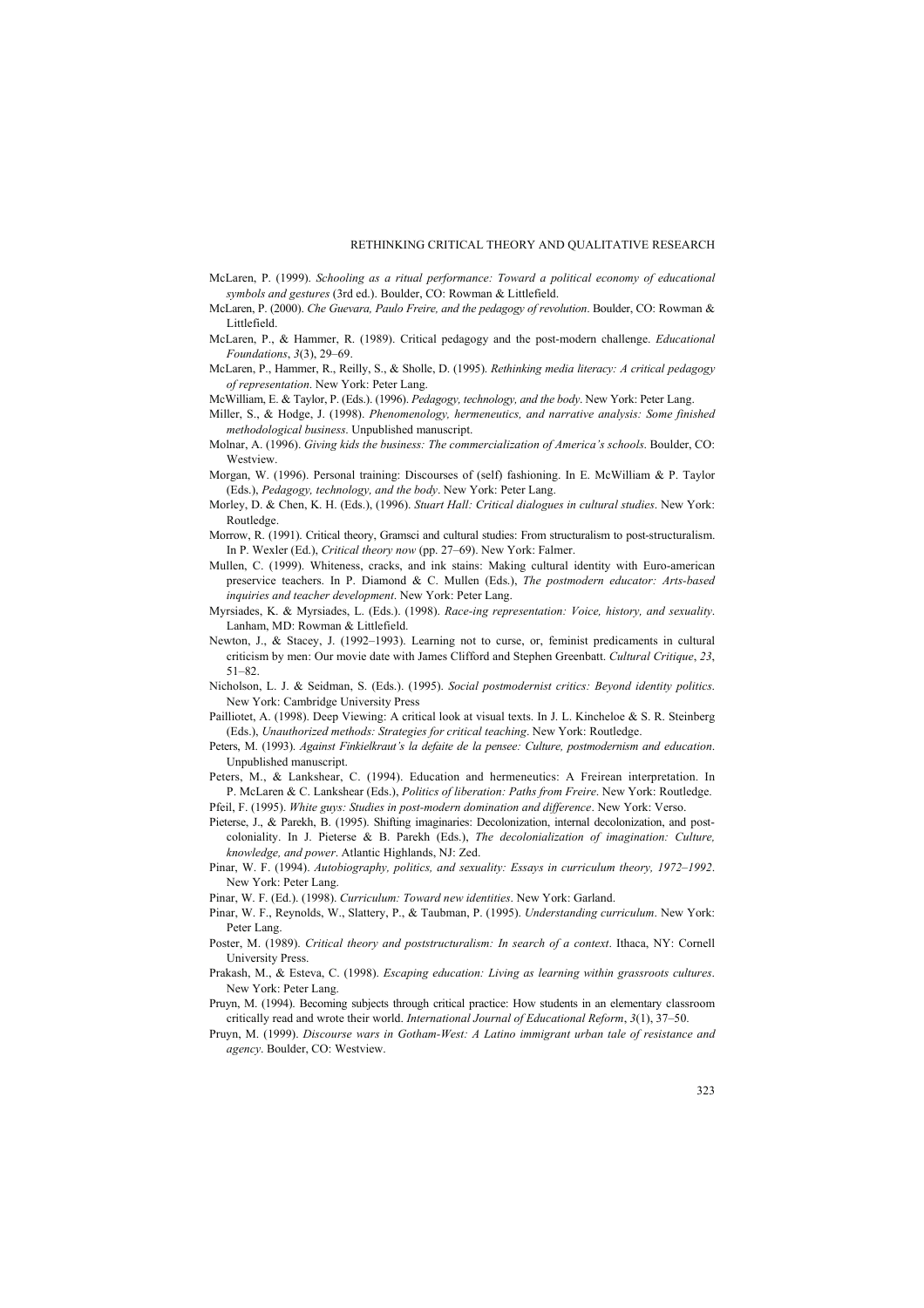McLaren, P. (1999). *Schooling as a ritual performance: Toward a political economy of educational symbols and gestures* (3rd ed.). Boulder, CO: Rowman & Littlefield.

McLaren, P. (2000). *Che Guevara, Paulo Freire, and the pedagogy of revolution*. Boulder, CO: Rowman & Littlefield.

McLaren, P., & Hammer, R. (1989). Critical pedagogy and the post-modern challenge. *Educational Foundations*, *3*(3), 29–69.

McLaren, P., Hammer, R., Reilly, S., & Sholle, D. (1995). *Rethinking media literacy: A critical pedagogy of representation*. New York: Peter Lang.

McWilliam, E. & Taylor, P. (Eds.). (1996). *Pedagogy, technology, and the body*. New York: Peter Lang.

Miller, S., & Hodge, J. (1998). *Phenomenology, hermeneutics, and narrative analysis: Some finished methodological business*. Unpublished manuscript.

Molnar, A. (1996). *Giving kids the business: The commercialization of America's schools*. Boulder, CO: Westview.

Morgan, W. (1996). Personal training: Discourses of (self) fashioning. In E. McWilliam & P. Taylor (Eds.), *Pedagogy, technology, and the body*. New York: Peter Lang.

Morley, D. & Chen, K. H. (Eds.), (1996). *Stuart Hall: Critical dialogues in cultural studies*. New York: Routledge.

Morrow, R. (1991). Critical theory, Gramsci and cultural studies: From structuralism to post-structuralism. In P. Wexler (Ed.), *Critical theory now* (pp. 27–69). New York: Falmer.

Mullen, C. (1999). Whiteness, cracks, and ink stains: Making cultural identity with Euro-american preservice teachers. In P. Diamond & C. Mullen (Eds.), *The postmodern educator: Arts-based inquiries and teacher development*. New York: Peter Lang.

Myrsiades, K. & Myrsiades, L. (Eds.). (1998). *Race-ing representation: Voice, history, and sexuality*. Lanham, MD: Rowman & Littlefield.

Newton, J., & Stacey, J. (1992–1993). Learning not to curse, or, feminist predicaments in cultural criticism by men: Our movie date with James Clifford and Stephen Greenbatt. *Cultural Critique*, *23*, 51–82.

Nicholson, L. J. & Seidman, S. (Eds.). (1995). *Social postmodernist critics: Beyond identity politics*. New York: Cambridge University Press

Pailliotet, A. (1998). Deep Viewing: A critical look at visual texts. In J. L. Kincheloe & S. R. Steinberg (Eds.), *Unauthorized methods: Strategies for critical teaching*. New York: Routledge.

Peters, M. (1993). *Against Finkielkraut's la defaite de la pensee: Culture, postmodernism and education*. Unpublished manuscript.

Peters, M., & Lankshear, C. (1994). Education and hermeneutics: A Freirean interpretation. In P. McLaren & C. Lankshear (Eds.), *Politics of liberation: Paths from Freire*. New York: Routledge.

Pfeil, F. (1995). *White guys: Studies in post-modern domination and difference*. New York: Verso.

Pieterse, J., & Parekh, B. (1995). Shifting imaginaries: Decolonization, internal decolonization, and post-coloniality. In J. Pieterse & B. Parekh (Eds.), *The decolonialization of imagination: Culture, knowledge, and power*. Atlantic Highlands, NJ: Zed.

Pinar, W. F. (1994). *Autobiography, politics, and sexuality: Essays in curriculum theory, 1972–1992*. New York: Peter Lang.

Pinar, W. F. (Ed.). (1998). *Curriculum: Toward new identities*. New York: Garland.

Pinar, W. F., Reynolds, W., Slattery, P., & Taubman, P. (1995). *Understanding curriculum*. New York: Peter Lang.

Poster, M. (1989). *Critical theory and poststructuralism: In search of a context*. Ithaca, NY: Cornell University Press.

Prakash, M., & Esteva, C. (1998). *Escaping education: Living as learning within grassroots cultures*. New York: Peter Lang.

Pruyn, M. (1994). Becoming subjects through critical practice: How students in an elementary classroom critically read and wrote their world. *International Journal of Educational Reform*, *3*(1), 37–50.

Pruyn, M. (1999). *Discourse wars in Gotham-West: A Latino immigrant urban tale of resistance and agency*. Boulder, CO: Westview.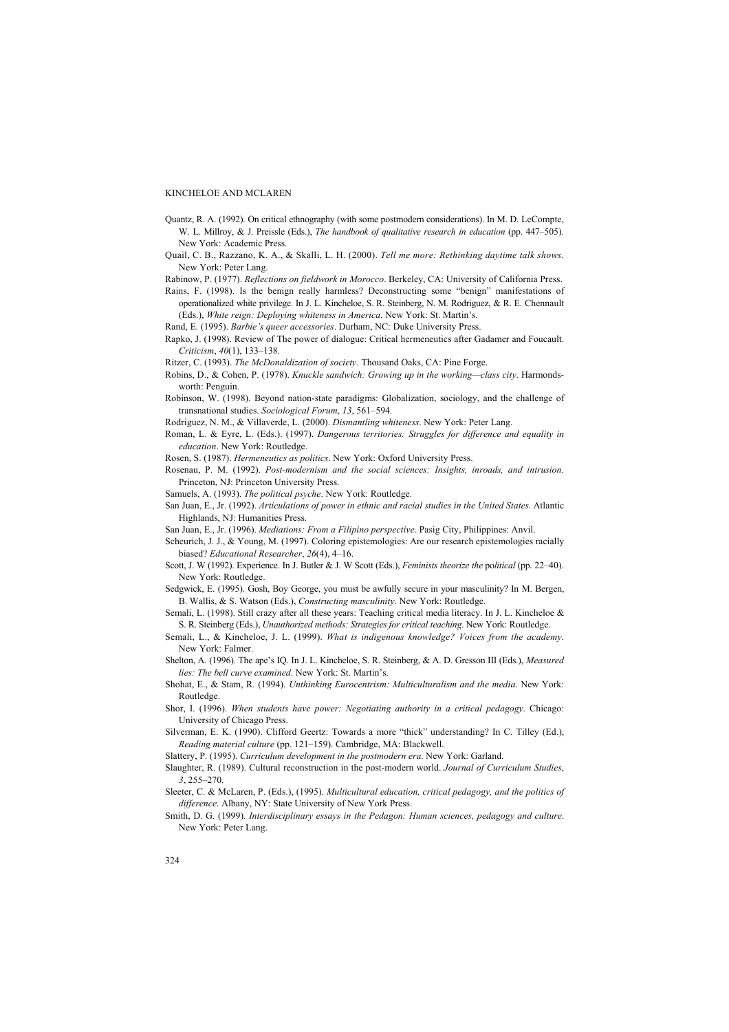Quantz, R. A. (1992). On critical ethnography (with some postmodern considerations). In M. D. LeCompte, W. L. Millroy, & J. Preissle (Eds.), *The handbook of qualitative research in education* (pp. 447–505). New York: Academic Press.

Quail, C. B., Razzano, K. A., & Skalli, L. H. (2000). *Tell me more: Rethinking daytime talk shows*. New York: Peter Lang.

Rabinow, P. (1977). *Reflections on fieldwork in Morocco*. Berkeley, CA: University of California Press.

Rains, F. (1998). Is the benign really harmless? Deconstructing some "benign" manifestations of operationalized white privilege. In J. L. Kincheloe, S. R. Steinberg, N. M. Rodriguez, & R. E. Chennault (Eds.), *White reign: Deploying whiteness in America*. New York: St. Martin's.

Rand, E. (1995). *Barbie's queer accessories*. Durham, NC: Duke University Press.

Rapko, J. (1998). Review of The power of dialogue: Critical hermeneutics after Gadamer and Foucault. *Criticism*, *40*(1), 133–138.

Ritzer, C. (1993). *The McDonaldization of society*. Thousand Oaks, CA: Pine Forge.

Robins, D., & Cohen, P. (1978). *Knuckle sandwich: Growing up in the working—class city*. Harmondsworth: Penguin.

Robinson, W. (1998). Beyond nation-state paradigms: Globalization, sociology, and the challenge of transnational studies. *Sociological Forum*, *13*, 561–594.

Rodriguez, N. M., & Villaverde, L. (2000). *Dismantling whiteness*. New York: Peter Lang.

Roman, L. & Eyre, L. (Eds.). (1997). *Dangerous territories: Struggles for difference and equality in education*. New York: Routledge.

Rosen, S. (1987). *Hermeneutics as politics*. New York: Oxford University Press.

Rosenau, P. M. (1992). *Post-modernism and the social sciences: Insights, inroads, and intrusion*. Princeton, NJ: Princeton University Press.

Samuels, A. (1993). *The political psyche*. New York: Routledge.

San Juan, E., Jr. (1992). *Articulations of power in ethnic and racial studies in the United States*. Atlantic Highlands, NJ: Humanities Press.

San Juan, E., Jr. (1996). *Mediations: From a Filipino perspective*. Pasig City, Philippines: Anvil.

Scheurich, J. J., & Young, M. (1997). Coloring epistemologies: Are our research epistemologies racially biased? *Educational Researcher*, *26*(4), 4–16.

Scott, J. W (1992). Experience. In J. Butler & J. W Scott (Eds.), *Feminists theorize the political* (pp. 22–40). New York: Routledge.

Sedgwick, E. (1995). Gosh, Boy George, you must be awfully secure in your masculinity? In M. Bergen, B. Wallis, & S. Watson (Eds.), *Constructing masculinity*. New York: Routledge.

Semali, L. (1998). Still crazy after all these years: Teaching critical media literacy. In J. L. Kincheloe & S. R. Steinberg (Eds.), *Unauthorized methods: Strategies for critical teaching*. New York: Routledge.

Semali, L., & Kincheloe, J. L. (1999). *What is indigenous knowledge? Voices from the academy*. New York: Falmer.

Shelton, A. (1996). The ape's IQ. In J. L. Kincheloe, S. R. Steinberg, & A. D. Gresson III (Eds.), *Measured lies: The bell curve examined*. New York: St. Martin's.

Shohat, E., & Stam, R. (1994). *Unthinking Eurocentrism: Multiculturalism and the media*. New York: Routledge.

Shor, I. (1996). *When students have power: Negotiating authority in a critical pedagogy*. Chicago: University of Chicago Press.

Silverman, E. K. (1990). Clifford Geertz: Towards a more "thick" understanding? In C. Tilley (Ed.), *Reading material culture* (pp. 121–159). Cambridge, MA: Blackwell.

Slattery, P. (1995). *Curriculum development in the postmodern era*. New York: Garland.

Slaughter, R. (1989). Cultural reconstruction in the post-modern world. *Journal of Curriculum Studies*, *3*, 255–270.

Sleeter, C. & McLaren, P. (Eds.), (1995). *Multicultural education, critical pedagogy, and the politics of difference*. Albany, NY: State University of New York Press.

Smith, D. G. (1999). *Interdisciplinary essays in the Pedagon: Human sciences, pedagogy and culture*. New York: Peter Lang.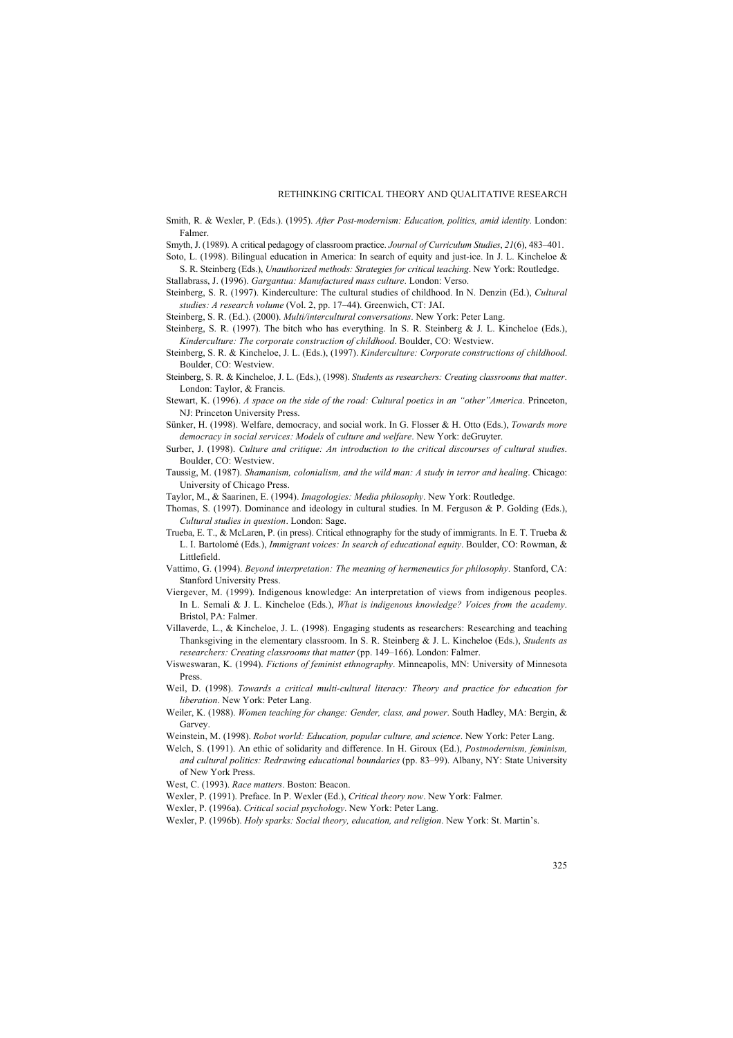Smith, R. & Wexler, P. (Eds.). (1995). *After Post-modernism: Education, politics, amid identity*. London: Falmer.

Smyth, J. (1989). A critical pedagogy of classroom practice. *Journal of Curriculum Studies*, *21*(6), 483–401.

Soto, L. (1998). Bilingual education in America: In search of equity and just-ice. In J. L. Kincheloe & S. R. Steinberg (Eds.), *Unauthorized methods: Strategies for critical teaching*. New York: Routledge.

Stallabrass, J. (1996). *Gargantua: Manufactured mass culture*. London: Verso.

Steinberg, S. R. (1997). Kinderculture: The cultural studies of childhood. In N. Denzin (Ed.), *Cultural studies: A research volume* (Vol. 2, pp. 17–44). Greenwich, CT: JAI.

Steinberg, S. R. (Ed.). (2000). *Multi/intercultural conversations*. New York: Peter Lang.

Steinberg, S. R. (1997). The bitch who has everything. In S. R. Steinberg & J. L. Kincheloe (Eds.), *Kinderculture: The corporate construction of childhood*. Boulder, CO: Westview.

Steinberg, S. R. & Kincheloe, J. L. (Eds.), (1997). *Kinderculture: Corporate constructions of childhood*. Boulder, CO: Westview.

Steinberg, S. R. & Kincheloe, J. L. (Eds.), (1998). *Students as researchers: Creating classrooms that matter*. London: Taylor, & Francis.

Stewart, K. (1996). *A space on the side of the road: Cultural poetics in an "other"America*. Princeton, NJ: Princeton University Press.

Sünker, H. (1998). Welfare, democracy, and social work. In G. Flosser & H. Otto (Eds.), *Towards more democracy in social services: Models* of *culture and welfare*. New York: deGruyter.

Surber, J. (1998). *Culture and critique: An introduction to the critical discourses of cultural studies*. Boulder, CO: Westview.

Taussig, M. (1987). *Shamanism, colonialism, and the wild man: A study in terror and healing*. Chicago: University of Chicago Press.

Taylor, M., & Saarinen, E. (1994). *Imagologies: Media philosophy*. New York: Routledge.

Thomas, S. (1997). Dominance and ideology in cultural studies. In M. Ferguson & P. Golding (Eds.), *Cultural studies in question*. London: Sage.

Trueba, E. T., & McLaren, P. (in press). Critical ethnography for the study of immigrants. In E. T. Trueba & L. I. Bartolomé (Eds.), *Immigrant voices: In search of educational equity*. Boulder, CO: Rowman, & Littlefield.

Vattimo, G. (1994). *Beyond interpretation: The meaning of hermeneutics for philosophy*. Stanford, CA: Stanford University Press.

Viergever, M. (1999). Indigenous knowledge: An interpretation of views from indigenous peoples. In L. Semali & J. L. Kincheloe (Eds.), *What is indigenous knowledge? Voices from the academy*. Bristol, PA: Falmer.

Villaverde, L., & Kincheloe, J. L. (1998). Engaging students as researchers: Researching and teaching Thanksgiving in the elementary classroom. In S. R. Steinberg & J. L. Kincheloe (Eds.), *Students as researchers: Creating classrooms that matter* (pp. 149–166). London: Falmer.

Visweswaran, K. (1994). *Fictions of feminist ethnography*. Minneapolis, MN: University of Minnesota Press.

Weil, D. (1998). *Towards a critical multi-cultural literacy: Theory and practice for education for liberation*. New York: Peter Lang.

Weiler, K. (1988). *Women teaching for change: Gender, class, and power*. South Hadley, MA: Bergin, & Garvey.

Weinstein, M. (1998). *Robot world: Education, popular culture, and science*. New York: Peter Lang.

Welch, S. (1991). An ethic of solidarity and difference. In H. Giroux (Ed.), *Postmodernism, feminism, and cultural politics: Redrawing educational boundaries* (pp. 83–99). Albany, NY: State University of New York Press.

West, C. (1993). *Race matters*. Boston: Beacon.

Wexler, P. (1991). Preface. In P. Wexler (Ed.), *Critical theory now*. New York: Falmer.

Wexler, P. (1996a). *Critical social psychology*. New York: Peter Lang.

Wexler, P. (1996b). *Holy sparks: Social theory, education, and religion*. New York: St. Martin's.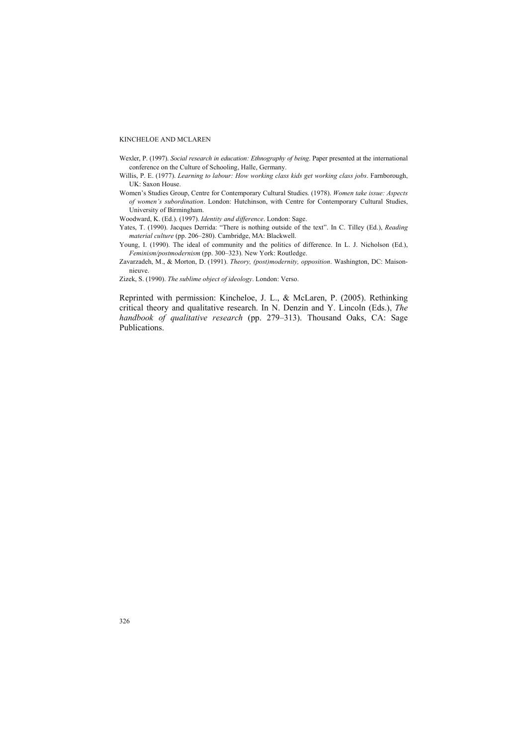Wexler, P. (1997). *Social research in education: Ethnography of being*. Paper presented at the international conference on the Culture of Schooling, Halle, Germany.

Willis, P. E. (1977). *Learning to labour: How working class kids get working class jobs*. Farnborough, UK: Saxon House.

Women's Studies Group, Centre for Contemporary Cultural Studies. (1978). *Women take issue: Aspects of women's subordination*. London: Hutchinson, with Centre for Contemporary Cultural Studies, University of Birmingham.

Woodward, K. (Ed.). (1997). *Identity and difference*. London: Sage.

Yates, T. (1990). Jacques Derrida: "There is nothing outside of the text". In C. Tilley (Ed.), *Reading material culture* (pp. 206–280). Cambridge, MA: Blackwell.

Young, I. (1990). The ideal of community and the politics of difference. In L. J. Nicholson (Ed.), *Feminism/postmodernism* (pp. 300–323). New York: Routledge.

Zavarzadeh, M., & Morton, D. (1991). *Theory, (post)modernity, opposition*. Washington, DC: Maisonnieuve.

Zizek, S. (1990). *The sublime object of ideology*. London: Verso.

Reprinted with permission: Kincheloe, J. L., & McLaren, P. (2005). Rethinking critical theory and qualitative research. In N. Denzin and Y. Lincoln (Eds.), *The handbook of qualitative research* (pp. 279–313). Thousand Oaks, CA: Sage Publications.